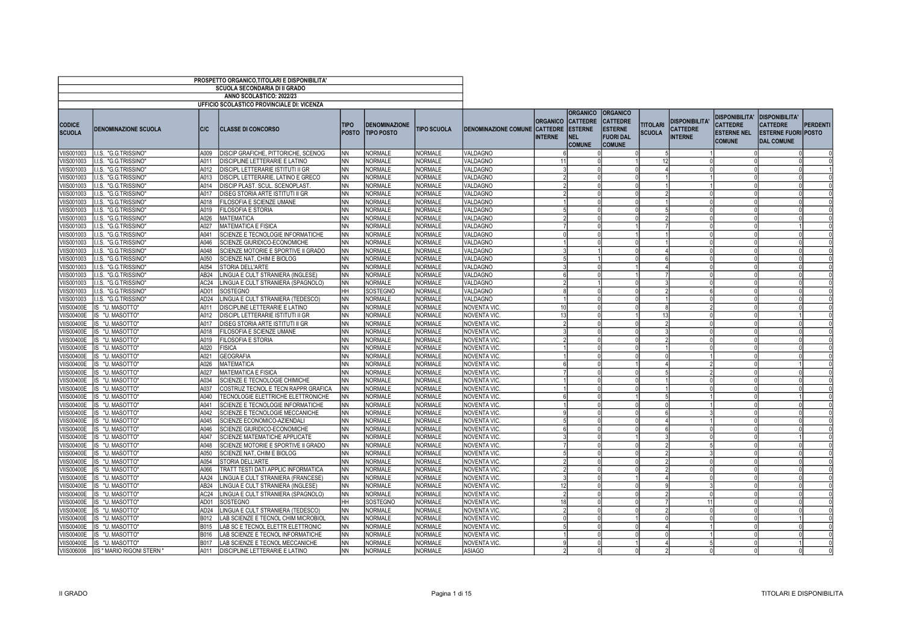**PROSPETTO ORGANICO,TITOLARI E DISPONIBILITA'**

**SCUOLA SECONDARIA DI II GRADO**

**ANNO SCOLASTICO: 2022/23**

**UFFICIO SCOLASTICO PROVINCIALE DI: VICENZA**

| CODICE SCUOLA | DENOMINAZIONE SCUOLA | C/C | CLASSE DI CONCORSO | TIPO POSTO | DENOMINAZIONE TIPO POSTO | TIPO SCUOLA | DENOMINAZIONE COMUNE | ORGANICO CATTEDRE INTERNE | ORGANICO CATTEDRE ESTERNE NEL COMUNE | ORGANICO CATTEDRE ESTERNE FUORI DAL COMUNE | TITOLARI SCUOLA | DISPONIBILITA' CATTEDRE INTERNE | DISPONIBILITA' CATTEDRE ESTERNE NEL COMUNE | DISPONIBILITA' CATTEDRE ESTERNE FUORI DAL COMUNE | PERDENTI POSTO |
|---|---|---|---|---|---|---|---|---|---|---|---|---|---|---|---|
| VIIS001003 | I.I.S. "G.G.TRISSINO" | A009 | DISCIP GRAFICHE, PITTORICHE, SCENOG | NN | NORMALE | NORMALE | VALDAGNO | 6 | 0 | 0 | 5 | 1 | 0 | 0 | 0 |
| VIIS001003 | I.I.S. "G.G.TRISSINO" | A011 | DISCIPLINE LETTERARIE E LATINO | NN | NORMALE | NORMALE | VALDAGNO | 11 | 0 | 1 | 12 | 0 | 0 | 0 | 0 |
| VIIS001003 | I.I.S. "G.G.TRISSINO" | A012 | DISCIPL LETTERARIE ISTITUTI II GR | NN | NORMALE | NORMALE | VALDAGNO | 3 | 0 | 0 | 4 | 0 | 0 | 0 | 1 |
| VIIS001003 | I.I.S. "G.G.TRISSINO" | A013 | DISCIPL LETTERARIE, LATINO E GRECO | NN | NORMALE | NORMALE | VALDAGNO | 2 | 0 | 0 | 1 | 1 | 0 | 0 | 0 |
| VIIS001003 | I.I.S. "G.G.TRISSINO" | A014 | DISCIP PLAST. SCUL. SCENOPLAST. | NN | NORMALE | NORMALE | VALDAGNO | 2 | 0 | 0 | 1 | 1 | 0 | 0 | 0 |
| VIIS001003 | I.I.S. "G.G.TRISSINO" | A017 | DISEG STORIA ARTE ISTITUTI II GR | NN | NORMALE | NORMALE | VALDAGNO | 2 | 0 | 0 | 2 | 0 | 0 | 0 | 0 |
| VIIS001003 | I.I.S. "G.G.TRISSINO" | A018 | FILOSOFIA E SCIENZE UMANE | NN | NORMALE | NORMALE | VALDAGNO | 1 | 0 | 0 | 1 | 0 | 0 | 0 | 0 |
| VIIS001003 | I.I.S. "G.G.TRISSINO" | A019 | FILOSOFIA E STORIA | NN | NORMALE | NORMALE | VALDAGNO | 5 | 0 | 0 | 5 | 0 | 0 | 0 | 0 |
| VIIS001003 | I.I.S. "G.G.TRISSINO" | A026 | MATEMATICA | NN | NORMALE | NORMALE | VALDAGNO | 2 | 0 | 0 | 2 | 0 | 0 | 0 | 0 |
| VIIS001003 | I.I.S. "G.G.TRISSINO" | A027 | MATEMATICA E FISICA | NN | NORMALE | NORMALE | VALDAGNO | 7 | 0 | 1 | 7 | 0 | 0 | 1 | 0 |
| VIIS001003 | I.I.S. "G.G.TRISSINO" | A041 | SCIENZE E TECNOLOGIE INFORMATICHE | NN | NORMALE | NORMALE | VALDAGNO | 0 | 0 | 1 | 1 | 0 | 0 | 0 | 0 |
| VIIS001003 | I.I.S. "G.G.TRISSINO" | A046 | SCIENZE GIURIDICO-ECONOMICHE | NN | NORMALE | NORMALE | VALDAGNO | 1 | 0 | 0 | 1 | 0 | 0 | 0 | 0 |
| VIIS001003 | I.I.S. "G.G.TRISSINO" | A048 | SCIENZE MOTORIE E SPORTIVE II GRADO | NN | NORMALE | NORMALE | VALDAGNO | 3 | 1 | 0 | 4 | 0 | 0 | 0 | 0 |
| VIIS001003 | I.I.S. "G.G.TRISSINO" | A050 | SCIENZE NAT, CHIM E BIOLOG | NN | NORMALE | NORMALE | VALDAGNO | 5 | 1 | 0 | 6 | 0 | 0 | 0 | 0 |
| VIIS001003 | I.I.S. "G.G.TRISSINO" | A054 | STORIA DELL'ARTE | NN | NORMALE | NORMALE | VALDAGNO | 3 | 0 | 1 | 4 | 0 | 0 | 0 | 0 |
| VIIS001003 | I.I.S. "G.G.TRISSINO" | AB24 | LINGUA E CULT STRANIERA (INGLESE) | NN | NORMALE | NORMALE | VALDAGNO | 6 | 0 | 1 | 7 | 0 | 0 | 0 | 0 |
| VIIS001003 | I.I.S. "G.G.TRISSINO" | AC24 | LINGUA E CULT STRANIERA (SPAGNOLO) | NN | NORMALE | NORMALE | VALDAGNO | 2 | 1 | 0 | 3 | 0 | 0 | 0 | 0 |
| VIIS001003 | I.I.S. "G.G.TRISSINO" | AD01 | SOSTEGNO | HH | SOSTEGNO | NORMALE | VALDAGNO | 8 | 0 | 0 | 2 | 6 | 0 | 0 | 0 |
| VIIS001003 | I.I.S. "G.G.TRISSINO" | AD24 | LINGUA E CULT STRANIERA (TEDESCO) | NN | NORMALE | NORMALE | VALDAGNO | 1 | 0 | 0 | 1 | 0 | 0 | 0 | 0 |
| VIIS00400E | IS "U. MASOTTO" | A011 | DISCIPLINE LETTERARIE E LATINO | NN | NORMALE | NORMALE | NOVENTA VIC. | 10 | 0 | 0 | 8 | 2 | 0 | 0 | 0 |
| VIIS00400E | IS "U. MASOTTO" | A012 | DISCIPL LETTERARIE ISTITUTI II GR | NN | NORMALE | NORMALE | NOVENTA VIC. | 13 | 0 | 1 | 13 | 0 | 0 | 1 | 0 |
| VIIS00400E | IS "U. MASOTTO" | A017 | DISEG STORIA ARTE ISTITUTI II GR | NN | NORMALE | NORMALE | NOVENTA VIC. | 2 | 0 | 0 | 2 | 0 | 0 | 0 | 0 |
| VIIS00400E | IS "U. MASOTTO" | A018 | FILOSOFIA E SCIENZE UMANE | NN | NORMALE | NORMALE | NOVENTA VIC. | 3 | 0 | 0 | 3 | 0 | 0 | 0 | 0 |
| VIIS00400E | IS "U. MASOTTO" | A019 | FILOSOFIA E STORIA | NN | NORMALE | NORMALE | NOVENTA VIC. | 2 | 0 | 0 | 2 | 0 | 0 | 0 | 0 |
| VIIS00400E | IS "U. MASOTTO" | A020 | FISICA | NN | NORMALE | NORMALE | NOVENTA VIC. | 1 | 0 | 0 | 1 | 0 | 0 | 0 | 0 |
| VIIS00400E | IS "U. MASOTTO" | A021 | GEOGRAFIA | NN | NORMALE | NORMALE | NOVENTA VIC. | 1 | 0 | 0 | 0 | 1 | 0 | 0 | 0 |
| VIIS00400E | IS "U. MASOTTO" | A026 | MATEMATICA | NN | NORMALE | NORMALE | NOVENTA VIC. | 6 | 0 | 1 | 4 | 2 | 0 | 1 | 0 |
| VIIS00400E | IS "U. MASOTTO" | A027 | MATEMATICA E FISICA | NN | NORMALE | NORMALE | NOVENTA VIC. | 7 | 0 | 0 | 5 | 2 | 0 | 0 | 0 |
| VIIS00400E | IS "U. MASOTTO" | A034 | SCIENZE E TECNOLOGIE CHIMICHE | NN | NORMALE | NORMALE | NOVENTA VIC. | 1 | 0 | 0 | 1 | 0 | 0 | 0 | 0 |
| VIIS00400E | IS "U. MASOTTO" | A037 | COSTRUZ TECNOL E TECN RAPPR GRAFICA | NN | NORMALE | NORMALE | NOVENTA VIC. | 1 | 0 | 0 | 1 | 0 | 0 | 0 | 0 |
| VIIS00400E | IS "U. MASOTTO" | A040 | TECNOLOGIE ELETTRICHE ELETTRONICHE | NN | NORMALE | NORMALE | NOVENTA VIC. | 6 | 0 | 1 | 5 | 1 | 0 | 1 | 0 |
| VIIS00400E | IS "U. MASOTTO" | A041 | SCIENZE E TECNOLOGIE INFORMATICHE | NN | NORMALE | NORMALE | NOVENTA VIC. | 1 | 0 | 0 | 0 | 1 | 0 | 0 | 0 |
| VIIS00400E | IS "U. MASOTTO" | A042 | SCIENZE E TECNOLOGIE MECCANICHE | NN | NORMALE | NORMALE | NOVENTA VIC. | 9 | 0 | 0 | 6 | 3 | 0 | 0 | 0 |
| VIIS00400E | IS "U. MASOTTO" | A045 | SCIENZE ECONOMICO-AZIENDALI | NN | NORMALE | NORMALE | NOVENTA VIC. | 5 | 0 | 0 | 4 | 1 | 0 | 0 | 0 |
| VIIS00400E | IS "U. MASOTTO" | A046 | SCIENZE GIURIDICO-ECONOMICHE | NN | NORMALE | NORMALE | NOVENTA VIC. | 6 | 0 | 0 | 6 | 0 | 0 | 0 | 0 |
| VIIS00400E | IS "U. MASOTTO" | A047 | SCIENZE MATEMATICHE APPLICATE | NN | NORMALE | NORMALE | NOVENTA VIC. | 3 | 0 | 1 | 3 | 0 | 0 | 1 | 0 |
| VIIS00400E | IS "U. MASOTTO" | A048 | SCIENZE MOTORIE E SPORTIVE II GRADO | NN | NORMALE | NORMALE | NOVENTA VIC. | 7 | 0 | 0 | 2 | 5 | 0 | 0 | 0 |
| VIIS00400E | IS "U. MASOTTO" | A050 | SCIENZE NAT, CHIM E BIOLOG | NN | NORMALE | NORMALE | NOVENTA VIC. | 5 | 0 | 0 | 2 | 3 | 0 | 0 | 0 |
| VIIS00400E | IS "U. MASOTTO" | A054 | STORIA DELL'ARTE | NN | NORMALE | NORMALE | NOVENTA VIC. | 2 | 0 | 0 | 2 | 0 | 0 | 0 | 0 |
| VIIS00400E | IS "U. MASOTTO" | A066 | TRATT TESTI DATI APPLIC INFORMATICA | NN | NORMALE | NORMALE | NOVENTA VIC. | 2 | 0 | 0 | 2 | 0 | 0 | 0 | 0 |
| VIIS00400E | IS "U. MASOTTO" | AA24 | LINGUA E CULT STRANIERA (FRANCESE) | NN | NORMALE | NORMALE | NOVENTA VIC. | 3 | 0 | 1 | 4 | 0 | 0 | 0 | 0 |
| VIIS00400E | IS "U. MASOTTO" | AB24 | LINGUA E CULT STRANIERA (INGLESE) | NN | NORMALE | NORMALE | NOVENTA VIC. | 12 | 0 | 0 | 9 | 3 | 0 | 0 | 0 |
| VIIS00400E | IS "U. MASOTTO" | AC24 | LINGUA E CULT STRANIERA (SPAGNOLO) | NN | NORMALE | NORMALE | NOVENTA VIC. | 2 | 0 | 0 | 2 | 0 | 0 | 0 | 0 |
| VIIS00400E | IS "U. MASOTTO" | AD01 | SOSTEGNO | HH | SOSTEGNO | NORMALE | NOVENTA VIC. | 18 | 0 | 0 | 7 | 11 | 0 | 0 | 0 |
| VIIS00400E | IS "U. MASOTTO" | AD24 | LINGUA E CULT STRANIERA (TEDESCO) | NN | NORMALE | NORMALE | NOVENTA VIC. | 2 | 0 | 0 | 2 | 0 | 0 | 0 | 0 |
| VIIS00400E | IS "U. MASOTTO" | B012 | LAB SCIENZE E TECNOL CHIM MICROBIOL | NN | NORMALE | NORMALE | NOVENTA VIC. | 0 | 0 | 1 | 0 | 0 | 0 | 1 | 0 |
| VIIS00400E | IS "U. MASOTTO" | B015 | LAB SC E TECNOL ELETTR ELETTRONIC | NN | NORMALE | NORMALE | NOVENTA VIC. | 5 | 0 | 0 | 4 | 1 | 0 | 0 | 0 |
| VIIS00400E | IS "U. MASOTTO" | B016 | LAB SCIENZE E TECNOL INFORMATICHE | NN | NORMALE | NORMALE | NOVENTA VIC. | 1 | 0 | 0 | 0 | 1 | 0 | 0 | 0 |
| VIIS00400E | IS "U. MASOTTO" | B017 | LAB SCIENZE E TECNOL MECCANICHE | NN | NORMALE | NORMALE | NOVENTA VIC. | 9 | 0 | 1 | 4 | 5 | 0 | 1 | 0 |
| VIIS006006 | IIS " MARIO RIGONI STERN " | A011 | DISCIPLINE LETTERARIE E LATINO | NN | NORMALE | NORMALE | ASIAGO | 2 | 0 | 0 | 2 | 0 | 0 | 0 | 0 |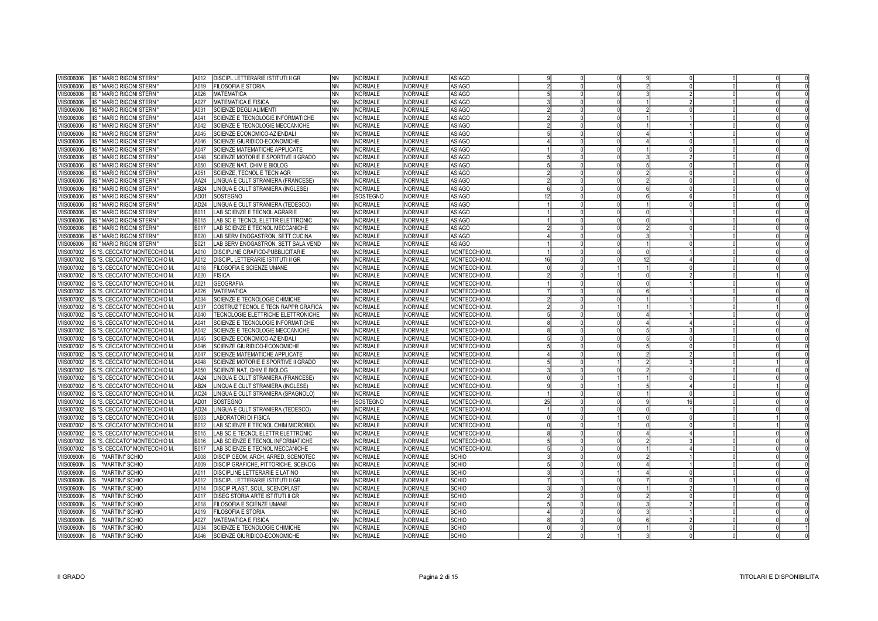| | | | | | | | | | | | | | | | |
|---|---|---|---|---|---|---|---|---|---|---|---|---|---|---|---|
| VIIS006006 | IIS " MARIO RIGONI STERN " | A012 | DISCIPL LETTERARIE ISTITUTI II GR | NN | NORMALE | NORMALE | ASIAGO | 9 | 0 | 0 | 9 | 0 | 0 | 0 | 0 |
| VIIS006006 | IIS " MARIO RIGONI STERN " | A019 | FILOSOFIA E STORIA | NN | NORMALE | NORMALE | ASIAGO | 2 | 0 | 0 | 2 | 0 | 0 | 0 | 0 |
| VIIS006006 | IIS " MARIO RIGONI STERN " | A026 | MATEMATICA | NN | NORMALE | NORMALE | ASIAGO | 5 | 0 | 0 | 3 | 2 | 0 | 0 | 0 |
| VIIS006006 | IIS " MARIO RIGONI STERN " | A027 | MATEMATICA E FISICA | NN | NORMALE | NORMALE | ASIAGO | 3 | 0 | 0 | 1 | 2 | 0 | 0 | 0 |
| VIIS006006 | IIS " MARIO RIGONI STERN " | A031 | SCIENZE DEGLI ALIMENTI | NN | NORMALE | NORMALE | ASIAGO | 2 | 0 | 0 | 2 | 0 | 0 | 0 | 0 |
| VIIS006006 | IIS " MARIO RIGONI STERN " | A041 | SCIENZE E TECNOLOGIE INFORMATICHE | NN | NORMALE | NORMALE | ASIAGO | 2 | 0 | 0 | 1 | 1 | 0 | 0 | 0 |
| VIIS006006 | IIS " MARIO RIGONI STERN " | A042 | SCIENZE E TECNOLOGIE MECCANICHE | NN | NORMALE | NORMALE | ASIAGO | 2 | 0 | 0 | 1 | 1 | 0 | 0 | 0 |
| VIIS006006 | IIS " MARIO RIGONI STERN " | A045 | SCIENZE ECONOMICO-AZIENDALI | NN | NORMALE | NORMALE | ASIAGO | 5 | 0 | 0 | 4 | 1 | 0 | 0 | 0 |
| VIIS006006 | IIS " MARIO RIGONI STERN " | A046 | SCIENZE GIURIDICO-ECONOMICHE | NN | NORMALE | NORMALE | ASIAGO | 4 | 0 | 0 | 4 | 0 | 0 | 0 | 0 |
| VIIS006006 | IIS " MARIO RIGONI STERN " | A047 | SCIENZE MATEMATICHE APPLICATE | NN | NORMALE | NORMALE | ASIAGO | 1 | 0 | 0 | 1 | 0 | 0 | 0 | 0 |
| VIIS006006 | IIS " MARIO RIGONI STERN " | A048 | SCIENZE MOTORIE E SPORTIVE II GRADO | NN | NORMALE | NORMALE | ASIAGO | 5 | 0 | 0 | 3 | 2 | 0 | 0 | 0 |
| VIIS006006 | IIS " MARIO RIGONI STERN " | A050 | SCIENZE NAT, CHIM E BIOLOG | NN | NORMALE | NORMALE | ASIAGO | 5 | 0 | 0 | 5 | 0 | 0 | 0 | 0 |
| VIIS006006 | IIS " MARIO RIGONI STERN " | A051 | SCIENZE, TECNOL E TECN AGR | NN | NORMALE | NORMALE | ASIAGO | 2 | 0 | 0 | 2 | 0 | 0 | 0 | 0 |
| VIIS006006 | IIS " MARIO RIGONI STERN " | AA24 | LINGUA E CULT STRANIERA (FRANCESE) | NN | NORMALE | NORMALE | ASIAGO | 2 | 0 | 0 | 2 | 0 | 0 | 0 | 0 |
| VIIS006006 | IIS " MARIO RIGONI STERN " | AB24 | LINGUA E CULT STRANIERA (INGLESE) | NN | NORMALE | NORMALE | ASIAGO | 6 | 0 | 0 | 6 | 0 | 0 | 0 | 0 |
| VIIS006006 | IIS " MARIO RIGONI STERN " | AD01 | SOSTEGNO | HH | SOSTEGNO | NORMALE | ASIAGO | 12 | 0 | 0 | 6 | 6 | 0 | 0 | 0 |
| VIIS006006 | IIS " MARIO RIGONI STERN " | AD24 | LINGUA E CULT STRANIERA (TEDESCO) | NN | NORMALE | NORMALE | ASIAGO | 1 | 0 | 0 | 1 | 0 | 0 | 0 | 0 |
| VIIS006006 | IIS " MARIO RIGONI STERN " | B011 | LAB SCIENZE E TECNOL AGRARIE | NN | NORMALE | NORMALE | ASIAGO | 1 | 0 | 0 | 0 | 1 | 0 | 0 | 0 |
| VIIS006006 | IIS " MARIO RIGONI STERN " | B015 | LAB SC E TECNOL ELETTR ELETTRONIC | NN | NORMALE | NORMALE | ASIAGO | 1 | 0 | 0 | 0 | 1 | 0 | 0 | 0 |
| VIIS006006 | IIS " MARIO RIGONI STERN " | B017 | LAB SCIENZE E TECNOL MECCANICHE | NN | NORMALE | NORMALE | ASIAGO | 2 | 0 | 0 | 2 | 0 | 0 | 0 | 0 |
| VIIS006006 | IIS " MARIO RIGONI STERN " | B020 | LAB SERV ENOGASTRON, SETT CUCINA | NN | NORMALE | NORMALE | ASIAGO | 4 | 0 | 0 | 3 | 1 | 0 | 0 | 0 |
| VIIS006006 | IIS " MARIO RIGONI STERN " | B021 | LAB SERV ENOGASTRON, SETT SALA VEND | NN | NORMALE | NORMALE | ASIAGO | 1 | 0 | 0 | 1 | 0 | 0 | 0 | 0 |
| VIIS007002 | IS "S. CECCATO" MONTECCHIO M. | A010 | DISCIPLINE GRAFICO-PUBBLICITARIE | NN | NORMALE | NORMALE | MONTECCHIO M. | 1 | 0 | 0 | 0 | 1 | 0 | 0 | 0 |
| VIIS007002 | IS "S. CECCATO" MONTECCHIO M. | A012 | DISCIPL LETTERARIE ISTITUTI II GR | NN | NORMALE | NORMALE | MONTECCHIO M. | 16 | 0 | 0 | 12 | 4 | 0 | 0 | 0 |
| VIIS007002 | IS "S. CECCATO" MONTECCHIO M. | A018 | FILOSOFIA E SCIENZE UMANE | NN | NORMALE | NORMALE | MONTECCHIO M. | 0 | 0 | 1 | 1 | 0 | 0 | 0 | 0 |
| VIIS007002 | IS "S. CECCATO" MONTECCHIO M. | A020 | FISICA | NN | NORMALE | NORMALE | MONTECCHIO M. | 2 | 0 | 1 | 0 | 2 | 0 | 1 | 0 |
| VIIS007002 | IS "S. CECCATO" MONTECCHIO M. | A021 | GEOGRAFIA | NN | NORMALE | NORMALE | MONTECCHIO M. | 1 | 0 | 0 | 0 | 1 | 0 | 0 | 0 |
| VIIS007002 | IS "S. CECCATO" MONTECCHIO M. | A026 | MATEMATICA | NN | NORMALE | NORMALE | MONTECCHIO M. | 7 | 0 | 0 | 6 | 1 | 0 | 0 | 0 |
| VIIS007002 | IS "S. CECCATO" MONTECCHIO M. | A034 | SCIENZE E TECNOLOGIE CHIMICHE | NN | NORMALE | NORMALE | MONTECCHIO M. | 2 | 0 | 0 | 1 | 1 | 0 | 0 | 0 |
| VIIS007002 | IS "S. CECCATO" MONTECCHIO M. | A037 | COSTRUZ TECNOL E TECN RAPPR GRAFICA | NN | NORMALE | NORMALE | MONTECCHIO M. | 2 | 0 | 1 | 1 | 1 | 0 | 1 | 0 |
| VIIS007002 | IS "S. CECCATO" MONTECCHIO M. | A040 | TECNOLOGIE ELETTRICHE ELETTRONICHE | NN | NORMALE | NORMALE | MONTECCHIO M. | 5 | 0 | 0 | 4 | 1 | 0 | 0 | 0 |
| VIIS007002 | IS "S. CECCATO" MONTECCHIO M. | A041 | SCIENZE E TECNOLOGIE INFORMATICHE | NN | NORMALE | NORMALE | MONTECCHIO M. | 8 | 0 | 0 | 4 | 4 | 0 | 0 | 0 |
| VIIS007002 | IS "S. CECCATO" MONTECCHIO M. | A042 | SCIENZE E TECNOLOGIE MECCANICHE | NN | NORMALE | NORMALE | MONTECCHIO M. | 8 | 0 | 0 | 5 | 3 | 0 | 0 | 0 |
| VIIS007002 | IS "S. CECCATO" MONTECCHIO M. | A045 | SCIENZE ECONOMICO-AZIENDALI | NN | NORMALE | NORMALE | MONTECCHIO M. | 5 | 0 | 0 | 5 | 0 | 0 | 0 | 0 |
| VIIS007002 | IS "S. CECCATO" MONTECCHIO M. | A046 | SCIENZE GIURIDICO-ECONOMICHE | NN | NORMALE | NORMALE | MONTECCHIO M. | 5 | 0 | 0 | 5 | 0 | 0 | 0 | 0 |
| VIIS007002 | IS "S. CECCATO" MONTECCHIO M. | A047 | SCIENZE MATEMATICHE APPLICATE | NN | NORMALE | NORMALE | MONTECCHIO M. | 4 | 0 | 0 | 2 | 2 | 0 | 0 | 0 |
| VIIS007002 | IS "S. CECCATO" MONTECCHIO M. | A048 | SCIENZE MOTORIE E SPORTIVE II GRADO | NN | NORMALE | NORMALE | MONTECCHIO M. | 5 | 0 | 1 | 2 | 3 | 0 | 1 | 0 |
| VIIS007002 | IS "S. CECCATO" MONTECCHIO M. | A050 | SCIENZE NAT, CHIM E BIOLOG | NN | NORMALE | NORMALE | MONTECCHIO M. | 3 | 0 | 0 | 2 | 1 | 0 | 0 | 0 |
| VIIS007002 | IS "S. CECCATO" MONTECCHIO M. | AA24 | LINGUA E CULT STRANIERA (FRANCESE) | NN | NORMALE | NORMALE | MONTECCHIO M. | 0 | 0 | 1 | 1 | 0 | 0 | 0 | 0 |
| VIIS007002 | IS "S. CECCATO" MONTECCHIO M. | AB24 | LINGUA E CULT STRANIERA (INGLESE) | NN | NORMALE | NORMALE | MONTECCHIO M. | 9 | 0 | 1 | 5 | 4 | 0 | 1 | 0 |
| VIIS007002 | IS "S. CECCATO" MONTECCHIO M. | AC24 | LINGUA E CULT STRANIERA (SPAGNOLO) | NN | NORMALE | NORMALE | MONTECCHIO M. | 1 | 0 | 0 | 1 | 0 | 0 | 0 | 0 |
| VIIS007002 | IS "S. CECCATO" MONTECCHIO M. | AD01 | SOSTEGNO | HH | SOSTEGNO | NORMALE | MONTECCHIO M. | 25 | 0 | 0 | 9 | 16 | 0 | 0 | 0 |
| VIIS007002 | IS "S. CECCATO" MONTECCHIO M. | AD24 | LINGUA E CULT STRANIERA (TEDESCO) | NN | NORMALE | NORMALE | MONTECCHIO M. | 1 | 0 | 0 | 0 | 1 | 0 | 0 | 0 |
| VIIS007002 | IS "S. CECCATO" MONTECCHIO M. | B003 | LABORATORI DI FISICA | NN | NORMALE | NORMALE | MONTECCHIO M. | 0 | 0 | 1 | 0 | 0 | 0 | 1 | 0 |
| VIIS007002 | IS "S. CECCATO" MONTECCHIO M. | B012 | LAB SCIENZE E TECNOL CHIM MICROBIOL | NN | NORMALE | NORMALE | MONTECCHIO M. | 0 | 0 | 1 | 0 | 0 | 0 | 1 | 0 |
| VIIS007002 | IS "S. CECCATO" MONTECCHIO M. | B015 | LAB SC E TECNOL ELETTR ELETTRONIC | NN | NORMALE | NORMALE | MONTECCHIO M. | 8 | 0 | 0 | 4 | 4 | 0 | 0 | 0 |
| VIIS007002 | IS "S. CECCATO" MONTECCHIO M. | B016 | LAB SCIENZE E TECNOL INFORMATICHE | NN | NORMALE | NORMALE | MONTECCHIO M. | 5 | 0 | 0 | 2 | 3 | 0 | 0 | 0 |
| VIIS007002 | IS "S. CECCATO" MONTECCHIO M. | B017 | LAB SCIENZE E TECNOL MECCANICHE | NN | NORMALE | NORMALE | MONTECCHIO M. | 5 | 0 | 0 | 1 | 4 | 0 | 0 | 0 |
| VIIS00900N | IS "MARTINI" SCHIO | A008 | DISCIP GEOM, ARCH, ARRED, SCENOTEC | NN | NORMALE | NORMALE | SCHIO | 3 | 0 | 0 | 2 | 1 | 0 | 0 | 0 |
| VIIS00900N | IS "MARTINI" SCHIO | A009 | DISCIP GRAFICHE, PITTORICHE, SCENOG | NN | NORMALE | NORMALE | SCHIO | 5 | 0 | 0 | 4 | 1 | 0 | 0 | 0 |
| VIIS00900N | IS "MARTINI" SCHIO | A011 | DISCIPLINE LETTERARIE E LATINO | NN | NORMALE | NORMALE | SCHIO | 3 | 0 | 1 | 4 | 0 | 0 | 0 | 0 |
| VIIS00900N | IS "MARTINI" SCHIO | A012 | DISCIPL LETTERARIE ISTITUTI II GR | NN | NORMALE | NORMALE | SCHIO | 7 | 1 | 0 | 7 | 0 | 1 | 0 | 0 |
| VIIS00900N | IS "MARTINI" SCHIO | A014 | DISCIP PLAST. SCUL. SCENOPLAST. | NN | NORMALE | NORMALE | SCHIO | 3 | 0 | 0 | 1 | 2 | 0 | 0 | 0 |
| VIIS00900N | IS "MARTINI" SCHIO | A017 | DISEG STORIA ARTE ISTITUTI II GR | NN | NORMALE | NORMALE | SCHIO | 2 | 0 | 0 | 2 | 0 | 0 | 0 | 0 |
| VIIS00900N | IS "MARTINI" SCHIO | A018 | FILOSOFIA E SCIENZE UMANE | NN | NORMALE | NORMALE | SCHIO | 5 | 0 | 0 | 3 | 2 | 0 | 0 | 0 |
| VIIS00900N | IS "MARTINI" SCHIO | A019 | FILOSOFIA E STORIA | NN | NORMALE | NORMALE | SCHIO | 4 | 0 | 0 | 3 | 1 | 0 | 0 | 0 |
| VIIS00900N | IS "MARTINI" SCHIO | A027 | MATEMATICA E FISICA | NN | NORMALE | NORMALE | SCHIO | 8 | 0 | 0 | 6 | 2 | 0 | 0 | 0 |
| VIIS00900N | IS "MARTINI" SCHIO | A034 | SCIENZE E TECNOLOGIE CHIMICHE | NN | NORMALE | NORMALE | SCHIO | 0 | 0 | 0 | 1 | 0 | 0 | 0 | 1 |
| VIIS00900N | IS "MARTINI" SCHIO | A046 | SCIENZE GIURIDICO-ECONOMICHE | NN | NORMALE | NORMALE | SCHIO | 2 | 0 | 1 | 3 | 0 | 0 | 0 | 0 |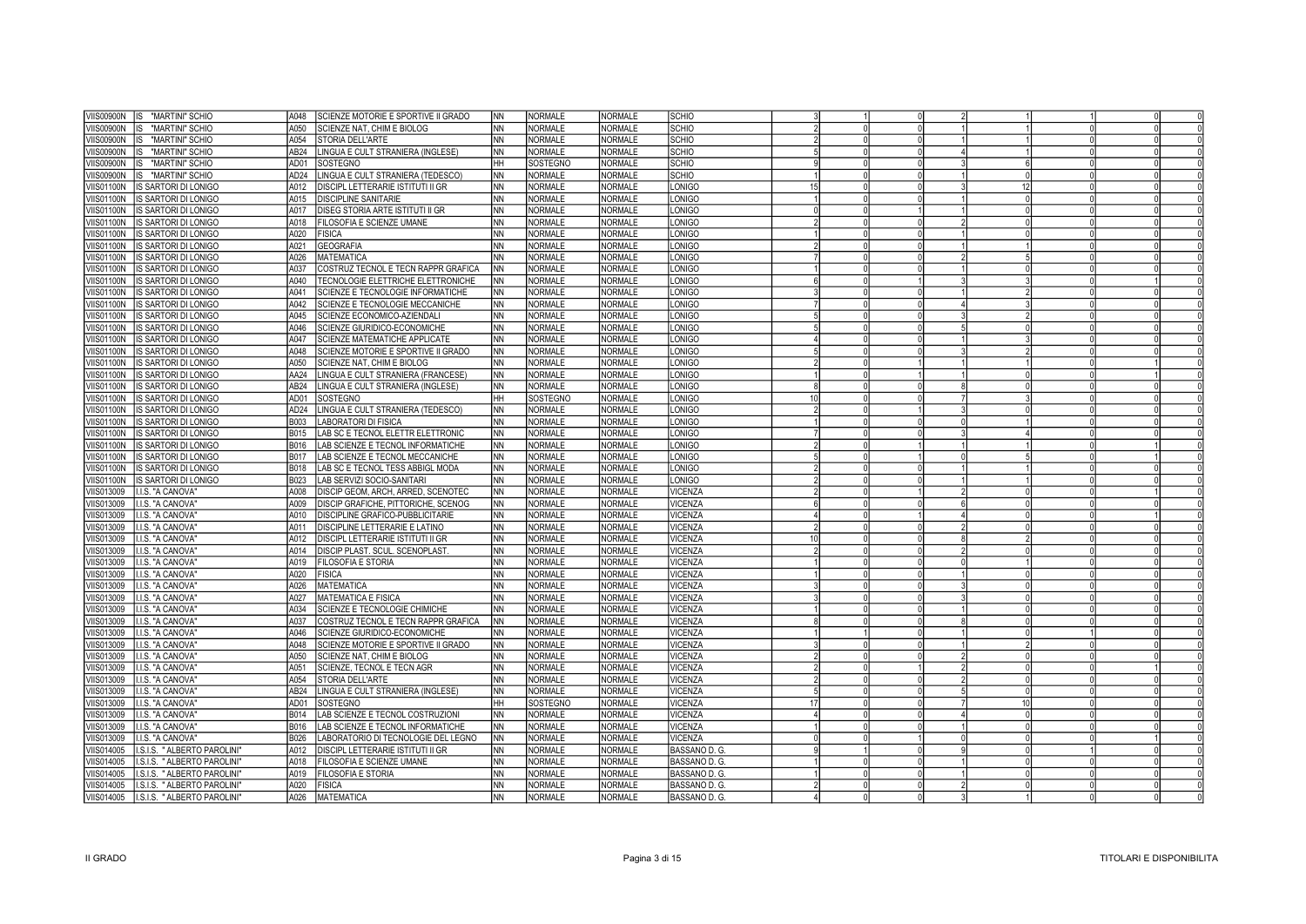| | | | | | | | | | | | | | | | |
|---|---|---|---|---|---|---|---|---|---|---|---|---|---|---|---|
| VIIS00900N | IS "MARTINI" SCHIO | A048 | SCIENZE MOTORIE E SPORTIVE II GRADO | NN | NORMALE | NORMALE | SCHIO | 3 | 1 | 0 | 2 | 1 | 1 | 0 | 0 |
| VIIS00900N | IS "MARTINI" SCHIO | A050 | SCIENZE NAT, CHIM E BIOLOG | NN | NORMALE | NORMALE | SCHIO | 2 | 0 | 0 | 1 | 1 | 0 | 0 | 0 |
| VIIS00900N | IS "MARTINI" SCHIO | A054 | STORIA DELL'ARTE | NN | NORMALE | NORMALE | SCHIO | 2 | 0 | 0 | 1 | 1 | 0 | 0 | 0 |
| VIIS00900N | IS "MARTINI" SCHIO | AB24 | LINGUA E CULT STRANIERA (INGLESE) | NN | NORMALE | NORMALE | SCHIO | 5 | 0 | 0 | 4 | 1 | 0 | 0 | 0 |
| VIIS00900N | IS "MARTINI" SCHIO | AD01 | SOSTEGNO | HH | SOSTEGNO | NORMALE | SCHIO | 9 | 0 | 0 | 3 | 6 | 0 | 0 | 0 |
| VIIS00900N | IS "MARTINI" SCHIO | AD24 | LINGUA E CULT STRANIERA (TEDESCO) | NN | NORMALE | NORMALE | SCHIO | 1 | 0 | 0 | 1 | 0 | 0 | 0 | 0 |
| VIIS01100N | IS SARTORI DI LONIGO | A012 | DISCIPL LETTERARIE ISTITUTI II GR | NN | NORMALE | NORMALE | LONIGO | 15 | 0 | 0 | 3 | 12 | 0 | 0 | 0 |
| VIIS01100N | IS SARTORI DI LONIGO | A015 | DISCIPLINE SANITARIE | NN | NORMALE | NORMALE | LONIGO | 1 | 0 | 0 | 1 | 0 | 0 | 0 | 0 |
| VIIS01100N | IS SARTORI DI LONIGO | A017 | DISEG STORIA ARTE ISTITUTI II GR | NN | NORMALE | NORMALE | LONIGO | 0 | 0 | 1 | 1 | 0 | 0 | 0 | 0 |
| VIIS01100N | IS SARTORI DI LONIGO | A018 | FILOSOFIA E SCIENZE UMANE | NN | NORMALE | NORMALE | LONIGO | 2 | 0 | 0 | 2 | 0 | 0 | 0 | 0 |
| VIIS01100N | IS SARTORI DI LONIGO | A020 | FISICA | NN | NORMALE | NORMALE | LONIGO | 1 | 0 | 0 | 1 | 0 | 0 | 0 | 0 |
| VIIS01100N | IS SARTORI DI LONIGO | A021 | GEOGRAFIA | NN | NORMALE | NORMALE | LONIGO | 2 | 0 | 0 | 1 | 1 | 0 | 0 | 0 |
| VIIS01100N | IS SARTORI DI LONIGO | A026 | MATEMATICA | NN | NORMALE | NORMALE | LONIGO | 7 | 0 | 0 | 2 | 5 | 0 | 0 | 0 |
| VIIS01100N | IS SARTORI DI LONIGO | A037 | COSTRUZ TECNOL E TECN RAPPR GRAFICA | NN | NORMALE | NORMALE | LONIGO | 1 | 0 | 0 | 1 | 0 | 0 | 0 | 0 |
| VIIS01100N | IS SARTORI DI LONIGO | A040 | TECNOLOGIE ELETTRICHE ELETTRONICHE | NN | NORMALE | NORMALE | LONIGO | 6 | 0 | 1 | 3 | 3 | 0 | 1 | 0 |
| VIIS01100N | IS SARTORI DI LONIGO | A041 | SCIENZE E TECNOLOGIE INFORMATICHE | NN | NORMALE | NORMALE | LONIGO | 3 | 0 | 0 | 1 | 2 | 0 | 0 | 0 |
| VIIS01100N | IS SARTORI DI LONIGO | A042 | SCIENZE E TECNOLOGIE MECCANICHE | NN | NORMALE | NORMALE | LONIGO | 7 | 0 | 0 | 4 | 3 | 0 | 0 | 0 |
| VIIS01100N | IS SARTORI DI LONIGO | A045 | SCIENZE ECONOMICO-AZIENDALI | NN | NORMALE | NORMALE | LONIGO | 5 | 0 | 0 | 3 | 2 | 0 | 0 | 0 |
| VIIS01100N | IS SARTORI DI LONIGO | A046 | SCIENZE GIURIDICO-ECONOMICHE | NN | NORMALE | NORMALE | LONIGO | 5 | 0 | 0 | 5 | 0 | 0 | 0 | 0 |
| VIIS01100N | IS SARTORI DI LONIGO | A047 | SCIENZE MATEMATICHE APPLICATE | NN | NORMALE | NORMALE | LONIGO | 4 | 0 | 0 | 1 | 3 | 0 | 0 | 0 |
| VIIS01100N | IS SARTORI DI LONIGO | A048 | SCIENZE MOTORIE E SPORTIVE II GRADO | NN | NORMALE | NORMALE | LONIGO | 5 | 0 | 0 | 3 | 2 | 0 | 0 | 0 |
| VIIS01100N | IS SARTORI DI LONIGO | A050 | SCIENZE NAT, CHIM E BIOLOG | NN | NORMALE | NORMALE | LONIGO | 2 | 0 | 1 | 1 | 1 | 0 | 1 | 0 |
| VIIS01100N | IS SARTORI DI LONIGO | AA24 | LINGUA E CULT STRANIERA (FRANCESE) | NN | NORMALE | NORMALE | LONIGO | 1 | 0 | 1 | 1 | 0 | 0 | 1 | 0 |
| VIIS01100N | IS SARTORI DI LONIGO | AB24 | LINGUA E CULT STRANIERA (INGLESE) | NN | NORMALE | NORMALE | LONIGO | 8 | 0 | 0 | 8 | 0 | 0 | 0 | 0 |
| VIIS01100N | IS SARTORI DI LONIGO | AD01 | SOSTEGNO | HH | SOSTEGNO | NORMALE | LONIGO | 10 | 0 | 0 | 7 | 3 | 0 | 0 | 0 |
| VIIS01100N | IS SARTORI DI LONIGO | AD24 | LINGUA E CULT STRANIERA (TEDESCO) | NN | NORMALE | NORMALE | LONIGO | 2 | 0 | 1 | 3 | 0 | 0 | 0 | 0 |
| VIIS01100N | IS SARTORI DI LONIGO | B003 | LABORATORI DI FISICA | NN | NORMALE | NORMALE | LONIGO | 1 | 0 | 0 | 0 | 1 | 0 | 0 | 0 |
| VIIS01100N | IS SARTORI DI LONIGO | B015 | LAB SC E TECNOL ELETTR ELETTRONIC | NN | NORMALE | NORMALE | LONIGO | 7 | 0 | 0 | 3 | 4 | 0 | 0 | 0 |
| VIIS01100N | IS SARTORI DI LONIGO | B016 | LAB SCIENZE E TECNOL INFORMATICHE | NN | NORMALE | NORMALE | LONIGO | 2 | 0 | 1 | 1 | 1 | 0 | 1 | 0 |
| VIIS01100N | IS SARTORI DI LONIGO | B017 | LAB SCIENZE E TECNOL MECCANICHE | NN | NORMALE | NORMALE | LONIGO | 5 | 0 | 1 | 0 | 5 | 0 | 1 | 0 |
| VIIS01100N | IS SARTORI DI LONIGO | B018 | LAB SC E TECNOL TESS ABBIGL MODA | NN | NORMALE | NORMALE | LONIGO | 2 | 0 | 0 | 1 | 1 | 0 | 0 | 0 |
| VIIS01100N | IS SARTORI DI LONIGO | B023 | LAB SERVIZI SOCIO-SANITARI | NN | NORMALE | NORMALE | LONIGO | 2 | 0 | 0 | 1 | 1 | 0 | 0 | 0 |
| VIIS013009 | I.I.S. "A CANOVA" | A008 | DISCIP GEOM, ARCH, ARRED, SCENOTEC | NN | NORMALE | NORMALE | VICENZA | 2 | 0 | 1 | 2 | 0 | 0 | 1 | 0 |
| VIIS013009 | I.I.S. "A CANOVA" | A009 | DISCIP GRAFICHE, PITTORICHE, SCENOG | NN | NORMALE | NORMALE | VICENZA | 6 | 0 | 0 | 6 | 0 | 0 | 0 | 0 |
| VIIS013009 | I.I.S. "A CANOVA" | A010 | DISCIPLINE GRAFICO-PUBBLICITARIE | NN | NORMALE | NORMALE | VICENZA | 4 | 0 | 1 | 4 | 0 | 0 | 1 | 0 |
| VIIS013009 | I.I.S. "A CANOVA" | A011 | DISCIPLINE LETTERARIE E LATINO | NN | NORMALE | NORMALE | VICENZA | 2 | 0 | 0 | 2 | 0 | 0 | 0 | 0 |
| VIIS013009 | I.I.S. "A CANOVA" | A012 | DISCIPL LETTERARIE ISTITUTI II GR | NN | NORMALE | NORMALE | VICENZA | 10 | 0 | 0 | 8 | 2 | 0 | 0 | 0 |
| VIIS013009 | I.I.S. "A CANOVA" | A014 | DISCIP PLAST. SCUL. SCENOPLAST. | NN | NORMALE | NORMALE | VICENZA | 2 | 0 | 0 | 2 | 0 | 0 | 0 | 0 |
| VIIS013009 | I.I.S. "A CANOVA" | A019 | FILOSOFIA E STORIA | NN | NORMALE | NORMALE | VICENZA | 1 | 0 | 0 | 0 | 1 | 0 | 0 | 0 |
| VIIS013009 | I.I.S. "A CANOVA" | A020 | FISICA | NN | NORMALE | NORMALE | VICENZA | 1 | 0 | 0 | 1 | 0 | 0 | 0 | 0 |
| VIIS013009 | I.I.S. "A CANOVA" | A026 | MATEMATICA | NN | NORMALE | NORMALE | VICENZA | 3 | 0 | 0 | 3 | 0 | 0 | 0 | 0 |
| VIIS013009 | I.I.S. "A CANOVA" | A027 | MATEMATICA E FISICA | NN | NORMALE | NORMALE | VICENZA | 3 | 0 | 0 | 3 | 0 | 0 | 0 | 0 |
| VIIS013009 | I.I.S. "A CANOVA" | A034 | SCIENZE E TECNOLOGIE CHIMICHE | NN | NORMALE | NORMALE | VICENZA | 1 | 0 | 0 | 1 | 0 | 0 | 0 | 0 |
| VIIS013009 | I.I.S. "A CANOVA" | A037 | COSTRUZ TECNOL E TECN RAPPR GRAFICA | NN | NORMALE | NORMALE | VICENZA | 8 | 0 | 0 | 8 | 0 | 0 | 0 | 0 |
| VIIS013009 | I.I.S. "A CANOVA" | A046 | SCIENZE GIURIDICO-ECONOMICHE | NN | NORMALE | NORMALE | VICENZA | 1 | 1 | 0 | 1 | 0 | 1 | 0 | 0 |
| VIIS013009 | I.I.S. "A CANOVA" | A048 | SCIENZE MOTORIE E SPORTIVE II GRADO | NN | NORMALE | NORMALE | VICENZA | 3 | 0 | 0 | 1 | 2 | 0 | 0 | 0 |
| VIIS013009 | I.I.S. "A CANOVA" | A050 | SCIENZE NAT, CHIM E BIOLOG | NN | NORMALE | NORMALE | VICENZA | 2 | 0 | 0 | 2 | 0 | 0 | 0 | 0 |
| VIIS013009 | I.I.S. "A CANOVA" | A051 | SCIENZE, TECNOL E TECN AGR | NN | NORMALE | NORMALE | VICENZA | 2 | 0 | 1 | 2 | 0 | 0 | 1 | 0 |
| VIIS013009 | I.I.S. "A CANOVA" | A054 | STORIA DELL'ARTE | NN | NORMALE | NORMALE | VICENZA | 2 | 0 | 0 | 2 | 0 | 0 | 0 | 0 |
| VIIS013009 | I.I.S. "A CANOVA" | AB24 | LINGUA E CULT STRANIERA (INGLESE) | NN | NORMALE | NORMALE | VICENZA | 5 | 0 | 0 | 5 | 0 | 0 | 0 | 0 |
| VIIS013009 | I.I.S. "A CANOVA" | AD01 | SOSTEGNO | HH | SOSTEGNO | NORMALE | VICENZA | 17 | 0 | 0 | 7 | 10 | 0 | 0 | 0 |
| VIIS013009 | I.I.S. "A CANOVA" | B014 | LAB SCIENZE E TECNOL COSTRUZIONI | NN | NORMALE | NORMALE | VICENZA | 4 | 0 | 0 | 4 | 0 | 0 | 0 | 0 |
| VIIS013009 | I.I.S. "A CANOVA" | B016 | LAB SCIENZE E TECNOL INFORMATICHE | NN | NORMALE | NORMALE | VICENZA | 1 | 0 | 0 | 1 | 0 | 0 | 0 | 0 |
| VIIS013009 | I.I.S. "A CANOVA" | B026 | LABORATORIO DI TECNOLOGIE DEL LEGNO | NN | NORMALE | NORMALE | VICENZA | 0 | 0 | 1 | 0 | 0 | 0 | 1 | 0 |
| VIIS014005 | I.S.I.S. " ALBERTO PAROLINI" | A012 | DISCIPL LETTERARIE ISTITUTI II GR | NN | NORMALE | NORMALE | BASSANO D. G. | 9 | 1 | 0 | 9 | 0 | 1 | 0 | 0 |
| VIIS014005 | I.S.I.S. " ALBERTO PAROLINI" | A018 | FILOSOFIA E SCIENZE UMANE | NN | NORMALE | NORMALE | BASSANO D. G. | 1 | 0 | 0 | 1 | 0 | 0 | 0 | 0 |
| VIIS014005 | I.S.I.S. " ALBERTO PAROLINI" | A019 | FILOSOFIA E STORIA | NN | NORMALE | NORMALE | BASSANO D. G. | 1 | 0 | 0 | 1 | 0 | 0 | 0 | 0 |
| VIIS014005 | I.S.I.S. " ALBERTO PAROLINI" | A020 | FISICA | NN | NORMALE | NORMALE | BASSANO D. G. | 2 | 0 | 0 | 2 | 0 | 0 | 0 | 0 |
| VIIS014005 | I.S.I.S. " ALBERTO PAROLINI" | A026 | MATEMATICA | NN | NORMALE | NORMALE | BASSANO D. G. | 4 | 0 | 0 | 3 | 1 | 0 | 0 | 0 |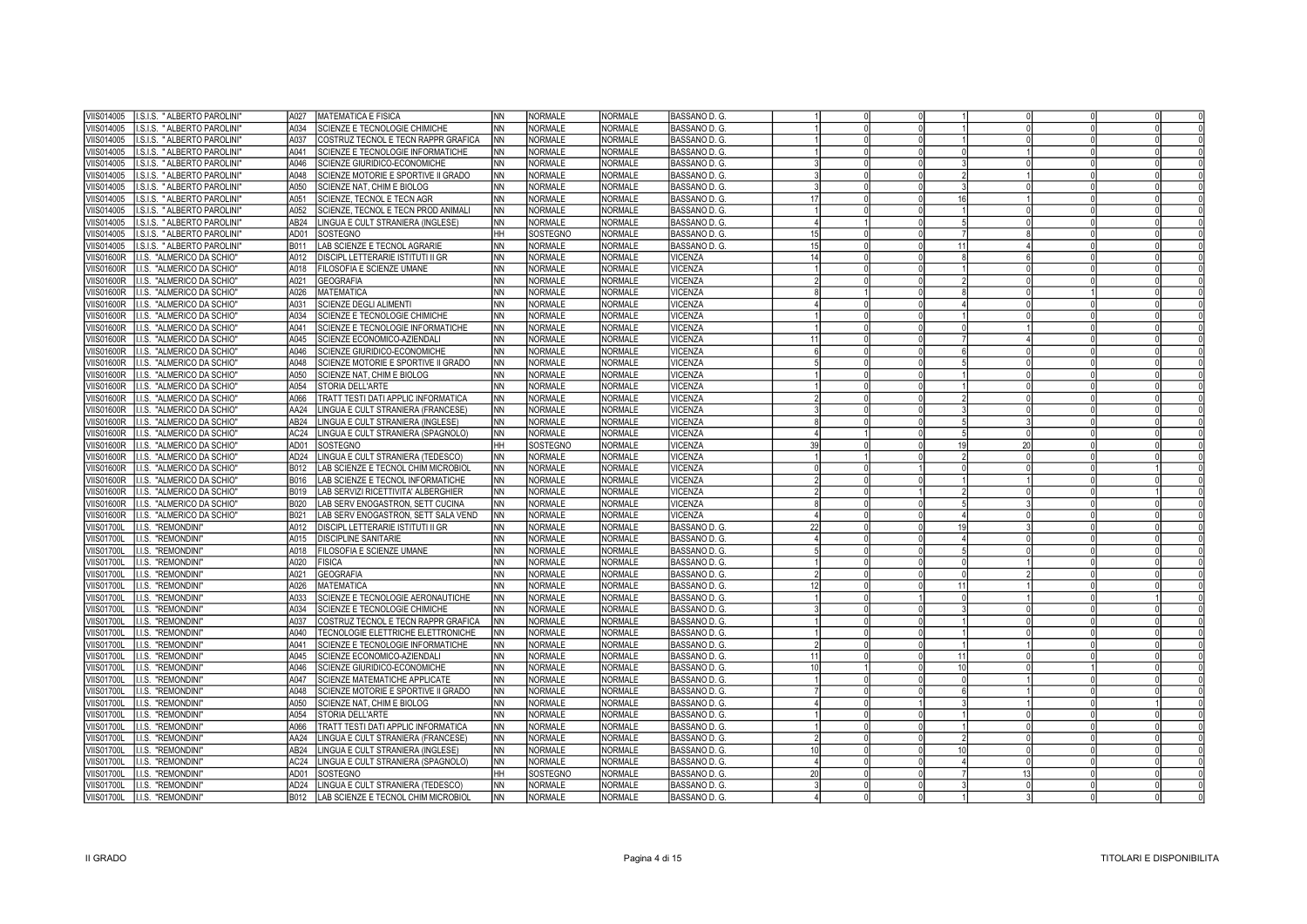| | | | | | | | | | | | | | | | | |
|---|---|---|---|---|---|---|---|---|---|---|---|---|---|---|---|---|
| VIIS014005 | I.S.I.S. " ALBERTO PAROLINI" | A027 | MATEMATICA E FISICA | NN | NORMALE | NORMALE | BASSANO D. G. | 1 | 0 | 0 | 1 | 0 | 0 | 0 | 0 |
| VIIS014005 | I.S.I.S. " ALBERTO PAROLINI" | A034 | SCIENZE E TECNOLOGIE CHIMICHE | NN | NORMALE | NORMALE | BASSANO D. G. | 1 | 0 | 0 | 1 | 0 | 0 | 0 | 0 |
| VIIS014005 | I.S.I.S. " ALBERTO PAROLINI" | A037 | COSTRUZ TECNOL E TECN RAPPR GRAFICA | NN | NORMALE | NORMALE | BASSANO D. G. | 1 | 0 | 0 | 1 | 0 | 0 | 0 | 0 |
| VIIS014005 | I.S.I.S. " ALBERTO PAROLINI" | A041 | SCIENZE E TECNOLOGIE INFORMATICHE | NN | NORMALE | NORMALE | BASSANO D. G. | 1 | 0 | 0 | 0 | 1 | 0 | 0 | 0 |
| VIIS014005 | I.S.I.S. " ALBERTO PAROLINI" | A046 | SCIENZE GIURIDICO-ECONOMICHE | NN | NORMALE | NORMALE | BASSANO D. G. | 3 | 0 | 0 | 3 | 0 | 0 | 0 | 0 |
| VIIS014005 | I.S.I.S. " ALBERTO PAROLINI" | A048 | SCIENZE MOTORIE E SPORTIVE II GRADO | NN | NORMALE | NORMALE | BASSANO D. G. | 3 | 0 | 0 | 2 | 1 | 0 | 0 | 0 |
| VIIS014005 | I.S.I.S. " ALBERTO PAROLINI" | A050 | SCIENZE NAT, CHIM E BIOLOG | NN | NORMALE | NORMALE | BASSANO D. G. | 3 | 0 | 0 | 3 | 0 | 0 | 0 | 0 |
| VIIS014005 | I.S.I.S. " ALBERTO PAROLINI" | A051 | SCIENZE, TECNOL E TECN AGR | NN | NORMALE | NORMALE | BASSANO D. G. | 17 | 0 | 0 | 16 | 1 | 0 | 0 | 0 |
| VIIS014005 | I.S.I.S. " ALBERTO PAROLINI" | A052 | SCIENZE, TECNOL E TECN PROD ANIMALI | NN | NORMALE | NORMALE | BASSANO D. G. | 1 | 0 | 0 | 1 | 0 | 0 | 0 | 0 |
| VIIS014005 | I.S.I.S. " ALBERTO PAROLINI" | AB24 | LINGUA E CULT STRANIERA (INGLESE) | NN | NORMALE | NORMALE | BASSANO D. G. | 4 | 1 | 0 | 5 | 0 | 0 | 0 | 0 |
| VIIS014005 | I.S.I.S. " ALBERTO PAROLINI" | AD01 | SOSTEGNO | HH | SOSTEGNO | NORMALE | BASSANO D. G. | 15 | 0 | 0 | 7 | 8 | 0 | 0 | 0 |
| VIIS014005 | I.S.I.S. " ALBERTO PAROLINI" | B011 | LAB SCIENZE E TECNOL AGRARIE | NN | NORMALE | NORMALE | BASSANO D. G. | 15 | 0 | 0 | 11 | 4 | 0 | 0 | 0 |
| VIIS01600R | I.I.S. "ALMERICO DA SCHIO" | A012 | DISCIPL LETTERARIE ISTITUTI II GR | NN | NORMALE | NORMALE | VICENZA | 14 | 0 | 0 | 8 | 6 | 0 | 0 | 0 |
| VIIS01600R | I.I.S. "ALMERICO DA SCHIO" | A018 | FILOSOFIA E SCIENZE UMANE | NN | NORMALE | NORMALE | VICENZA | 1 | 0 | 0 | 1 | 0 | 0 | 0 | 0 |
| VIIS01600R | I.I.S. "ALMERICO DA SCHIO" | A021 | GEOGRAFIA | NN | NORMALE | NORMALE | VICENZA | 2 | 0 | 0 | 2 | 0 | 0 | 0 | 0 |
| VIIS01600R | I.I.S. "ALMERICO DA SCHIO" | A026 | MATEMATICA | NN | NORMALE | NORMALE | VICENZA | 8 | 1 | 0 | 8 | 0 | 1 | 0 | 0 |
| VIIS01600R | I.I.S. "ALMERICO DA SCHIO" | A031 | SCIENZE DEGLI ALIMENTI | NN | NORMALE | NORMALE | VICENZA | 4 | 0 | 0 | 4 | 0 | 0 | 0 | 0 |
| VIIS01600R | I.I.S. "ALMERICO DA SCHIO" | A034 | SCIENZE E TECNOLOGIE CHIMICHE | NN | NORMALE | NORMALE | VICENZA | 1 | 0 | 0 | 1 | 0 | 0 | 0 | 0 |
| VIIS01600R | I.I.S. "ALMERICO DA SCHIO" | A041 | SCIENZE E TECNOLOGIE INFORMATICHE | NN | NORMALE | NORMALE | VICENZA | 1 | 0 | 0 | 0 | 1 | 0 | 0 | 0 |
| VIIS01600R | I.I.S. "ALMERICO DA SCHIO" | A045 | SCIENZE ECONOMICO-AZIENDALI | NN | NORMALE | NORMALE | VICENZA | 11 | 0 | 0 | 7 | 4 | 0 | 0 | 0 |
| VIIS01600R | I.I.S. "ALMERICO DA SCHIO" | A046 | SCIENZE GIURIDICO-ECONOMICHE | NN | NORMALE | NORMALE | VICENZA | 6 | 0 | 0 | 6 | 0 | 0 | 0 | 0 |
| VIIS01600R | I.I.S. "ALMERICO DA SCHIO" | A048 | SCIENZE MOTORIE E SPORTIVE II GRADO | NN | NORMALE | NORMALE | VICENZA | 5 | 0 | 0 | 5 | 0 | 0 | 0 | 0 |
| VIIS01600R | I.I.S. "ALMERICO DA SCHIO" | A050 | SCIENZE NAT, CHIM E BIOLOG | NN | NORMALE | NORMALE | VICENZA | 1 | 0 | 0 | 1 | 0 | 0 | 0 | 0 |
| VIIS01600R | I.I.S. "ALMERICO DA SCHIO" | A054 | STORIA DELL'ARTE | NN | NORMALE | NORMALE | VICENZA | 1 | 0 | 0 | 1 | 0 | 0 | 0 | 0 |
| VIIS01600R | I.I.S. "ALMERICO DA SCHIO" | A066 | TRATT TESTI DATI APPLIC INFORMATICA | NN | NORMALE | NORMALE | VICENZA | 2 | 0 | 0 | 2 | 0 | 0 | 0 | 0 |
| VIIS01600R | I.I.S. "ALMERICO DA SCHIO" | AA24 | LINGUA E CULT STRANIERA (FRANCESE) | NN | NORMALE | NORMALE | VICENZA | 3 | 0 | 0 | 3 | 0 | 0 | 0 | 0 |
| VIIS01600R | I.I.S. "ALMERICO DA SCHIO" | AB24 | LINGUA E CULT STRANIERA (INGLESE) | NN | NORMALE | NORMALE | VICENZA | 8 | 0 | 0 | 5 | 3 | 0 | 0 | 0 |
| VIIS01600R | I.I.S. "ALMERICO DA SCHIO" | AC24 | LINGUA E CULT STRANIERA (SPAGNOLO) | NN | NORMALE | NORMALE | VICENZA | 4 | 1 | 0 | 5 | 0 | 0 | 0 | 0 |
| VIIS01600R | I.I.S. "ALMERICO DA SCHIO" | AD01 | SOSTEGNO | HH | SOSTEGNO | NORMALE | VICENZA | 39 | 0 | 0 | 19 | 20 | 0 | 0 | 0 |
| VIIS01600R | I.I.S. "ALMERICO DA SCHIO" | AD24 | LINGUA E CULT STRANIERA (TEDESCO) | NN | NORMALE | NORMALE | VICENZA | 1 | 1 | 0 | 2 | 0 | 0 | 0 | 0 |
| VIIS01600R | I.I.S. "ALMERICO DA SCHIO" | B012 | LAB SCIENZE E TECNOL CHIM MICROBIOL | NN | NORMALE | NORMALE | VICENZA | 0 | 0 | 1 | 0 | 0 | 0 | 1 | 0 |
| VIIS01600R | I.I.S. "ALMERICO DA SCHIO" | B016 | LAB SCIENZE E TECNOL INFORMATICHE | NN | NORMALE | NORMALE | VICENZA | 2 | 0 | 0 | 1 | 1 | 0 | 0 | 0 |
| VIIS01600R | I.I.S. "ALMERICO DA SCHIO" | B019 | LAB SERVIZI RICETTIVITA' ALBERGHIER | NN | NORMALE | NORMALE | VICENZA | 2 | 0 | 1 | 2 | 0 | 0 | 1 | 0 |
| VIIS01600R | I.I.S. "ALMERICO DA SCHIO" | B020 | LAB SERV ENOGASTRON, SETT CUCINA | NN | NORMALE | NORMALE | VICENZA | 8 | 0 | 0 | 5 | 3 | 0 | 0 | 0 |
| VIIS01600R | I.I.S. "ALMERICO DA SCHIO" | B021 | LAB SERV ENOGASTRON, SETT SALA VEND | NN | NORMALE | NORMALE | VICENZA | 4 | 0 | 0 | 4 | 0 | 0 | 0 | 0 |
| VIIS01700L | I.I.S. "REMONDINI" | A012 | DISCIPL LETTERARIE ISTITUTI II GR | NN | NORMALE | NORMALE | BASSANO D. G. | 22 | 0 | 0 | 19 | 3 | 0 | 0 | 0 |
| VIIS01700L | I.I.S. "REMONDINI" | A015 | DISCIPLINE SANITARIE | NN | NORMALE | NORMALE | BASSANO D. G. | 4 | 0 | 0 | 4 | 0 | 0 | 0 | 0 |
| VIIS01700L | I.I.S. "REMONDINI" | A018 | FILOSOFIA E SCIENZE UMANE | NN | NORMALE | NORMALE | BASSANO D. G. | 5 | 0 | 0 | 5 | 0 | 0 | 0 | 0 |
| VIIS01700L | I.I.S. "REMONDINI" | A020 | FISICA | NN | NORMALE | NORMALE | BASSANO D. G. | 1 | 0 | 0 | 0 | 1 | 0 | 0 | 0 |
| VIIS01700L | I.I.S. "REMONDINI" | A021 | GEOGRAFIA | NN | NORMALE | NORMALE | BASSANO D. G. | 2 | 0 | 0 | 0 | 2 | 0 | 0 | 0 |
| VIIS01700L | I.I.S. "REMONDINI" | A026 | MATEMATICA | NN | NORMALE | NORMALE | BASSANO D. G. | 12 | 0 | 0 | 11 | 1 | 0 | 0 | 0 |
| VIIS01700L | I.I.S. "REMONDINI" | A033 | SCIENZE E TECNOLOGIE AERONAUTICHE | NN | NORMALE | NORMALE | BASSANO D. G. | 1 | 0 | 1 | 0 | 1 | 0 | 1 | 0 |
| VIIS01700L | I.I.S. "REMONDINI" | A034 | SCIENZE E TECNOLOGIE CHIMICHE | NN | NORMALE | NORMALE | BASSANO D. G. | 3 | 0 | 0 | 3 | 0 | 0 | 0 | 0 |
| VIIS01700L | I.I.S. "REMONDINI" | A037 | COSTRUZ TECNOL E TECN RAPPR GRAFICA | NN | NORMALE | NORMALE | BASSANO D. G. | 1 | 0 | 0 | 1 | 0 | 0 | 0 | 0 |
| VIIS01700L | I.I.S. "REMONDINI" | A040 | TECNOLOGIE ELETTRICHE ELETTRONICHE | NN | NORMALE | NORMALE | BASSANO D. G. | 1 | 0 | 0 | 1 | 0 | 0 | 0 | 0 |
| VIIS01700L | I.I.S. "REMONDINI" | A041 | SCIENZE E TECNOLOGIE INFORMATICHE | NN | NORMALE | NORMALE | BASSANO D. G. | 2 | 0 | 0 | 1 | 1 | 0 | 0 | 0 |
| VIIS01700L | I.I.S. "REMONDINI" | A045 | SCIENZE ECONOMICO-AZIENDALI | NN | NORMALE | NORMALE | BASSANO D. G. | 11 | 0 | 0 | 11 | 0 | 0 | 0 | 0 |
| VIIS01700L | I.I.S. "REMONDINI" | A046 | SCIENZE GIURIDICO-ECONOMICHE | NN | NORMALE | NORMALE | BASSANO D. G. | 10 | 1 | 0 | 10 | 0 | 1 | 0 | 0 |
| VIIS01700L | I.I.S. "REMONDINI" | A047 | SCIENZE MATEMATICHE APPLICATE | NN | NORMALE | NORMALE | BASSANO D. G. | 1 | 0 | 0 | 0 | 1 | 0 | 0 | 0 |
| VIIS01700L | I.I.S. "REMONDINI" | A048 | SCIENZE MOTORIE E SPORTIVE II GRADO | NN | NORMALE | NORMALE | BASSANO D. G. | 7 | 0 | 0 | 6 | 1 | 0 | 0 | 0 |
| VIIS01700L | I.I.S. "REMONDINI" | A050 | SCIENZE NAT, CHIM E BIOLOG | NN | NORMALE | NORMALE | BASSANO D. G. | 4 | 0 | 1 | 3 | 1 | 0 | 1 | 0 |
| VIIS01700L | I.I.S. "REMONDINI" | A054 | STORIA DELL'ARTE | NN | NORMALE | NORMALE | BASSANO D. G. | 1 | 0 | 0 | 1 | 0 | 0 | 0 | 0 |
| VIIS01700L | I.I.S. "REMONDINI" | A066 | TRATT TESTI DATI APPLIC INFORMATICA | NN | NORMALE | NORMALE | BASSANO D. G. | 1 | 0 | 0 | 1 | 0 | 0 | 0 | 0 |
| VIIS01700L | I.I.S. "REMONDINI" | AA24 | LINGUA E CULT STRANIERA (FRANCESE) | NN | NORMALE | NORMALE | BASSANO D. G. | 2 | 0 | 0 | 2 | 0 | 0 | 0 | 0 |
| VIIS01700L | I.I.S. "REMONDINI" | AB24 | LINGUA E CULT STRANIERA (INGLESE) | NN | NORMALE | NORMALE | BASSANO D. G. | 10 | 0 | 0 | 10 | 0 | 0 | 0 | 0 |
| VIIS01700L | I.I.S. "REMONDINI" | AC24 | LINGUA E CULT STRANIERA (SPAGNOLO) | NN | NORMALE | NORMALE | BASSANO D. G. | 4 | 0 | 0 | 4 | 0 | 0 | 0 | 0 |
| VIIS01700L | I.I.S. "REMONDINI" | AD01 | SOSTEGNO | HH | SOSTEGNO | NORMALE | BASSANO D. G. | 20 | 0 | 0 | 7 | 13 | 0 | 0 | 0 |
| VIIS01700L | I.I.S. "REMONDINI" | AD24 | LINGUA E CULT STRANIERA (TEDESCO) | NN | NORMALE | NORMALE | BASSANO D. G. | 3 | 0 | 0 | 3 | 0 | 0 | 0 | 0 |
| VIIS01700L | I.I.S. "REMONDINI" | B012 | LAB SCIENZE E TECNOL CHIM MICROBIOL | NN | NORMALE | NORMALE | BASSANO D. G. | 4 | 0 | 0 | 1 | 3 | 0 | 0 | 0 |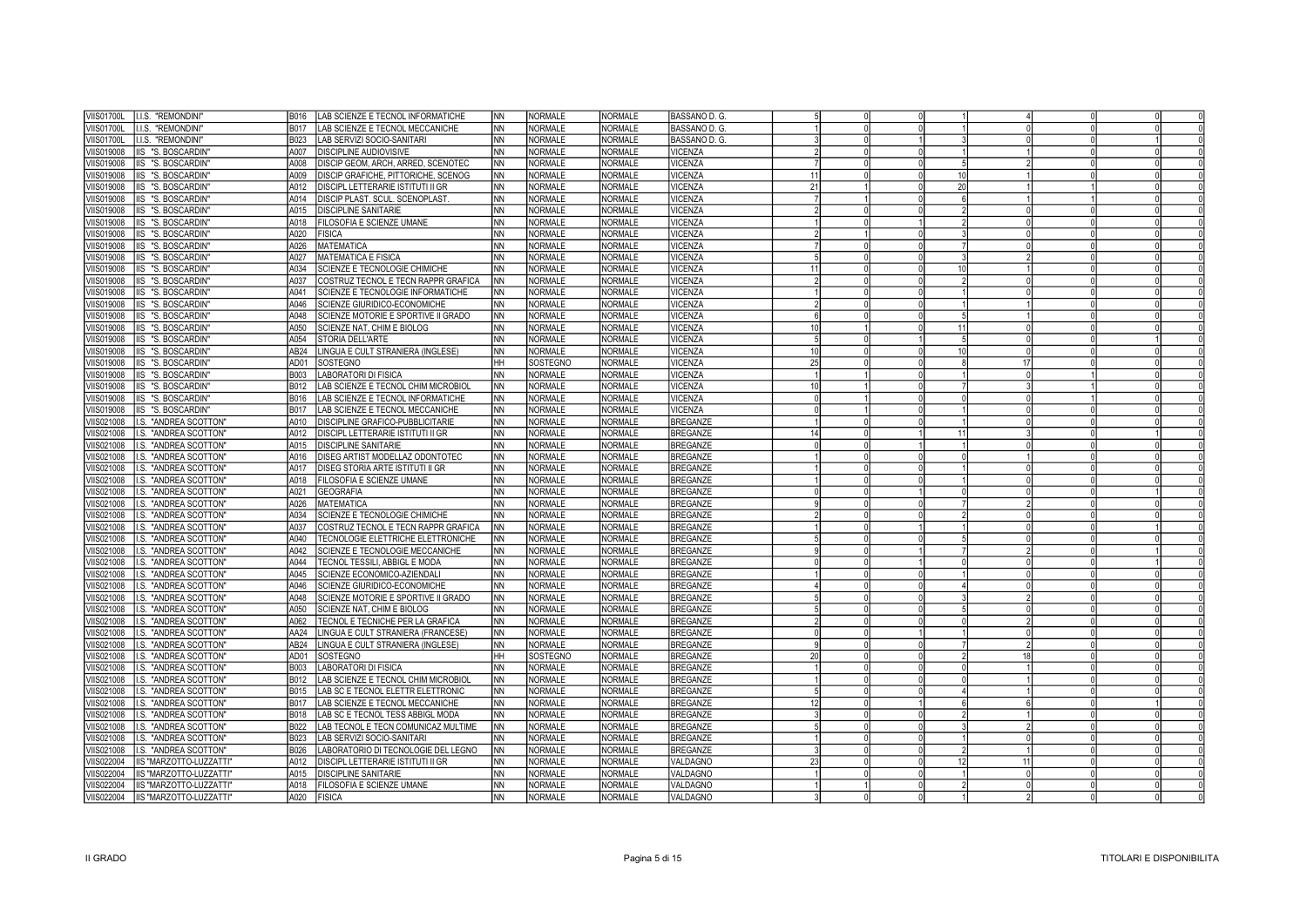| | | | | | | | | | | | | | | | | |
|---|---|---|---|---|---|---|---|---|---|---|---|---|---|---|---|---|
| VIIS01700L | I.I.S. "REMONDINI" | B016 | LAB SCIENZE E TECNOL INFORMATICHE | NN | NORMALE | NORMALE | BASSANO D. G. | 5 | 0 | 0 | 1 | 4 | 0 | 0 | 0 |
| VIIS01700L | I.I.S. "REMONDINI" | B017 | LAB SCIENZE E TECNOL MECCANICHE | NN | NORMALE | NORMALE | BASSANO D. G. | 1 | 0 | 0 | 1 | 0 | 0 | 0 | 0 |
| VIIS01700L | I.I.S. "REMONDINI" | B023 | LAB SERVIZI SOCIO-SANITARI | NN | NORMALE | NORMALE | BASSANO D. G. | 3 | 0 | 1 | 3 | 0 | 0 | 1 | 0 |
| VIIS019008 | IIS "S. BOSCARDIN" | A007 | DISCIPLINE AUDIOVISIVE | NN | NORMALE | NORMALE | VICENZA | 2 | 0 | 0 | 1 | 1 | 0 | 0 | 0 |
| VIIS019008 | IIS "S. BOSCARDIN" | A008 | DISCIP GEOM, ARCH, ARRED, SCENOTEC | NN | NORMALE | NORMALE | VICENZA | 7 | 0 | 0 | 5 | 2 | 0 | 0 | 0 |
| VIIS019008 | IIS "S. BOSCARDIN" | A009 | DISCIP GRAFICHE, PITTORICHE, SCENOG | NN | NORMALE | NORMALE | VICENZA | 11 | 0 | 0 | 10 | 1 | 0 | 0 | 0 |
| VIIS019008 | IIS "S. BOSCARDIN" | A012 | DISCIPL LETTERARIE ISTITUTI II GR | NN | NORMALE | NORMALE | VICENZA | 21 | 1 | 0 | 20 | 1 | 1 | 0 | 0 |
| VIIS019008 | IIS "S. BOSCARDIN" | A014 | DISCIP PLAST. SCUL. SCENOPLAST. | NN | NORMALE | NORMALE | VICENZA | 7 | 1 | 0 | 6 | 1 | 1 | 0 | 0 |
| VIIS019008 | IIS "S. BOSCARDIN" | A015 | DISCIPLINE SANITARIE | NN | NORMALE | NORMALE | VICENZA | 2 | 0 | 0 | 2 | 0 | 0 | 0 | 0 |
| VIIS019008 | IIS "S. BOSCARDIN" | A018 | FILOSOFIA E SCIENZE UMANE | NN | NORMALE | NORMALE | VICENZA | 1 | 0 | 1 | 2 | 0 | 0 | 0 | 0 |
| VIIS019008 | IIS "S. BOSCARDIN" | A020 | FISICA | NN | NORMALE | NORMALE | VICENZA | 2 | 1 | 0 | 3 | 0 | 0 | 0 | 0 |
| VIIS019008 | IIS "S. BOSCARDIN" | A026 | MATEMATICA | NN | NORMALE | NORMALE | VICENZA | 7 | 0 | 0 | 7 | 0 | 0 | 0 | 0 |
| VIIS019008 | IIS "S. BOSCARDIN" | A027 | MATEMATICA E FISICA | NN | NORMALE | NORMALE | VICENZA | 5 | 0 | 0 | 3 | 2 | 0 | 0 | 0 |
| VIIS019008 | IIS "S. BOSCARDIN" | A034 | SCIENZE E TECNOLOGIE CHIMICHE | NN | NORMALE | NORMALE | VICENZA | 11 | 0 | 0 | 10 | 1 | 0 | 0 | 0 |
| VIIS019008 | IIS "S. BOSCARDIN" | A037 | COSTRUZ TECNOL E TECN RAPPR GRAFICA | NN | NORMALE | NORMALE | VICENZA | 2 | 0 | 0 | 2 | 0 | 0 | 0 | 0 |
| VIIS019008 | IIS "S. BOSCARDIN" | A041 | SCIENZE E TECNOLOGIE INFORMATICHE | NN | NORMALE | NORMALE | VICENZA | 1 | 0 | 0 | 1 | 0 | 0 | 0 | 0 |
| VIIS019008 | IIS "S. BOSCARDIN" | A046 | SCIENZE GIURIDICO-ECONOMICHE | NN | NORMALE | NORMALE | VICENZA | 2 | 0 | 0 | 1 | 1 | 0 | 0 | 0 |
| VIIS019008 | IIS "S. BOSCARDIN" | A048 | SCIENZE MOTORIE E SPORTIVE II GRADO | NN | NORMALE | NORMALE | VICENZA | 6 | 0 | 0 | 5 | 1 | 0 | 0 | 0 |
| VIIS019008 | IIS "S. BOSCARDIN" | A050 | SCIENZE NAT, CHIM E BIOLOG | NN | NORMALE | NORMALE | VICENZA | 10 | 1 | 0 | 11 | 0 | 0 | 0 | 0 |
| VIIS019008 | IIS "S. BOSCARDIN" | A054 | STORIA DELL'ARTE | NN | NORMALE | NORMALE | VICENZA | 5 | 0 | 1 | 5 | 0 | 0 | 1 | 0 |
| VIIS019008 | IIS "S. BOSCARDIN" | AB24 | LINGUA E CULT STRANIERA (INGLESE) | NN | NORMALE | NORMALE | VICENZA | 10 | 0 | 0 | 10 | 0 | 0 | 0 | 0 |
| VIIS019008 | IIS "S. BOSCARDIN" | AD01 | SOSTEGNO | HH | SOSTEGNO | NORMALE | VICENZA | 25 | 0 | 0 | 8 | 17 | 0 | 0 | 0 |
| VIIS019008 | IIS "S. BOSCARDIN" | B003 | LABORATORI DI FISICA | NN | NORMALE | NORMALE | VICENZA | 1 | 1 | 0 | 1 | 0 | 1 | 0 | 0 |
| VIIS019008 | IIS "S. BOSCARDIN" | B012 | LAB SCIENZE E TECNOL CHIM MICROBIOL | NN | NORMALE | NORMALE | VICENZA | 10 | 1 | 0 | 7 | 3 | 1 | 0 | 0 |
| VIIS019008 | IIS "S. BOSCARDIN" | B016 | LAB SCIENZE E TECNOL INFORMATICHE | NN | NORMALE | NORMALE | VICENZA | 0 | 1 | 0 | 0 | 0 | 1 | 0 | 0 |
| VIIS019008 | IIS "S. BOSCARDIN" | B017 | LAB SCIENZE E TECNOL MECCANICHE | NN | NORMALE | NORMALE | VICENZA | 0 | 1 | 0 | 1 | 0 | 0 | 0 | 0 |
| VIIS021008 | I.S. "ANDREA SCOTTON" | A010 | DISCIPLINE GRAFICO-PUBBLICITARIE | NN | NORMALE | NORMALE | BREGANZE | 1 | 0 | 0 | 1 | 0 | 0 | 0 | 0 |
| VIIS021008 | I.S. "ANDREA SCOTTON" | A012 | DISCIPL LETTERARIE ISTITUTI II GR | NN | NORMALE | NORMALE | BREGANZE | 14 | 0 | 1 | 11 | 3 | 0 | 1 | 0 |
| VIIS021008 | I.S. "ANDREA SCOTTON" | A015 | DISCIPLINE SANITARIE | NN | NORMALE | NORMALE | BREGANZE | 0 | 0 | 1 | 1 | 0 | 0 | 0 | 0 |
| VIIS021008 | I.S. "ANDREA SCOTTON" | A016 | DISEG ARTIST MODELLAZ ODONTOTEC | NN | NORMALE | NORMALE | BREGANZE | 1 | 0 | 0 | 0 | 1 | 0 | 0 | 0 |
| VIIS021008 | I.S. "ANDREA SCOTTON" | A017 | DISEG STORIA ARTE ISTITUTI II GR | NN | NORMALE | NORMALE | BREGANZE | 1 | 0 | 0 | 1 | 0 | 0 | 0 | 0 |
| VIIS021008 | I.S. "ANDREA SCOTTON" | A018 | FILOSOFIA E SCIENZE UMANE | NN | NORMALE | NORMALE | BREGANZE | 1 | 0 | 0 | 1 | 0 | 0 | 0 | 0 |
| VIIS021008 | I.S. "ANDREA SCOTTON" | A021 | GEOGRAFIA | NN | NORMALE | NORMALE | BREGANZE | 0 | 0 | 1 | 0 | 0 | 0 | 1 | 0 |
| VIIS021008 | I.S. "ANDREA SCOTTON" | A026 | MATEMATICA | NN | NORMALE | NORMALE | BREGANZE | 9 | 0 | 0 | 7 | 2 | 0 | 0 | 0 |
| VIIS021008 | I.S. "ANDREA SCOTTON" | A034 | SCIENZE E TECNOLOGIE CHIMICHE | NN | NORMALE | NORMALE | BREGANZE | 2 | 0 | 0 | 2 | 0 | 0 | 0 | 0 |
| VIIS021008 | I.S. "ANDREA SCOTTON" | A037 | COSTRUZ TECNOL E TECN RAPPR GRAFICA | NN | NORMALE | NORMALE | BREGANZE | 1 | 0 | 1 | 1 | 0 | 0 | 1 | 0 |
| VIIS021008 | I.S. "ANDREA SCOTTON" | A040 | TECNOLOGIE ELETTRICHE ELETTRONICHE | NN | NORMALE | NORMALE | BREGANZE | 5 | 0 | 0 | 5 | 0 | 0 | 0 | 0 |
| VIIS021008 | I.S. "ANDREA SCOTTON" | A042 | SCIENZE E TECNOLOGIE MECCANICHE | NN | NORMALE | NORMALE | BREGANZE | 9 | 0 | 1 | 7 | 2 | 0 | 1 | 0 |
| VIIS021008 | I.S. "ANDREA SCOTTON" | A044 | TECNOL TESSILI, ABBIGL E MODA | NN | NORMALE | NORMALE | BREGANZE | 0 | 0 | 1 | 0 | 0 | 0 | 1 | 0 |
| VIIS021008 | I.S. "ANDREA SCOTTON" | A045 | SCIENZE ECONOMICO-AZIENDALI | NN | NORMALE | NORMALE | BREGANZE | 1 | 0 | 0 | 1 | 0 | 0 | 0 | 0 |
| VIIS021008 | I.S. "ANDREA SCOTTON" | A046 | SCIENZE GIURIDICO-ECONOMICHE | NN | NORMALE | NORMALE | BREGANZE | 4 | 0 | 0 | 4 | 0 | 0 | 0 | 0 |
| VIIS021008 | I.S. "ANDREA SCOTTON" | A048 | SCIENZE MOTORIE E SPORTIVE II GRADO | NN | NORMALE | NORMALE | BREGANZE | 5 | 0 | 0 | 3 | 2 | 0 | 0 | 0 |
| VIIS021008 | I.S. "ANDREA SCOTTON" | A050 | SCIENZE NAT, CHIM E BIOLOG | NN | NORMALE | NORMALE | BREGANZE | 5 | 0 | 0 | 5 | 0 | 0 | 0 | 0 |
| VIIS021008 | I.S. "ANDREA SCOTTON" | A062 | TECNOL E TECNICHE PER LA GRAFICA | NN | NORMALE | NORMALE | BREGANZE | 2 | 0 | 0 | 0 | 2 | 0 | 0 | 0 |
| VIIS021008 | I.S. "ANDREA SCOTTON" | AA24 | LINGUA E CULT STRANIERA (FRANCESE) | NN | NORMALE | NORMALE | BREGANZE | 0 | 0 | 1 | 1 | 0 | 0 | 0 | 0 |
| VIIS021008 | I.S. "ANDREA SCOTTON" | AB24 | LINGUA E CULT STRANIERA (INGLESE) | NN | NORMALE | NORMALE | BREGANZE | 9 | 0 | 0 | 7 | 2 | 0 | 0 | 0 |
| VIIS021008 | I.S. "ANDREA SCOTTON" | AD01 | SOSTEGNO | HH | SOSTEGNO | NORMALE | BREGANZE | 20 | 0 | 0 | 2 | 18 | 0 | 0 | 0 |
| VIIS021008 | I.S. "ANDREA SCOTTON" | B003 | LABORATORI DI FISICA | NN | NORMALE | NORMALE | BREGANZE | 1 | 0 | 0 | 0 | 1 | 0 | 0 | 0 |
| VIIS021008 | I.S. "ANDREA SCOTTON" | B012 | LAB SCIENZE E TECNOL CHIM MICROBIOL | NN | NORMALE | NORMALE | BREGANZE | 1 | 0 | 0 | 0 | 1 | 0 | 0 | 0 |
| VIIS021008 | I.S. "ANDREA SCOTTON" | B015 | LAB SC E TECNOL ELETTR ELETTRONIC | NN | NORMALE | NORMALE | BREGANZE | 5 | 0 | 0 | 4 | 1 | 0 | 0 | 0 |
| VIIS021008 | I.S. "ANDREA SCOTTON" | B017 | LAB SCIENZE E TECNOL MECCANICHE | NN | NORMALE | NORMALE | BREGANZE | 12 | 0 | 1 | 6 | 6 | 0 | 1 | 0 |
| VIIS021008 | I.S. "ANDREA SCOTTON" | B018 | LAB SC E TECNOL TESS ABBIGL MODA | NN | NORMALE | NORMALE | BREGANZE | 3 | 0 | 0 | 2 | 1 | 0 | 0 | 0 |
| VIIS021008 | I.S. "ANDREA SCOTTON" | B022 | LAB TECNOL E TECN COMUNICAZ MULTIME | NN | NORMALE | NORMALE | BREGANZE | 5 | 0 | 0 | 3 | 2 | 0 | 0 | 0 |
| VIIS021008 | I.S. "ANDREA SCOTTON" | B023 | LAB SERVIZI SOCIO-SANITARI | NN | NORMALE | NORMALE | BREGANZE | 1 | 0 | 0 | 1 | 0 | 0 | 0 | 0 |
| VIIS021008 | I.S. "ANDREA SCOTTON" | B026 | LABORATORIO DI TECNOLOGIE DEL LEGNO | NN | NORMALE | NORMALE | BREGANZE | 3 | 0 | 0 | 2 | 1 | 0 | 0 | 0 |
| VIIS022004 | IIS "MARZOTTO-LUZZATTI" | A012 | DISCIPL LETTERARIE ISTITUTI II GR | NN | NORMALE | NORMALE | VALDAGNO | 23 | 0 | 0 | 12 | 11 | 0 | 0 | 0 |
| VIIS022004 | IIS "MARZOTTO-LUZZATTI" | A015 | DISCIPLINE SANITARIE | NN | NORMALE | NORMALE | VALDAGNO | 1 | 0 | 0 | 1 | 0 | 0 | 0 | 0 |
| VIIS022004 | IIS "MARZOTTO-LUZZATTI" | A018 | FILOSOFIA E SCIENZE UMANE | NN | NORMALE | NORMALE | VALDAGNO | 1 | 1 | 0 | 2 | 0 | 0 | 0 | 0 |
| VIIS022004 | IIS "MARZOTTO-LUZZATTI" | A020 | FISICA | NN | NORMALE | NORMALE | VALDAGNO | 3 | 0 | 0 | 1 | 2 | 0 | 0 | 0 |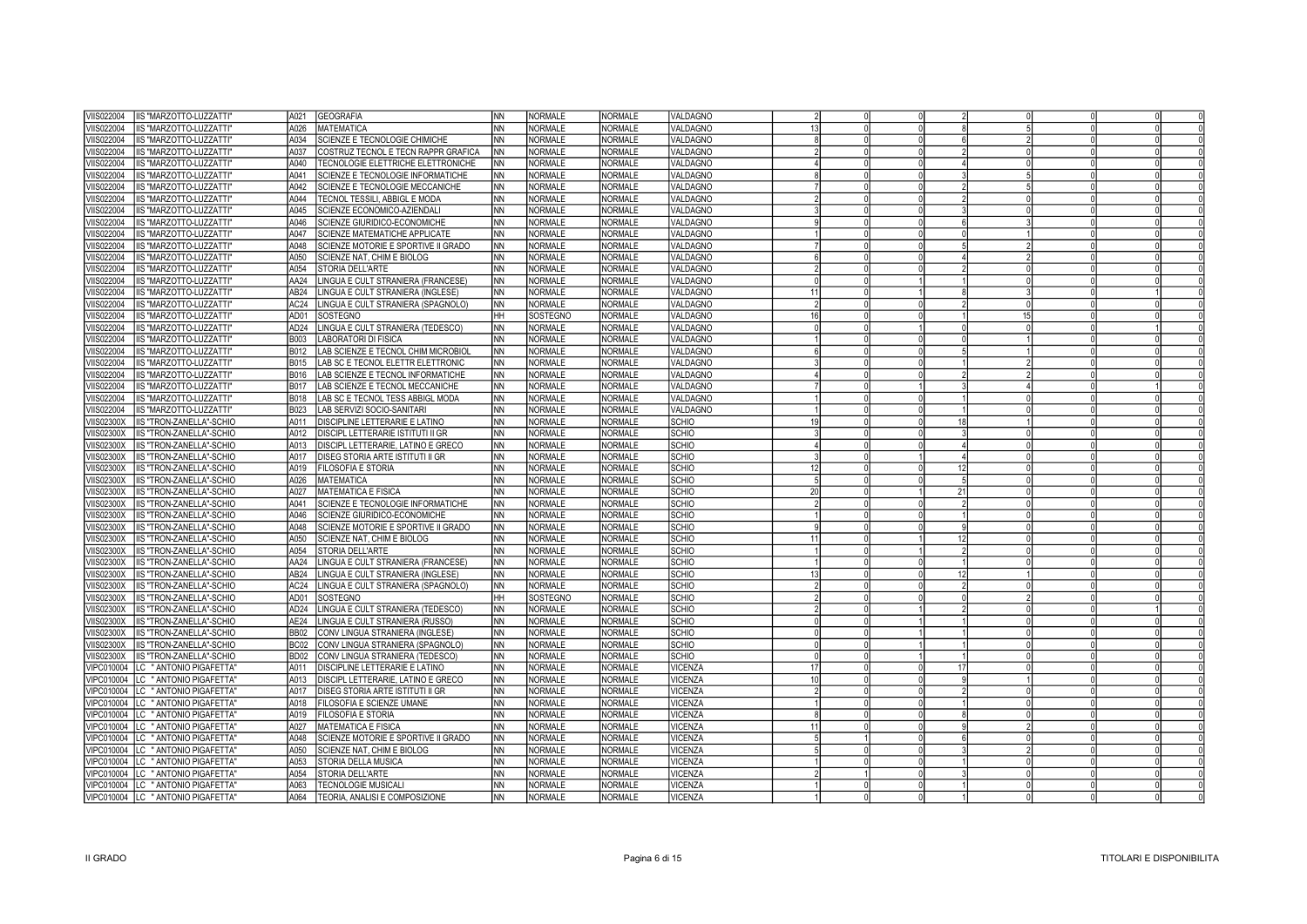| | | | | | | | | | | | | | | | |
|---|---|---|---|---|---|---|---|---|---|---|---|---|---|---|---|
| VIIS022004 | IIS "MARZOTTO-LUZZATTI" | A021 | GEOGRAFIA | NN | NORMALE | NORMALE | VALDAGNO | 2 | 0 | 0 | 2 | 0 | 0 | 0 | 0 |
| VIIS022004 | IIS "MARZOTTO-LUZZATTI" | A026 | MATEMATICA | NN | NORMALE | NORMALE | VALDAGNO | 13 | 0 | 0 | 8 | 5 | 0 | 0 | 0 |
| VIIS022004 | IIS "MARZOTTO-LUZZATTI" | A034 | SCIENZE E TECNOLOGIE CHIMICHE | NN | NORMALE | NORMALE | VALDAGNO | 8 | 0 | 0 | 6 | 2 | 0 | 0 | 0 |
| VIIS022004 | IIS "MARZOTTO-LUZZATTI" | A037 | COSTRUZ TECNOL E TECN RAPPR GRAFICA | NN | NORMALE | NORMALE | VALDAGNO | 2 | 0 | 0 | 2 | 0 | 0 | 0 | 0 |
| VIIS022004 | IIS "MARZOTTO-LUZZATTI" | A040 | TECNOLOGIE ELETTRICHE ELETTRONICHE | NN | NORMALE | NORMALE | VALDAGNO | 4 | 0 | 0 | 4 | 0 | 0 | 0 | 0 |
| VIIS022004 | IIS "MARZOTTO-LUZZATTI" | A041 | SCIENZE E TECNOLOGIE INFORMATICHE | NN | NORMALE | NORMALE | VALDAGNO | 8 | 0 | 0 | 3 | 5 | 0 | 0 | 0 |
| VIIS022004 | IIS "MARZOTTO-LUZZATTI" | A042 | SCIENZE E TECNOLOGIE MECCANICHE | NN | NORMALE | NORMALE | VALDAGNO | 7 | 0 | 0 | 2 | 5 | 0 | 0 | 0 |
| VIIS022004 | IIS "MARZOTTO-LUZZATTI" | A044 | TECNOL TESSILI, ABBIGL E MODA | NN | NORMALE | NORMALE | VALDAGNO | 2 | 0 | 0 | 2 | 0 | 0 | 0 | 0 |
| VIIS022004 | IIS "MARZOTTO-LUZZATTI" | A045 | SCIENZE ECONOMICO-AZIENDALI | NN | NORMALE | NORMALE | VALDAGNO | 3 | 0 | 0 | 3 | 0 | 0 | 0 | 0 |
| VIIS022004 | IIS "MARZOTTO-LUZZATTI" | A046 | SCIENZE GIURIDICO-ECONOMICHE | NN | NORMALE | NORMALE | VALDAGNO | 9 | 0 | 0 | 6 | 3 | 0 | 0 | 0 |
| VIIS022004 | IIS "MARZOTTO-LUZZATTI" | A047 | SCIENZE MATEMATICHE APPLICATE | NN | NORMALE | NORMALE | VALDAGNO | 1 | 0 | 0 | 0 | 1 | 0 | 0 | 0 |
| VIIS022004 | IIS "MARZOTTO-LUZZATTI" | A048 | SCIENZE MOTORIE E SPORTIVE II GRADO | NN | NORMALE | NORMALE | VALDAGNO | 7 | 0 | 0 | 5 | 2 | 0 | 0 | 0 |
| VIIS022004 | IIS "MARZOTTO-LUZZATTI" | A050 | SCIENZE NAT, CHIM E BIOLOG | NN | NORMALE | NORMALE | VALDAGNO | 6 | 0 | 0 | 4 | 2 | 0 | 0 | 0 |
| VIIS022004 | IIS "MARZOTTO-LUZZATTI" | A054 | STORIA DELL'ARTE | NN | NORMALE | NORMALE | VALDAGNO | 2 | 0 | 0 | 2 | 0 | 0 | 0 | 0 |
| VIIS022004 | IIS "MARZOTTO-LUZZATTI" | AA24 | LINGUA E CULT STRANIERA (FRANCESE) | NN | NORMALE | NORMALE | VALDAGNO | 0 | 0 | 1 | 1 | 0 | 0 | 0 | 0 |
| VIIS022004 | IIS "MARZOTTO-LUZZATTI" | AB24 | LINGUA E CULT STRANIERA (INGLESE) | NN | NORMALE | NORMALE | VALDAGNO | 11 | 0 | 1 | 8 | 3 | 0 | 1 | 0 |
| VIIS022004 | IIS "MARZOTTO-LUZZATTI" | AC24 | LINGUA E CULT STRANIERA (SPAGNOLO) | NN | NORMALE | NORMALE | VALDAGNO | 2 | 0 | 0 | 2 | 0 | 0 | 0 | 0 |
| VIIS022004 | IIS "MARZOTTO-LUZZATTI" | AD01 | SOSTEGNO | HH | SOSTEGNO | NORMALE | VALDAGNO | 16 | 0 | 0 | 1 | 15 | 0 | 0 | 0 |
| VIIS022004 | IIS "MARZOTTO-LUZZATTI" | AD24 | LINGUA E CULT STRANIERA (TEDESCO) | NN | NORMALE | NORMALE | VALDAGNO | 0 | 0 | 1 | 0 | 0 | 0 | 1 | 0 |
| VIIS022004 | IIS "MARZOTTO-LUZZATTI" | B003 | LABORATORI DI FISICA | NN | NORMALE | NORMALE | VALDAGNO | 1 | 0 | 0 | 0 | 1 | 0 | 0 | 0 |
| VIIS022004 | IIS "MARZOTTO-LUZZATTI" | B012 | LAB SCIENZE E TECNOL CHIM MICROBIOL | NN | NORMALE | NORMALE | VALDAGNO | 6 | 0 | 0 | 5 | 1 | 0 | 0 | 0 |
| VIIS022004 | IIS "MARZOTTO-LUZZATTI" | B015 | LAB SC E TECNOL ELETTR ELETTRONIC | NN | NORMALE | NORMALE | VALDAGNO | 3 | 0 | 0 | 1 | 2 | 0 | 0 | 0 |
| VIIS022004 | IIS "MARZOTTO-LUZZATTI" | B016 | LAB SCIENZE E TECNOL INFORMATICHE | NN | NORMALE | NORMALE | VALDAGNO | 4 | 0 | 0 | 2 | 2 | 0 | 0 | 0 |
| VIIS022004 | IIS "MARZOTTO-LUZZATTI" | B017 | LAB SCIENZE E TECNOL MECCANICHE | NN | NORMALE | NORMALE | VALDAGNO | 7 | 0 | 1 | 3 | 4 | 0 | 1 | 0 |
| VIIS022004 | IIS "MARZOTTO-LUZZATTI" | B018 | LAB SC E TECNOL TESS ABBIGL MODA | NN | NORMALE | NORMALE | VALDAGNO | 1 | 0 | 0 | 1 | 0 | 0 | 0 | 0 |
| VIIS022004 | IIS "MARZOTTO-LUZZATTI" | B023 | LAB SERVIZI SOCIO-SANITARI | NN | NORMALE | NORMALE | VALDAGNO | 1 | 0 | 0 | 1 | 0 | 0 | 0 | 0 |
| VIIS02300X | IIS "TRON-ZANELLA"-SCHIO | A011 | DISCIPLINE LETTERARIE E LATINO | NN | NORMALE | NORMALE | SCHIO | 19 | 0 | 0 | 18 | 1 | 0 | 0 | 0 |
| VIIS02300X | IIS "TRON-ZANELLA"-SCHIO | A012 | DISCIPL LETTERARIE ISTITUTI II GR | NN | NORMALE | NORMALE | SCHIO | 3 | 0 | 0 | 3 | 0 | 0 | 0 | 0 |
| VIIS02300X | IIS "TRON-ZANELLA"-SCHIO | A013 | DISCIPL LETTERARIE, LATINO E GRECO | NN | NORMALE | NORMALE | SCHIO | 4 | 0 | 0 | 4 | 0 | 0 | 0 | 0 |
| VIIS02300X | IIS "TRON-ZANELLA"-SCHIO | A017 | DISEG STORIA ARTE ISTITUTI II GR | NN | NORMALE | NORMALE | SCHIO | 3 | 0 | 1 | 4 | 0 | 0 | 0 | 0 |
| VIIS02300X | IIS "TRON-ZANELLA"-SCHIO | A019 | FILOSOFIA E STORIA | NN | NORMALE | NORMALE | SCHIO | 12 | 0 | 0 | 12 | 0 | 0 | 0 | 0 |
| VIIS02300X | IIS "TRON-ZANELLA"-SCHIO | A026 | MATEMATICA | NN | NORMALE | NORMALE | SCHIO | 5 | 0 | 0 | 5 | 0 | 0 | 0 | 0 |
| VIIS02300X | IIS "TRON-ZANELLA"-SCHIO | A027 | MATEMATICA E FISICA | NN | NORMALE | NORMALE | SCHIO | 20 | 0 | 1 | 21 | 0 | 0 | 0 | 0 |
| VIIS02300X | IIS "TRON-ZANELLA"-SCHIO | A041 | SCIENZE E TECNOLOGIE INFORMATICHE | NN | NORMALE | NORMALE | SCHIO | 2 | 0 | 0 | 2 | 0 | 0 | 0 | 0 |
| VIIS02300X | IIS "TRON-ZANELLA"-SCHIO | A046 | SCIENZE GIURIDICO-ECONOMICHE | NN | NORMALE | NORMALE | SCHIO | 1 | 0 | 0 | 1 | 0 | 0 | 0 | 0 |
| VIIS02300X | IIS "TRON-ZANELLA"-SCHIO | A048 | SCIENZE MOTORIE E SPORTIVE II GRADO | NN | NORMALE | NORMALE | SCHIO | 9 | 0 | 0 | 9 | 0 | 0 | 0 | 0 |
| VIIS02300X | IIS "TRON-ZANELLA"-SCHIO | A050 | SCIENZE NAT, CHIM E BIOLOG | NN | NORMALE | NORMALE | SCHIO | 11 | 0 | 1 | 12 | 0 | 0 | 0 | 0 |
| VIIS02300X | IIS "TRON-ZANELLA"-SCHIO | A054 | STORIA DELL'ARTE | NN | NORMALE | NORMALE | SCHIO | 1 | 0 | 1 | 2 | 0 | 0 | 0 | 0 |
| VIIS02300X | IIS "TRON-ZANELLA"-SCHIO | AA24 | LINGUA E CULT STRANIERA (FRANCESE) | NN | NORMALE | NORMALE | SCHIO | 1 | 0 | 0 | 1 | 0 | 0 | 0 | 0 |
| VIIS02300X | IIS "TRON-ZANELLA"-SCHIO | AB24 | LINGUA E CULT STRANIERA (INGLESE) | NN | NORMALE | NORMALE | SCHIO | 13 | 0 | 0 | 12 | 1 | 0 | 0 | 0 |
| VIIS02300X | IIS "TRON-ZANELLA"-SCHIO | AC24 | LINGUA E CULT STRANIERA (SPAGNOLO) | NN | NORMALE | NORMALE | SCHIO | 2 | 0 | 0 | 2 | 0 | 0 | 0 | 0 |
| VIIS02300X | IIS "TRON-ZANELLA"-SCHIO | AD01 | SOSTEGNO | HH | SOSTEGNO | NORMALE | SCHIO | 2 | 0 | 0 | 0 | 2 | 0 | 0 | 0 |
| VIIS02300X | IIS "TRON-ZANELLA"-SCHIO | AD24 | LINGUA E CULT STRANIERA (TEDESCO) | NN | NORMALE | NORMALE | SCHIO | 2 | 0 | 1 | 2 | 0 | 0 | 1 | 0 |
| VIIS02300X | IIS "TRON-ZANELLA"-SCHIO | AE24 | LINGUA E CULT STRANIERA (RUSSO) | NN | NORMALE | NORMALE | SCHIO | 0 | 0 | 1 | 1 | 0 | 0 | 0 | 0 |
| VIIS02300X | IIS "TRON-ZANELLA"-SCHIO | BB02 | CONV LINGUA STRANIERA (INGLESE) | NN | NORMALE | NORMALE | SCHIO | 0 | 0 | 1 | 1 | 0 | 0 | 0 | 0 |
| VIIS02300X | IIS "TRON-ZANELLA"-SCHIO | BC02 | CONV LINGUA STRANIERA (SPAGNOLO) | NN | NORMALE | NORMALE | SCHIO | 0 | 0 | 1 | 1 | 0 | 0 | 0 | 0 |
| VIIS02300X | IIS "TRON-ZANELLA"-SCHIO | BD02 | CONV LINGUA STRANIERA (TEDESCO) | NN | NORMALE | NORMALE | SCHIO | 0 | 0 | 1 | 1 | 0 | 0 | 0 | 0 |
| VIPC010004 | LC " ANTONIO PIGAFETTA" | A011 | DISCIPLINE LETTERARIE E LATINO | NN | NORMALE | NORMALE | VICENZA | 17 | 0 | 0 | 17 | 0 | 0 | 0 | 0 |
| VIPC010004 | LC " ANTONIO PIGAFETTA" | A013 | DISCIPL LETTERARIE, LATINO E GRECO | NN | NORMALE | NORMALE | VICENZA | 10 | 0 | 0 | 9 | 1 | 0 | 0 | 0 |
| VIPC010004 | LC " ANTONIO PIGAFETTA" | A017 | DISEG STORIA ARTE ISTITUTI II GR | NN | NORMALE | NORMALE | VICENZA | 2 | 0 | 0 | 2 | 0 | 0 | 0 | 0 |
| VIPC010004 | LC " ANTONIO PIGAFETTA" | A018 | FILOSOFIA E SCIENZE UMANE | NN | NORMALE | NORMALE | VICENZA | 1 | 0 | 0 | 1 | 0 | 0 | 0 | 0 |
| VIPC010004 | LC " ANTONIO PIGAFETTA" | A019 | FILOSOFIA E STORIA | NN | NORMALE | NORMALE | VICENZA | 8 | 0 | 0 | 8 | 0 | 0 | 0 | 0 |
| VIPC010004 | LC " ANTONIO PIGAFETTA" | A027 | MATEMATICA E FISICA | NN | NORMALE | NORMALE | VICENZA | 11 | 0 | 0 | 9 | 2 | 0 | 0 | 0 |
| VIPC010004 | LC " ANTONIO PIGAFETTA" | A048 | SCIENZE MOTORIE E SPORTIVE II GRADO | NN | NORMALE | NORMALE | VICENZA | 5 | 1 | 0 | 6 | 0 | 0 | 0 | 0 |
| VIPC010004 | LC " ANTONIO PIGAFETTA" | A050 | SCIENZE NAT, CHIM E BIOLOG | NN | NORMALE | NORMALE | VICENZA | 5 | 0 | 0 | 3 | 2 | 0 | 0 | 0 |
| VIPC010004 | LC " ANTONIO PIGAFETTA" | A053 | STORIA DELLA MUSICA | NN | NORMALE | NORMALE | VICENZA | 1 | 0 | 0 | 1 | 0 | 0 | 0 | 0 |
| VIPC010004 | LC " ANTONIO PIGAFETTA" | A054 | STORIA DELL'ARTE | NN | NORMALE | NORMALE | VICENZA | 2 | 1 | 0 | 3 | 0 | 0 | 0 | 0 |
| VIPC010004 | LC " ANTONIO PIGAFETTA" | A063 | TECNOLOGIE MUSICALI | NN | NORMALE | NORMALE | VICENZA | 1 | 0 | 0 | 1 | 0 | 0 | 0 | 0 |
| VIPC010004 | LC " ANTONIO PIGAFETTA" | A064 | TEORIA, ANALISI E COMPOSIZIONE | NN | NORMALE | NORMALE | VICENZA | 1 | 0 | 0 | 1 | 0 | 0 | 0 | 0 |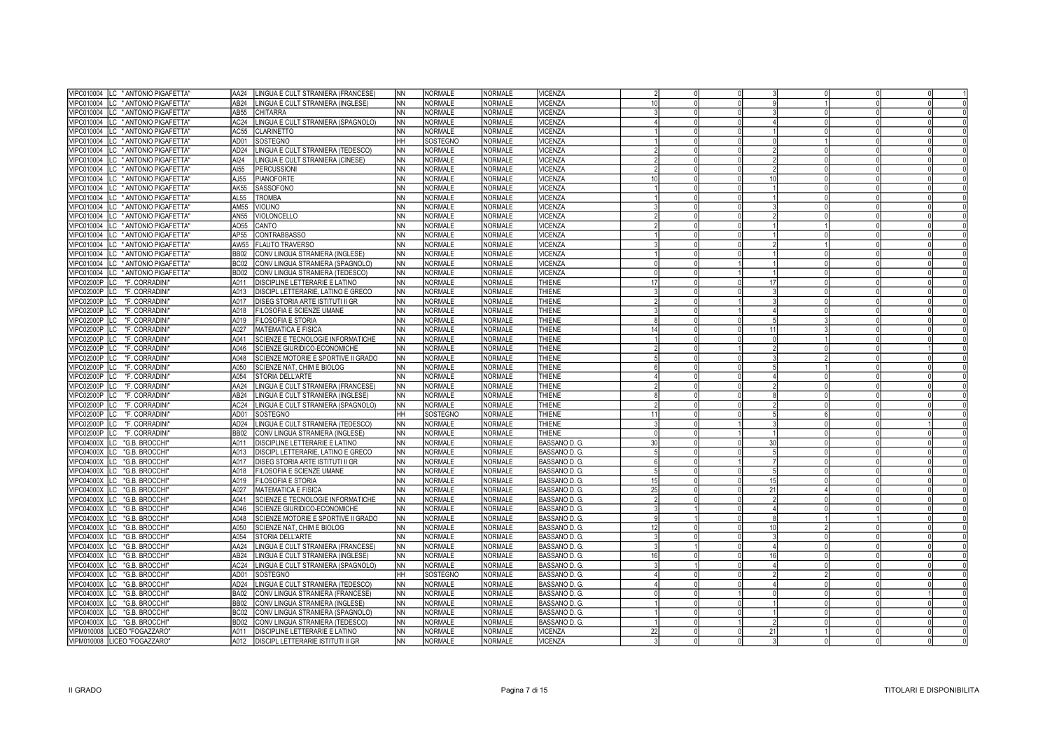| | | | | | | | | | | | | | | | |
|---|---|---|---|---|---|---|---|---|---|---|---|---|---|---|---|
| VIPC010004 | LC " ANTONIO PIGAFETTA" | AA24 | LINGUA E CULT STRANIERA (FRANCESE) | NN | NORMALE | NORMALE | VICENZA | 2 | 0 | 0 | 3 | 0 | 0 | 0 | 1 |
| VIPC010004 | LC " ANTONIO PIGAFETTA" | AB24 | LINGUA E CULT STRANIERA (INGLESE) | NN | NORMALE | NORMALE | VICENZA | 10 | 0 | 0 | 9 | 1 | 0 | 0 | 0 |
| VIPC010004 | LC " ANTONIO PIGAFETTA" | AB55 | CHITARRA | NN | NORMALE | NORMALE | VICENZA | 3 | 0 | 0 | 3 | 0 | 0 | 0 | 0 |
| VIPC010004 | LC " ANTONIO PIGAFETTA" | AC24 | LINGUA E CULT STRANIERA (SPAGNOLO) | NN | NORMALE | NORMALE | VICENZA | 4 | 0 | 0 | 4 | 0 | 0 | 0 | 0 |
| VIPC010004 | LC " ANTONIO PIGAFETTA" | AC55 | CLARINETTO | NN | NORMALE | NORMALE | VICENZA | 1 | 0 | 0 | 1 | 0 | 0 | 0 | 0 |
| VIPC010004 | LC " ANTONIO PIGAFETTA" | AD01 | SOSTEGNO | HH | SOSTEGNO | NORMALE | VICENZA | 1 | 0 | 0 | 0 | 1 | 0 | 0 | 0 |
| VIPC010004 | LC " ANTONIO PIGAFETTA" | AD24 | LINGUA E CULT STRANIERA (TEDESCO) | NN | NORMALE | NORMALE | VICENZA | 2 | 0 | 0 | 2 | 0 | 0 | 0 | 0 |
| VIPC010004 | LC " ANTONIO PIGAFETTA" | AI24 | LINGUA E CULT STRANIERA (CINESE) | NN | NORMALE | NORMALE | VICENZA | 2 | 0 | 0 | 2 | 0 | 0 | 0 | 0 |
| VIPC010004 | LC " ANTONIO PIGAFETTA" | AI55 | PERCUSSIONI | NN | NORMALE | NORMALE | VICENZA | 2 | 0 | 0 | 2 | 0 | 0 | 0 | 0 |
| VIPC010004 | LC " ANTONIO PIGAFETTA" | AJ55 | PIANOFORTE | NN | NORMALE | NORMALE | VICENZA | 10 | 0 | 0 | 10 | 0 | 0 | 0 | 0 |
| VIPC010004 | LC " ANTONIO PIGAFETTA" | AK55 | SASSOFONO | NN | NORMALE | NORMALE | VICENZA | 1 | 0 | 0 | 1 | 0 | 0 | 0 | 0 |
| VIPC010004 | LC " ANTONIO PIGAFETTA" | AL55 | TROMBA | NN | NORMALE | NORMALE | VICENZA | 1 | 0 | 0 | 1 | 0 | 0 | 0 | 0 |
| VIPC010004 | LC " ANTONIO PIGAFETTA" | AM55 | VIOLINO | NN | NORMALE | NORMALE | VICENZA | 3 | 0 | 0 | 3 | 0 | 0 | 0 | 0 |
| VIPC010004 | LC " ANTONIO PIGAFETTA" | AN55 | VIOLONCELLO | NN | NORMALE | NORMALE | VICENZA | 2 | 0 | 0 | 2 | 0 | 0 | 0 | 0 |
| VIPC010004 | LC " ANTONIO PIGAFETTA" | AO55 | CANTO | NN | NORMALE | NORMALE | VICENZA | 2 | 0 | 0 | 1 | 1 | 0 | 0 | 0 |
| VIPC010004 | LC " ANTONIO PIGAFETTA" | AP55 | CONTRABBASSO | NN | NORMALE | NORMALE | VICENZA | 1 | 0 | 0 | 1 | 0 | 0 | 0 | 0 |
| VIPC010004 | LC " ANTONIO PIGAFETTA" | AW55 | FLAUTO TRAVERSO | NN | NORMALE | NORMALE | VICENZA | 3 | 0 | 0 | 2 | 1 | 0 | 0 | 0 |
| VIPC010004 | LC " ANTONIO PIGAFETTA" | BB02 | CONV LINGUA STRANIERA (INGLESE) | NN | NORMALE | NORMALE | VICENZA | 1 | 0 | 0 | 1 | 0 | 0 | 0 | 0 |
| VIPC010004 | LC " ANTONIO PIGAFETTA" | BC02 | CONV LINGUA STRANIERA (SPAGNOLO) | NN | NORMALE | NORMALE | VICENZA | 0 | 0 | 1 | 1 | 0 | 0 | 0 | 0 |
| VIPC010004 | LC " ANTONIO PIGAFETTA" | BD02 | CONV LINGUA STRANIERA (TEDESCO) | NN | NORMALE | NORMALE | VICENZA | 0 | 0 | 1 | 1 | 0 | 0 | 0 | 0 |
| VIPC02000P | LC "F. CORRADINI" | A011 | DISCIPLINE LETTERARIE E LATINO | NN | NORMALE | NORMALE | THIENE | 17 | 0 | 0 | 17 | 0 | 0 | 0 | 0 |
| VIPC02000P | LC "F. CORRADINI" | A013 | DISCIPL LETTERARIE, LATINO E GRECO | NN | NORMALE | NORMALE | THIENE | 3 | 0 | 0 | 3 | 0 | 0 | 0 | 0 |
| VIPC02000P | LC "F. CORRADINI" | A017 | DISEG STORIA ARTE ISTITUTI II GR | NN | NORMALE | NORMALE | THIENE | 2 | 0 | 1 | 3 | 0 | 0 | 0 | 0 |
| VIPC02000P | LC "F. CORRADINI" | A018 | FILOSOFIA E SCIENZE UMANE | NN | NORMALE | NORMALE | THIENE | 3 | 0 | 1 | 4 | 0 | 0 | 0 | 0 |
| VIPC02000P | LC "F. CORRADINI" | A019 | FILOSOFIA E STORIA | NN | NORMALE | NORMALE | THIENE | 8 | 0 | 0 | 5 | 3 | 0 | 0 | 0 |
| VIPC02000P | LC "F. CORRADINI" | A027 | MATEMATICA E FISICA | NN | NORMALE | NORMALE | THIENE | 14 | 0 | 0 | 11 | 3 | 0 | 0 | 0 |
| VIPC02000P | LC "F. CORRADINI" | A041 | SCIENZE E TECNOLOGIE INFORMATICHE | NN | NORMALE | NORMALE | THIENE | 1 | 0 | 0 | 0 | 1 | 0 | 0 | 0 |
| VIPC02000P | LC "F. CORRADINI" | A046 | SCIENZE GIURIDICO-ECONOMICHE | NN | NORMALE | NORMALE | THIENE | 2 | 0 | 1 | 2 | 0 | 0 | 1 | 0 |
| VIPC02000P | LC "F. CORRADINI" | A048 | SCIENZE MOTORIE E SPORTIVE II GRADO | NN | NORMALE | NORMALE | THIENE | 5 | 0 | 0 | 3 | 2 | 0 | 0 | 0 |
| VIPC02000P | LC "F. CORRADINI" | A050 | SCIENZE NAT, CHIM E BIOLOG | NN | NORMALE | NORMALE | THIENE | 6 | 0 | 0 | 5 | 1 | 0 | 0 | 0 |
| VIPC02000P | LC "F. CORRADINI" | A054 | STORIA DELL'ARTE | NN | NORMALE | NORMALE | THIENE | 4 | 0 | 0 | 4 | 0 | 0 | 0 | 0 |
| VIPC02000P | LC "F. CORRADINI" | AA24 | LINGUA E CULT STRANIERA (FRANCESE) | NN | NORMALE | NORMALE | THIENE | 2 | 0 | 0 | 2 | 0 | 0 | 0 | 0 |
| VIPC02000P | LC "F. CORRADINI" | AB24 | LINGUA E CULT STRANIERA (INGLESE) | NN | NORMALE | NORMALE | THIENE | 8 | 0 | 0 | 8 | 0 | 0 | 0 | 0 |
| VIPC02000P | LC "F. CORRADINI" | AC24 | LINGUA E CULT STRANIERA (SPAGNOLO) | NN | NORMALE | NORMALE | THIENE | 2 | 0 | 0 | 2 | 0 | 0 | 0 | 0 |
| VIPC02000P | LC "F. CORRADINI" | AD01 | SOSTEGNO | HH | SOSTEGNO | NORMALE | THIENE | 11 | 0 | 0 | 5 | 6 | 0 | 0 | 0 |
| VIPC02000P | LC "F. CORRADINI" | AD24 | LINGUA E CULT STRANIERA (TEDESCO) | NN | NORMALE | NORMALE | THIENE | 3 | 0 | 1 | 3 | 0 | 0 | 1 | 0 |
| VIPC02000P | LC "F. CORRADINI" | BB02 | CONV LINGUA STRANIERA (INGLESE) | NN | NORMALE | NORMALE | THIENE | 0 | 0 | 1 | 1 | 0 | 0 | 0 | 0 |
| VIPC04000X | LC "G.B. BROCCHI" | A011 | DISCIPLINE LETTERARIE E LATINO | NN | NORMALE | NORMALE | BASSANO D. G. | 30 | 0 | 0 | 30 | 0 | 0 | 0 | 0 |
| VIPC04000X | LC "G.B. BROCCHI" | A013 | DISCIPL LETTERARIE, LATINO E GRECO | NN | NORMALE | NORMALE | BASSANO D. G. | 5 | 0 | 0 | 5 | 0 | 0 | 0 | 0 |
| VIPC04000X | LC "G.B. BROCCHI" | A017 | DISEG STORIA ARTE ISTITUTI II GR | NN | NORMALE | NORMALE | BASSANO D. G. | 6 | 0 | 1 | 7 | 0 | 0 | 0 | 0 |
| VIPC04000X | LC "G.B. BROCCHI" | A018 | FILOSOFIA E SCIENZE UMANE | NN | NORMALE | NORMALE | BASSANO D. G. | 5 | 0 | 0 | 5 | 0 | 0 | 0 | 0 |
| VIPC04000X | LC "G.B. BROCCHI" | A019 | FILOSOFIA E STORIA | NN | NORMALE | NORMALE | BASSANO D. G. | 15 | 0 | 0 | 15 | 0 | 0 | 0 | 0 |
| VIPC04000X | LC "G.B. BROCCHI" | A027 | MATEMATICA E FISICA | NN | NORMALE | NORMALE | BASSANO D. G. | 25 | 0 | 0 | 21 | 4 | 0 | 0 | 0 |
| VIPC04000X | LC "G.B. BROCCHI" | A041 | SCIENZE E TECNOLOGIE INFORMATICHE | NN | NORMALE | NORMALE | BASSANO D. G. | 2 | 0 | 0 | 2 | 0 | 0 | 0 | 0 |
| VIPC04000X | LC "G.B. BROCCHI" | A046 | SCIENZE GIURIDICO-ECONOMICHE | NN | NORMALE | NORMALE | BASSANO D. G. | 3 | 0 | 1 | 4 | 0 | 0 | 0 | 0 |
| VIPC04000X | LC "G.B. BROCCHI" | A048 | SCIENZE MOTORIE E SPORTIVE II GRADO | NN | NORMALE | NORMALE | BASSANO D. G. | 9 | 1 | 0 | 8 | 1 | 1 | 0 | 0 |
| VIPC04000X | LC "G.B. BROCCHI" | A050 | SCIENZE NAT, CHIM E BIOLOG | NN | NORMALE | NORMALE | BASSANO D. G. | 12 | 0 | 0 | 10 | 2 | 0 | 0 | 0 |
| VIPC04000X | LC "G.B. BROCCHI" | A054 | STORIA DELL'ARTE | NN | NORMALE | NORMALE | BASSANO D. G. | 3 | 0 | 0 | 3 | 0 | 0 | 0 | 0 |
| VIPC04000X | LC "G.B. BROCCHI" | AA24 | LINGUA E CULT STRANIERA (FRANCESE) | NN | NORMALE | NORMALE | BASSANO D. G. | 3 | 1 | 0 | 4 | 0 | 0 | 0 | 0 |
| VIPC04000X | LC "G.B. BROCCHI" | AB24 | LINGUA E CULT STRANIERA (INGLESE) | NN | NORMALE | NORMALE | BASSANO D. G. | 16 | 0 | 0 | 16 | 0 | 0 | 0 | 0 |
| VIPC04000X | LC "G.B. BROCCHI" | AC24 | LINGUA E CULT STRANIERA (SPAGNOLO) | NN | NORMALE | NORMALE | BASSANO D. G. | 3 | 1 | 0 | 4 | 0 | 0 | 0 | 0 |
| VIPC04000X | LC "G.B. BROCCHI" | AD01 | SOSTEGNO | HH | SOSTEGNO | NORMALE | BASSANO D. G. | 4 | 0 | 0 | 2 | 2 | 0 | 0 | 0 |
| VIPC04000X | LC "G.B. BROCCHI" | AD24 | LINGUA E CULT STRANIERA (TEDESCO) | NN | NORMALE | NORMALE | BASSANO D. G. | 4 | 0 | 0 | 4 | 0 | 0 | 0 | 0 |
| VIPC04000X | LC "G.B. BROCCHI" | BA02 | CONV LINGUA STRANIERA (FRANCESE) | NN | NORMALE | NORMALE | BASSANO D. G. | 0 | 0 | 1 | 0 | 0 | 0 | 1 | 0 |
| VIPC04000X | LC "G.B. BROCCHI" | BB02 | CONV LINGUA STRANIERA (INGLESE) | NN | NORMALE | NORMALE | BASSANO D. G. | 1 | 0 | 0 | 1 | 0 | 0 | 0 | 0 |
| VIPC04000X | LC "G.B. BROCCHI" | BC02 | CONV LINGUA STRANIERA (SPAGNOLO) | NN | NORMALE | NORMALE | BASSANO D. G. | 1 | 0 | 0 | 1 | 0 | 0 | 0 | 0 |
| VIPC04000X | LC "G.B. BROCCHI" | BD02 | CONV LINGUA STRANIERA (TEDESCO) | NN | NORMALE | NORMALE | BASSANO D. G. | 1 | 0 | 1 | 2 | 0 | 0 | 0 | 0 |
| VIPM010008 | LICEO "FOGAZZARO" | A011 | DISCIPLINE LETTERARIE E LATINO | NN | NORMALE | NORMALE | VICENZA | 22 | 0 | 0 | 21 | 1 | 0 | 0 | 0 |
| VIPM010008 | LICEO "FOGAZZARO" | A012 | DISCIPL LETTERARIE ISTITUTI II GR | NN | NORMALE | NORMALE | VICENZA | 3 | 0 | 0 | 3 | 0 | 0 | 0 | 0 |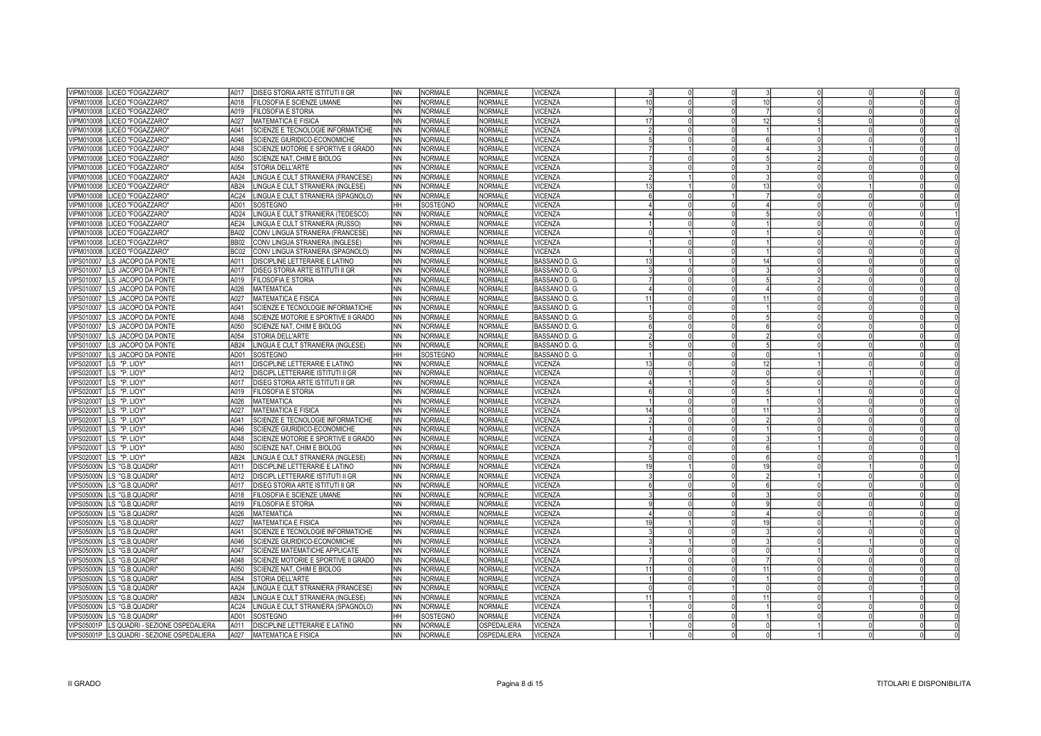| | | | | | | | | | | | | | | | |
|---|---|---|---|---|---|---|---|---|---|---|---|---|---|---|---|
| VIPM010008 | LICEO "FOGAZZARO" | A017 | DISEG STORIA ARTE ISTITUTI II GR | NN | NORMALE | NORMALE | VICENZA | 3 | 0 | 0 | 3 | 0 | 0 | 0 | 0 |
| VIPM010008 | LICEO "FOGAZZARO" | A018 | FILOSOFIA E SCIENZE UMANE | NN | NORMALE | NORMALE | VICENZA | 10 | 0 | 0 | 10 | 0 | 0 | 0 | 0 |
| VIPM010008 | LICEO "FOGAZZARO" | A019 | FILOSOFIA E STORIA | NN | NORMALE | NORMALE | VICENZA | 7 | 0 | 0 | 7 | 0 | 0 | 0 | 0 |
| VIPM010008 | LICEO "FOGAZZARO" | A027 | MATEMATICA E FISICA | NN | NORMALE | NORMALE | VICENZA | 17 | 0 | 0 | 12 | 5 | 0 | 0 | 0 |
| VIPM010008 | LICEO "FOGAZZARO" | A041 | SCIENZE E TECNOLOGIE INFORMATICHE | NN | NORMALE | NORMALE | VICENZA | 2 | 0 | 0 | 1 | 1 | 0 | 0 | 0 |
| VIPM010008 | LICEO "FOGAZZARO" | A046 | SCIENZE GIURIDICO-ECONOMICHE | NN | NORMALE | NORMALE | VICENZA | 5 | 0 | 0 | 6 | 0 | 0 | 0 | 1 |
| VIPM010008 | LICEO "FOGAZZARO" | A048 | SCIENZE MOTORIE E SPORTIVE II GRADO | NN | NORMALE | NORMALE | VICENZA | 7 | 1 | 0 | 4 | 3 | 1 | 0 | 0 |
| VIPM010008 | LICEO "FOGAZZARO" | A050 | SCIENZE NAT, CHIM E BIOLOG | NN | NORMALE | NORMALE | VICENZA | 7 | 0 | 0 | 5 | 2 | 0 | 0 | 0 |
| VIPM010008 | LICEO "FOGAZZARO" | A054 | STORIA DELL'ARTE | NN | NORMALE | NORMALE | VICENZA | 3 | 0 | 0 | 3 | 0 | 0 | 0 | 0 |
| VIPM010008 | LICEO "FOGAZZARO" | AA24 | LINGUA E CULT STRANIERA (FRANCESE) | NN | NORMALE | NORMALE | VICENZA | 2 | 1 | 0 | 3 | 0 | 0 | 0 | 0 |
| VIPM010008 | LICEO "FOGAZZARO" | AB24 | LINGUA E CULT STRANIERA (INGLESE) | NN | NORMALE | NORMALE | VICENZA | 13 | 1 | 0 | 13 | 0 | 1 | 0 | 0 |
| VIPM010008 | LICEO "FOGAZZARO" | AC24 | LINGUA E CULT STRANIERA (SPAGNOLO) | NN | NORMALE | NORMALE | VICENZA | 6 | 0 | 1 | 7 | 0 | 0 | 0 | 0 |
| VIPM010008 | LICEO "FOGAZZARO" | AD01 | SOSTEGNO | HH | SOSTEGNO | NORMALE | VICENZA | 4 | 0 | 0 | 4 | 0 | 0 | 0 | 0 |
| VIPM010008 | LICEO "FOGAZZARO" | AD24 | LINGUA E CULT STRANIERA (TEDESCO) | NN | NORMALE | NORMALE | VICENZA | 4 | 0 | 0 | 5 | 0 | 0 | 0 | 1 |
| VIPM010008 | LICEO "FOGAZZARO" | AE24 | LINGUA E CULT STRANIERA (RUSSO) | NN | NORMALE | NORMALE | VICENZA | 1 | 0 | 0 | 1 | 0 | 0 | 0 | 0 |
| VIPM010008 | LICEO "FOGAZZARO" | BA02 | CONV LINGUA STRANIERA (FRANCESE) | NN | NORMALE | NORMALE | VICENZA | 0 | 1 | 0 | 1 | 0 | 0 | 0 | 0 |
| VIPM010008 | LICEO "FOGAZZARO" | BB02 | CONV LINGUA STRANIERA (INGLESE) | NN | NORMALE | NORMALE | VICENZA | 1 | 0 | 0 | 1 | 0 | 0 | 0 | 0 |
| VIPM010008 | LICEO "FOGAZZARO" | BC02 | CONV LINGUA STRANIERA (SPAGNOLO) | NN | NORMALE | NORMALE | VICENZA | 1 | 0 | 0 | 1 | 0 | 0 | 0 | 0 |
| VIPS010007 | LS JACOPO DA PONTE | A011 | DISCIPLINE LETTERARIE E LATINO | NN | NORMALE | NORMALE | BASSANO D. G. | 13 | 1 | 0 | 14 | 0 | 0 | 0 | 0 |
| VIPS010007 | LS JACOPO DA PONTE | A017 | DISEG STORIA ARTE ISTITUTI II GR | NN | NORMALE | NORMALE | BASSANO D. G. | 3 | 0 | 0 | 3 | 0 | 0 | 0 | 0 |
| VIPS010007 | LS JACOPO DA PONTE | A019 | FILOSOFIA E STORIA | NN | NORMALE | NORMALE | BASSANO D. G. | 7 | 0 | 0 | 5 | 2 | 0 | 0 | 0 |
| VIPS010007 | LS JACOPO DA PONTE | A026 | MATEMATICA | NN | NORMALE | NORMALE | BASSANO D. G. | 4 | 0 | 0 | 4 | 0 | 0 | 0 | 0 |
| VIPS010007 | LS JACOPO DA PONTE | A027 | MATEMATICA E FISICA | NN | NORMALE | NORMALE | BASSANO D. G. | 11 | 0 | 0 | 11 | 0 | 0 | 0 | 0 |
| VIPS010007 | LS JACOPO DA PONTE | A041 | SCIENZE E TECNOLOGIE INFORMATICHE | NN | NORMALE | NORMALE | BASSANO D. G. | 1 | 0 | 0 | 1 | 0 | 0 | 0 | 0 |
| VIPS010007 | LS JACOPO DA PONTE | A048 | SCIENZE MOTORIE E SPORTIVE II GRADO | NN | NORMALE | NORMALE | BASSANO D. G. | 5 | 0 | 0 | 5 | 0 | 0 | 0 | 0 |
| VIPS010007 | LS JACOPO DA PONTE | A050 | SCIENZE NAT, CHIM E BIOLOG | NN | NORMALE | NORMALE | BASSANO D. G. | 6 | 0 | 0 | 6 | 0 | 0 | 0 | 0 |
| VIPS010007 | LS JACOPO DA PONTE | A054 | STORIA DELL'ARTE | NN | NORMALE | NORMALE | BASSANO D. G. | 2 | 0 | 0 | 2 | 0 | 0 | 0 | 0 |
| VIPS010007 | LS JACOPO DA PONTE | AB24 | LINGUA E CULT STRANIERA (INGLESE) | NN | NORMALE | NORMALE | BASSANO D. G. | 5 | 0 | 0 | 5 | 0 | 0 | 0 | 0 |
| VIPS010007 | LS JACOPO DA PONTE | AD01 | SOSTEGNO | HH | SOSTEGNO | NORMALE | BASSANO D. G. | 1 | 0 | 0 | 0 | 1 | 0 | 0 | 0 |
| VIPS02000T | LS "P. LIOY" | A011 | DISCIPLINE LETTERARIE E LATINO | NN | NORMALE | NORMALE | VICENZA | 13 | 0 | 0 | 12 | 1 | 0 | 0 | 0 |
| VIPS02000T | LS "P. LIOY" | A012 | DISCIPL LETTERARIE ISTITUTI II GR | NN | NORMALE | NORMALE | VICENZA | 0 | 1 | 0 | 0 | 0 | 1 | 0 | 0 |
| VIPS02000T | LS "P. LIOY" | A017 | DISEG STORIA ARTE ISTITUTI II GR | NN | NORMALE | NORMALE | VICENZA | 4 | 1 | 0 | 5 | 0 | 0 | 0 | 0 |
| VIPS02000T | LS "P. LIOY" | A019 | FILOSOFIA E STORIA | NN | NORMALE | NORMALE | VICENZA | 6 | 0 | 0 | 5 | 1 | 0 | 0 | 0 |
| VIPS02000T | LS "P. LIOY" | A026 | MATEMATICA | NN | NORMALE | NORMALE | VICENZA | 1 | 0 | 0 | 1 | 0 | 0 | 0 | 0 |
| VIPS02000T | LS "P. LIOY" | A027 | MATEMATICA E FISICA | NN | NORMALE | NORMALE | VICENZA | 14 | 0 | 0 | 11 | 3 | 0 | 0 | 0 |
| VIPS02000T | LS "P. LIOY" | A041 | SCIENZE E TECNOLOGIE INFORMATICHE | NN | NORMALE | NORMALE | VICENZA | 2 | 0 | 0 | 2 | 0 | 0 | 0 | 0 |
| VIPS02000T | LS "P. LIOY" | A046 | SCIENZE GIURIDICO-ECONOMICHE | NN | NORMALE | NORMALE | VICENZA | 1 | 0 | 0 | 1 | 0 | 0 | 0 | 0 |
| VIPS02000T | LS "P. LIOY" | A048 | SCIENZE MOTORIE E SPORTIVE II GRADO | NN | NORMALE | NORMALE | VICENZA | 4 | 0 | 0 | 3 | 1 | 0 | 0 | 0 |
| VIPS02000T | LS "P. LIOY" | A050 | SCIENZE NAT, CHIM E BIOLOG | NN | NORMALE | NORMALE | VICENZA | 7 | 0 | 0 | 6 | 1 | 0 | 0 | 0 |
| VIPS02000T | LS "P. LIOY" | AB24 | LINGUA E CULT STRANIERA (INGLESE) | NN | NORMALE | NORMALE | VICENZA | 5 | 0 | 0 | 6 | 0 | 0 | 0 | 1 |
| VIPS05000N | LS "G.B.QUADRI" | A011 | DISCIPLINE LETTERARIE E LATINO | NN | NORMALE | NORMALE | VICENZA | 19 | 1 | 0 | 19 | 0 | 1 | 0 | 0 |
| VIPS05000N | LS "G.B.QUADRI" | A012 | DISCIPL LETTERARIE ISTITUTI II GR | NN | NORMALE | NORMALE | VICENZA | 3 | 0 | 0 | 2 | 1 | 0 | 0 | 0 |
| VIPS05000N | LS "G.B.QUADRI" | A017 | DISEG STORIA ARTE ISTITUTI II GR | NN | NORMALE | NORMALE | VICENZA | 6 | 0 | 0 | 6 | 0 | 0 | 0 | 0 |
| VIPS05000N | LS "G.B.QUADRI" | A018 | FILOSOFIA E SCIENZE UMANE | NN | NORMALE | NORMALE | VICENZA | 3 | 0 | 0 | 3 | 0 | 0 | 0 | 0 |
| VIPS05000N | LS "G.B.QUADRI" | A019 | FILOSOFIA E STORIA | NN | NORMALE | NORMALE | VICENZA | 9 | 0 | 0 | 9 | 0 | 0 | 0 | 0 |
| VIPS05000N | LS "G.B.QUADRI" | A026 | MATEMATICA | NN | NORMALE | NORMALE | VICENZA | 4 | 0 | 0 | 4 | 0 | 0 | 0 | 0 |
| VIPS05000N | LS "G.B.QUADRI" | A027 | MATEMATICA E FISICA | NN | NORMALE | NORMALE | VICENZA | 19 | 1 | 0 | 19 | 0 | 1 | 0 | 0 |
| VIPS05000N | LS "G.B.QUADRI" | A041 | SCIENZE E TECNOLOGIE INFORMATICHE | NN | NORMALE | NORMALE | VICENZA | 3 | 0 | 0 | 3 | 0 | 0 | 0 | 0 |
| VIPS05000N | LS "G.B.QUADRI" | A046 | SCIENZE GIURIDICO-ECONOMICHE | NN | NORMALE | NORMALE | VICENZA | 3 | 1 | 0 | 3 | 0 | 1 | 0 | 0 |
| VIPS05000N | LS "G.B.QUADRI" | A047 | SCIENZE MATEMATICHE APPLICATE | NN | NORMALE | NORMALE | VICENZA | 1 | 0 | 0 | 0 | 1 | 0 | 0 | 0 |
| VIPS05000N | LS "G.B.QUADRI" | A048 | SCIENZE MOTORIE E SPORTIVE II GRADO | NN | NORMALE | NORMALE | VICENZA | 7 | 0 | 0 | 7 | 0 | 0 | 0 | 0 |
| VIPS05000N | LS "G.B.QUADRI" | A050 | SCIENZE NAT, CHIM E BIOLOG | NN | NORMALE | NORMALE | VICENZA | 11 | 0 | 0 | 11 | 0 | 0 | 0 | 0 |
| VIPS05000N | LS "G.B.QUADRI" | A054 | STORIA DELL'ARTE | NN | NORMALE | NORMALE | VICENZA | 1 | 0 | 0 | 1 | 0 | 0 | 0 | 0 |
| VIPS05000N | LS "G.B.QUADRI" | AA24 | LINGUA E CULT STRANIERA (FRANCESE) | NN | NORMALE | NORMALE | VICENZA | 0 | 0 | 1 | 0 | 0 | 0 | 1 | 0 |
| VIPS05000N | LS "G.B.QUADRI" | AB24 | LINGUA E CULT STRANIERA (INGLESE) | NN | NORMALE | NORMALE | VICENZA | 11 | 1 | 0 | 11 | 0 | 1 | 0 | 0 |
| VIPS05000N | LS "G.B.QUADRI" | AC24 | LINGUA E CULT STRANIERA (SPAGNOLO) | NN | NORMALE | NORMALE | VICENZA | 1 | 0 | 0 | 1 | 0 | 0 | 0 | 0 |
| VIPS05000N | LS "G.B.QUADRI" | AD01 | SOSTEGNO | HH | SOSTEGNO | NORMALE | VICENZA | 1 | 0 | 0 | 1 | 0 | 0 | 0 | 0 |
| VIPS05001P | LS QUADRI - SEZIONE OSPEDALIERA | A011 | DISCIPLINE LETTERARIE E LATINO | NN | NORMALE | OSPEDALIERA | VICENZA | 1 | 0 | 0 | 0 | 1 | 0 | 0 | 0 |
| VIPS05001P | LS QUADRI - SEZIONE OSPEDALIERA | A027 | MATEMATICA E FISICA | NN | NORMALE | OSPEDALIERA | VICENZA | 1 | 0 | 0 | 0 | 1 | 0 | 0 | 0 |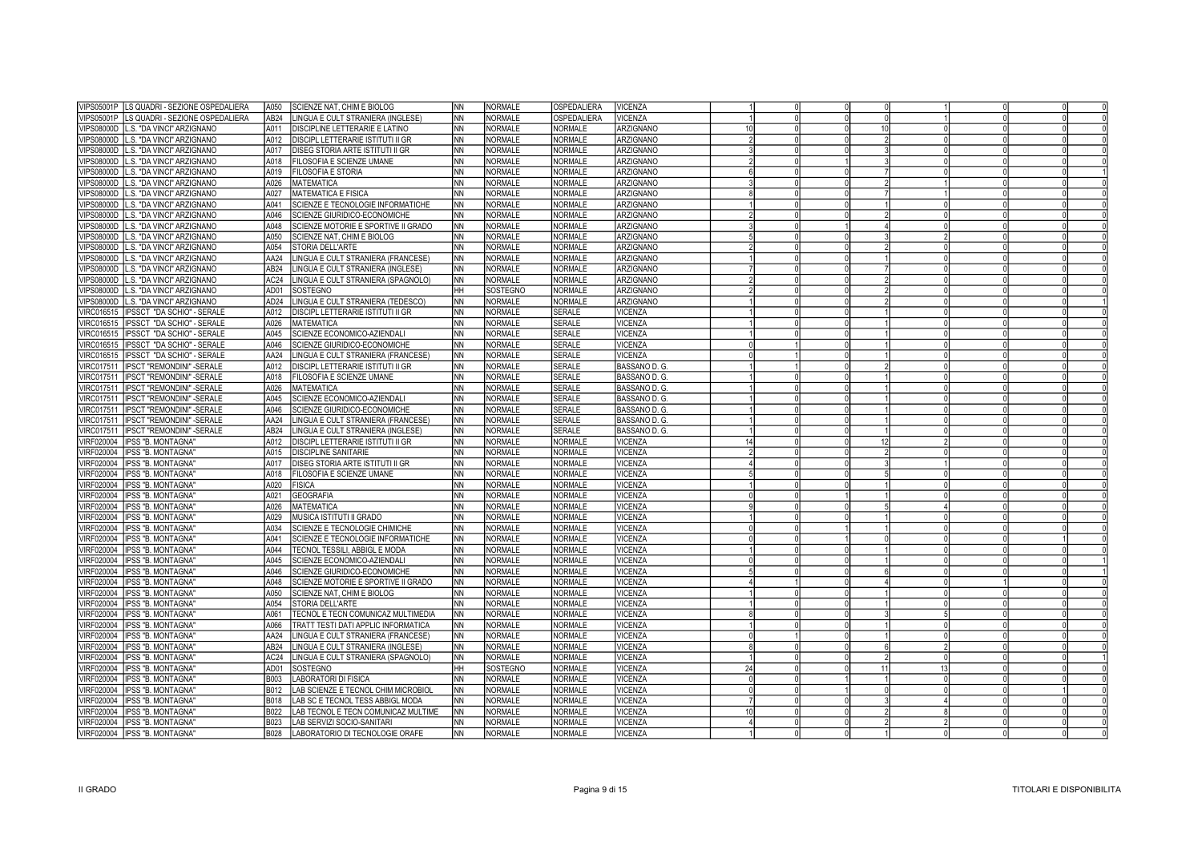| | | | | | | | | | | | | | | | |
|---|---|---|---|---|---|---|---|---|---|---|---|---|---|---|---|
| VIPS05001P | LS QUADRI - SEZIONE OSPEDALIERA | A050 | SCIENZE NAT, CHIM E BIOLOG | NN | NORMALE | OSPEDALIERA | VICENZA | 1 | 0 | 0 | 0 | 1 | 0 | 0 | 0 |
| VIPS05001P | LS QUADRI - SEZIONE OSPEDALIERA | AB24 | LINGUA E CULT STRANIERA (INGLESE) | NN | NORMALE | OSPEDALIERA | VICENZA | 1 | 0 | 0 | 0 | 1 | 0 | 0 | 0 |
| VIPS08000D | L.S. "DA VINCI" ARZIGNANO | A011 | DISCIPLINE LETTERARIE E LATINO | NN | NORMALE | NORMALE | ARZIGNANO | 10 | 0 | 0 | 10 | 0 | 0 | 0 | 0 |
| VIPS08000D | L.S. "DA VINCI" ARZIGNANO | A012 | DISCIPL LETTERARIE ISTITUTI II GR | NN | NORMALE | NORMALE | ARZIGNANO | 2 | 0 | 0 | 2 | 0 | 0 | 0 | 0 |
| VIPS08000D | L.S. "DA VINCI" ARZIGNANO | A017 | DISEG STORIA ARTE ISTITUTI II GR | NN | NORMALE | NORMALE | ARZIGNANO | 3 | 0 | 0 | 3 | 0 | 0 | 0 | 0 |
| VIPS08000D | L.S. "DA VINCI" ARZIGNANO | A018 | FILOSOFIA E SCIENZE UMANE | NN | NORMALE | NORMALE | ARZIGNANO | 2 | 0 | 1 | 3 | 0 | 0 | 0 | 0 |
| VIPS08000D | L.S. "DA VINCI" ARZIGNANO | A019 | FILOSOFIA E STORIA | NN | NORMALE | NORMALE | ARZIGNANO | 6 | 0 | 0 | 7 | 0 | 0 | 0 | 1 |
| VIPS08000D | L.S. "DA VINCI" ARZIGNANO | A026 | MATEMATICA | NN | NORMALE | NORMALE | ARZIGNANO | 3 | 0 | 0 | 2 | 1 | 0 | 0 | 0 |
| VIPS08000D | L.S. "DA VINCI" ARZIGNANO | A027 | MATEMATICA E FISICA | NN | NORMALE | NORMALE | ARZIGNANO | 8 | 0 | 0 | 7 | 1 | 0 | 0 | 0 |
| VIPS08000D | L.S. "DA VINCI" ARZIGNANO | A041 | SCIENZE E TECNOLOGIE INFORMATICHE | NN | NORMALE | NORMALE | ARZIGNANO | 1 | 0 | 0 | 1 | 0 | 0 | 0 | 0 |
| VIPS08000D | L.S. "DA VINCI" ARZIGNANO | A046 | SCIENZE GIURIDICO-ECONOMICHE | NN | NORMALE | NORMALE | ARZIGNANO | 2 | 0 | 0 | 2 | 0 | 0 | 0 | 0 |
| VIPS08000D | L.S. "DA VINCI" ARZIGNANO | A048 | SCIENZE MOTORIE E SPORTIVE II GRADO | NN | NORMALE | NORMALE | ARZIGNANO | 3 | 0 | 1 | 4 | 0 | 0 | 0 | 0 |
| VIPS08000D | L.S. "DA VINCI" ARZIGNANO | A050 | SCIENZE NAT, CHIM E BIOLOG | NN | NORMALE | NORMALE | ARZIGNANO | 5 | 0 | 0 | 3 | 2 | 0 | 0 | 0 |
| VIPS08000D | L.S. "DA VINCI" ARZIGNANO | A054 | STORIA DELL'ARTE | NN | NORMALE | NORMALE | ARZIGNANO | 2 | 0 | 0 | 2 | 0 | 0 | 0 | 0 |
| VIPS08000D | L.S. "DA VINCI" ARZIGNANO | AA24 | LINGUA E CULT STRANIERA (FRANCESE) | NN | NORMALE | NORMALE | ARZIGNANO | 1 | 0 | 0 | 1 | 0 | 0 | 0 | 0 |
| VIPS08000D | L.S. "DA VINCI" ARZIGNANO | AB24 | LINGUA E CULT STRANIERA (INGLESE) | NN | NORMALE | NORMALE | ARZIGNANO | 7 | 0 | 0 | 7 | 0 | 0 | 0 | 0 |
| VIPS08000D | L.S. "DA VINCI" ARZIGNANO | AC24 | LINGUA E CULT STRANIERA (SPAGNOLO) | NN | NORMALE | NORMALE | ARZIGNANO | 2 | 0 | 0 | 2 | 0 | 0 | 0 | 0 |
| VIPS08000D | L.S. "DA VINCI" ARZIGNANO | AD01 | SOSTEGNO | HH | SOSTEGNO | NORMALE | ARZIGNANO | 2 | 0 | 0 | 2 | 0 | 0 | 0 | 0 |
| VIPS08000D | L.S. "DA VINCI" ARZIGNANO | AD24 | LINGUA E CULT STRANIERA (TEDESCO) | NN | NORMALE | NORMALE | ARZIGNANO | 1 | 0 | 0 | 2 | 0 | 0 | 0 | 1 |
| VIRC016515 | IPSSCT "DA SCHIO" - SERALE | A012 | DISCIPL LETTERARIE ISTITUTI II GR | NN | NORMALE | SERALE | VICENZA | 1 | 0 | 0 | 1 | 0 | 0 | 0 | 0 |
| VIRC016515 | IPSSCT "DA SCHIO" - SERALE | A026 | MATEMATICA | NN | NORMALE | SERALE | VICENZA | 1 | 0 | 0 | 1 | 0 | 0 | 0 | 0 |
| VIRC016515 | IPSSCT "DA SCHIO" - SERALE | A045 | SCIENZE ECONOMICO-AZIENDALI | NN | NORMALE | SERALE | VICENZA | 1 | 0 | 0 | 1 | 0 | 0 | 0 | 0 |
| VIRC016515 | IPSSCT "DA SCHIO" - SERALE | A046 | SCIENZE GIURIDICO-ECONOMICHE | NN | NORMALE | SERALE | VICENZA | 0 | 1 | 0 | 1 | 0 | 0 | 0 | 0 |
| VIRC016515 | IPSSCT "DA SCHIO" - SERALE | AA24 | LINGUA E CULT STRANIERA (FRANCESE) | NN | NORMALE | SERALE | VICENZA | 0 | 1 | 0 | 1 | 0 | 0 | 0 | 0 |
| VIRC017511 | IPSCT "REMONDINI" -SERALE | A012 | DISCIPL LETTERARIE ISTITUTI II GR | NN | NORMALE | SERALE | BASSANO D. G. | 1 | 1 | 0 | 2 | 0 | 0 | 0 | 0 |
| VIRC017511 | IPSCT "REMONDINI" -SERALE | A018 | FILOSOFIA E SCIENZE UMANE | NN | NORMALE | SERALE | BASSANO D. G. | 1 | 0 | 0 | 1 | 0 | 0 | 0 | 0 |
| VIRC017511 | IPSCT "REMONDINI" -SERALE | A026 | MATEMATICA | NN | NORMALE | SERALE | BASSANO D. G. | 1 | 0 | 0 | 1 | 0 | 0 | 0 | 0 |
| VIRC017511 | IPSCT "REMONDINI" -SERALE | A045 | SCIENZE ECONOMICO-AZIENDALI | NN | NORMALE | SERALE | BASSANO D. G. | 1 | 0 | 0 | 1 | 0 | 0 | 0 | 0 |
| VIRC017511 | IPSCT "REMONDINI" -SERALE | A046 | SCIENZE GIURIDICO-ECONOMICHE | NN | NORMALE | SERALE | BASSANO D. G. | 1 | 0 | 0 | 1 | 0 | 0 | 0 | 0 |
| VIRC017511 | IPSCT "REMONDINI" -SERALE | AA24 | LINGUA E CULT STRANIERA (FRANCESE) | NN | NORMALE | SERALE | BASSANO D. G. | 1 | 0 | 0 | 1 | 0 | 0 | 0 | 0 |
| VIRC017511 | IPSCT "REMONDINI" -SERALE | AB24 | LINGUA E CULT STRANIERA (INGLESE) | NN | NORMALE | SERALE | BASSANO D. G. | 1 | 0 | 0 | 1 | 0 | 0 | 0 | 0 |
| VIRF020004 | IPSS "B. MONTAGNA" | A012 | DISCIPL LETTERARIE ISTITUTI II GR | NN | NORMALE | NORMALE | VICENZA | 14 | 0 | 0 | 12 | 2 | 0 | 0 | 0 |
| VIRF020004 | IPSS "B. MONTAGNA" | A015 | DISCIPLINE SANITARIE | NN | NORMALE | NORMALE | VICENZA | 2 | 0 | 0 | 2 | 0 | 0 | 0 | 0 |
| VIRF020004 | IPSS "B. MONTAGNA" | A017 | DISEG STORIA ARTE ISTITUTI II GR | NN | NORMALE | NORMALE | VICENZA | 4 | 0 | 0 | 3 | 1 | 0 | 0 | 0 |
| VIRF020004 | IPSS "B. MONTAGNA" | A018 | FILOSOFIA E SCIENZE UMANE | NN | NORMALE | NORMALE | VICENZA | 5 | 0 | 0 | 5 | 0 | 0 | 0 | 0 |
| VIRF020004 | IPSS "B. MONTAGNA" | A020 | FISICA | NN | NORMALE | NORMALE | VICENZA | 1 | 0 | 0 | 1 | 0 | 0 | 0 | 0 |
| VIRF020004 | IPSS "B. MONTAGNA" | A021 | GEOGRAFIA | NN | NORMALE | NORMALE | VICENZA | 0 | 0 | 1 | 1 | 0 | 0 | 0 | 0 |
| VIRF020004 | IPSS "B. MONTAGNA" | A026 | MATEMATICA | NN | NORMALE | NORMALE | VICENZA | 9 | 0 | 0 | 5 | 4 | 0 | 0 | 0 |
| VIRF020004 | IPSS "B. MONTAGNA" | A029 | MUSICA ISTITUTI II GRADO | NN | NORMALE | NORMALE | VICENZA | 1 | 0 | 0 | 1 | 0 | 0 | 0 | 0 |
| VIRF020004 | IPSS "B. MONTAGNA" | A034 | SCIENZE E TECNOLOGIE CHIMICHE | NN | NORMALE | NORMALE | VICENZA | 0 | 0 | 1 | 1 | 0 | 0 | 0 | 0 |
| VIRF020004 | IPSS "B. MONTAGNA" | A041 | SCIENZE E TECNOLOGIE INFORMATICHE | NN | NORMALE | NORMALE | VICENZA | 0 | 0 | 1 | 0 | 0 | 0 | 1 | 0 |
| VIRF020004 | IPSS "B. MONTAGNA" | A044 | TECNOL TESSILI, ABBIGL E MODA | NN | NORMALE | NORMALE | VICENZA | 1 | 0 | 0 | 1 | 0 | 0 | 0 | 0 |
| VIRF020004 | IPSS "B. MONTAGNA" | A045 | SCIENZE ECONOMICO-AZIENDALI | NN | NORMALE | NORMALE | VICENZA | 0 | 0 | 0 | 1 | 0 | 0 | 0 | 1 |
| VIRF020004 | IPSS "B. MONTAGNA" | A046 | SCIENZE GIURIDICO-ECONOMICHE | NN | NORMALE | NORMALE | VICENZA | 5 | 0 | 0 | 6 | 0 | 0 | 0 | 1 |
| VIRF020004 | IPSS "B. MONTAGNA" | A048 | SCIENZE MOTORIE E SPORTIVE II GRADO | NN | NORMALE | NORMALE | VICENZA | 4 | 1 | 0 | 4 | 0 | 1 | 0 | 0 |
| VIRF020004 | IPSS "B. MONTAGNA" | A050 | SCIENZE NAT, CHIM E BIOLOG | NN | NORMALE | NORMALE | VICENZA | 1 | 0 | 0 | 1 | 0 | 0 | 0 | 0 |
| VIRF020004 | IPSS "B. MONTAGNA" | A054 | STORIA DELL'ARTE | NN | NORMALE | NORMALE | VICENZA | 1 | 0 | 0 | 1 | 0 | 0 | 0 | 0 |
| VIRF020004 | IPSS "B. MONTAGNA" | A061 | TECNOL E TECN COMUNICAZ MULTIMEDIA | NN | NORMALE | NORMALE | VICENZA | 8 | 0 | 0 | 3 | 5 | 0 | 0 | 0 |
| VIRF020004 | IPSS "B. MONTAGNA" | A066 | TRATT TESTI DATI APPLIC INFORMATICA | NN | NORMALE | NORMALE | VICENZA | 1 | 0 | 0 | 1 | 0 | 0 | 0 | 0 |
| VIRF020004 | IPSS "B. MONTAGNA" | AA24 | LINGUA E CULT STRANIERA (FRANCESE) | NN | NORMALE | NORMALE | VICENZA | 0 | 1 | 0 | 1 | 0 | 0 | 0 | 0 |
| VIRF020004 | IPSS "B. MONTAGNA" | AB24 | LINGUA E CULT STRANIERA (INGLESE) | NN | NORMALE | NORMALE | VICENZA | 8 | 0 | 0 | 6 | 2 | 0 | 0 | 0 |
| VIRF020004 | IPSS "B. MONTAGNA" | AC24 | LINGUA E CULT STRANIERA (SPAGNOLO) | NN | NORMALE | NORMALE | VICENZA | 1 | 0 | 0 | 2 | 0 | 0 | 0 | 1 |
| VIRF020004 | IPSS "B. MONTAGNA" | AD01 | SOSTEGNO | HH | SOSTEGNO | NORMALE | VICENZA | 24 | 0 | 0 | 11 | 13 | 0 | 0 | 0 |
| VIRF020004 | IPSS "B. MONTAGNA" | B003 | LABORATORI DI FISICA | NN | NORMALE | NORMALE | VICENZA | 0 | 0 | 1 | 1 | 0 | 0 | 0 | 0 |
| VIRF020004 | IPSS "B. MONTAGNA" | B012 | LAB SCIENZE E TECNOL CHIM MICROBIOL | NN | NORMALE | NORMALE | VICENZA | 0 | 0 | 1 | 0 | 0 | 0 | 1 | 0 |
| VIRF020004 | IPSS "B. MONTAGNA" | B018 | LAB SC E TECNOL TESS ABBIGL MODA | NN | NORMALE | NORMALE | VICENZA | 7 | 0 | 0 | 3 | 4 | 0 | 0 | 0 |
| VIRF020004 | IPSS "B. MONTAGNA" | B022 | LAB TECNOL E TECN COMUNICAZ MULTIME | NN | NORMALE | NORMALE | VICENZA | 10 | 0 | 0 | 2 | 8 | 0 | 0 | 0 |
| VIRF020004 | IPSS "B. MONTAGNA" | B023 | LAB SERVIZI SOCIO-SANITARI | NN | NORMALE | NORMALE | VICENZA | 4 | 0 | 0 | 2 | 2 | 0 | 0 | 0 |
| VIRF020004 | IPSS "B. MONTAGNA" | B028 | LABORATORIO DI TECNOLOGIE ORAFE | NN | NORMALE | NORMALE | VICENZA | 1 | 0 | 0 | 1 | 0 | 0 | 0 | 0 |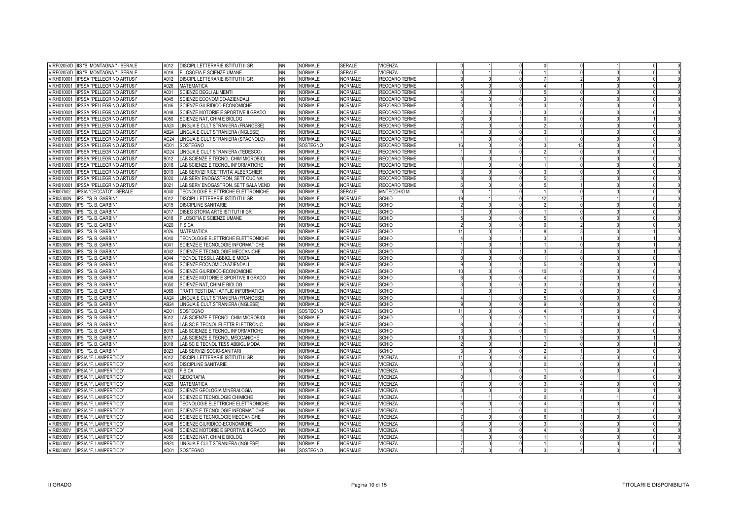| | | | | | | | | | | | | | | | | |
|---|---|---|---|---|---|---|---|---|---|---|---|---|---|---|---|---|
| VIRF02050D | IIS "B. MONTAGNA " - SERALE | A012 | DISCIPL LETTERARIE ISTITUTI II GR | NN | NORMALE | SERALE | VICENZA | 0 | 1 | 0 | 0 | 0 | 1 | 0 | 0 |
| VIRF02050D | IIS "B. MONTAGNA " - SERALE | A018 | FILOSOFIA E SCIENZE UMANE | NN | NORMALE | SERALE | VICENZA | 0 | 1 | 0 | 1 | 0 | 0 | 0 | 0 |
| VIRH010001 | IPSSA "PELLEGRINO ARTUSI" | A012 | DISCIPL LETTERARIE ISTITUTI II GR | NN | NORMALE | NORMALE | RECOARO TERME | 9 | 0 | 0 | 7 | 2 | 0 | 0 | 0 |
| VIRH010001 | IPSSA "PELLEGRINO ARTUSI" | A026 | MATEMATICA | NN | NORMALE | NORMALE | RECOARO TERME | 5 | 0 | 0 | 4 | 1 | 0 | 0 | 0 |
| VIRH010001 | IPSSA "PELLEGRINO ARTUSI" | A031 | SCIENZE DEGLI ALIMENTI | NN | NORMALE | NORMALE | RECOARO TERME | 4 | 0 | 1 | 5 | 0 | 0 | 0 | 0 |
| VIRH010001 | IPSSA "PELLEGRINO ARTUSI" | A045 | SCIENZE ECONOMICO-AZIENDALI | NN | NORMALE | NORMALE | RECOARO TERME | 3 | 0 | 0 | 3 | 0 | 0 | 0 | 0 |
| VIRH010001 | IPSSA "PELLEGRINO ARTUSI" | A046 | SCIENZE GIURIDICO-ECONOMICHE | NN | NORMALE | NORMALE | RECOARO TERME | 3 | 0 | 0 | 3 | 0 | 0 | 0 | 0 |
| VIRH010001 | IPSSA "PELLEGRINO ARTUSI" | A048 | SCIENZE MOTORIE E SPORTIVE II GRADO | NN | NORMALE | NORMALE | RECOARO TERME | 2 | 0 | 1 | 3 | 0 | 0 | 0 | 0 |
| VIRH010001 | IPSSA "PELLEGRINO ARTUSI" | A050 | SCIENZE NAT, CHIM E BIOLOG | NN | NORMALE | NORMALE | RECOARO TERME | 0 | 0 | 1 | 0 | 0 | 0 | 1 | 0 |
| VIRH010001 | IPSSA "PELLEGRINO ARTUSI" | AA24 | LINGUA E CULT STRANIERA (FRANCESE) | NN | NORMALE | NORMALE | RECOARO TERME | 2 | 0 | 0 | 2 | 0 | 0 | 0 | 0 |
| VIRH010001 | IPSSA "PELLEGRINO ARTUSI" | AB24 | LINGUA E CULT STRANIERA (INGLESE) | NN | NORMALE | NORMALE | RECOARO TERME | 4 | 0 | 0 | 3 | 1 | 0 | 0 | 0 |
| VIRH010001 | IPSSA "PELLEGRINO ARTUSI" | AC24 | LINGUA E CULT STRANIERA (SPAGNOLO) | NN | NORMALE | NORMALE | RECOARO TERME | 1 | 0 | 0 | 1 | 0 | 0 | 0 | 0 |
| VIRH010001 | IPSSA "PELLEGRINO ARTUSI" | AD01 | SOSTEGNO | HH | SOSTEGNO | NORMALE | RECOARO TERME | 16 | 0 | 0 | 3 | 13 | 0 | 0 | 0 |
| VIRH010001 | IPSSA "PELLEGRINO ARTUSI" | AD24 | LINGUA E CULT STRANIERA (TEDESCO) | NN | NORMALE | NORMALE | RECOARO TERME | 1 | 0 | 0 | 2 | 0 | 0 | 0 | 1 |
| VIRH010001 | IPSSA "PELLEGRINO ARTUSI" | B012 | LAB SCIENZE E TECNOL CHIM MICROBIOL | NN | NORMALE | NORMALE | RECOARO TERME | 0 | 0 | 1 | 1 | 0 | 0 | 0 | 0 |
| VIRH010001 | IPSSA "PELLEGRINO ARTUSI" | B016 | LAB SCIENZE E TECNOL INFORMATICHE | NN | NORMALE | NORMALE | RECOARO TERME | 1 | 0 | 0 | 1 | 0 | 0 | 0 | 0 |
| VIRH010001 | IPSSA "PELLEGRINO ARTUSI" | B019 | LAB SERVIZI RICETTIVITA' ALBERGHIER | NN | NORMALE | NORMALE | RECOARO TERME | 3 | 0 | 0 | 3 | 0 | 0 | 0 | 0 |
| VIRH010001 | IPSSA "PELLEGRINO ARTUSI" | B020 | LAB SERV ENOGASTRON, SETT CUCINA | NN | NORMALE | NORMALE | RECOARO TERME | 8 | 0 | 0 | 5 | 3 | 0 | 0 | 0 |
| VIRH010001 | IPSSA "PELLEGRINO ARTUSI" | B021 | LAB SERV ENOGASTRON, SETT SALA VEND | NN | NORMALE | NORMALE | RECOARO TERME | 6 | 0 | 0 | 5 | 1 | 0 | 0 | 0 |
| VIRI007502 | IPSIA "CECCATO" - SERALE | A040 | TECNOLOGIE ELETTRICHE ELETTRONICHE | NN | NORMALE | SERALE | MNTECCHIO M. | 0 | 1 | 0 | 1 | 0 | 0 | 0 | 0 |
| VIRI03000N | IPS "G. B. GARBIN" | A012 | DISCIPL LETTERARIE ISTITUTI II GR | NN | NORMALE | NORMALE | SCHIO | 19 | 1 | 0 | 12 | 7 | 1 | 0 | 0 |
| VIRI03000N | IPS "G. B. GARBIN" | A015 | DISCIPLINE SANITARIE | NN | NORMALE | NORMALE | SCHIO | 2 | 0 | 0 | 2 | 0 | 0 | 0 | 0 |
| VIRI03000N | IPS "G. B. GARBIN" | A017 | DISEG STORIA ARTE ISTITUTI II GR | NN | NORMALE | NORMALE | SCHIO | 1 | 0 | 0 | 1 | 0 | 0 | 0 | 0 |
| VIRI03000N | IPS "G. B. GARBIN" | A018 | FILOSOFIA E SCIENZE UMANE | NN | NORMALE | NORMALE | SCHIO | 5 | 0 | 0 | 5 | 0 | 0 | 0 | 0 |
| VIRI03000N | IPS "G. B. GARBIN" | A020 | FISICA | NN | NORMALE | NORMALE | SCHIO | 2 | 0 | 0 | 0 | 2 | 0 | 0 | 0 |
| VIRI03000N | IPS "G. B. GARBIN" | A026 | MATEMATICA | NN | NORMALE | NORMALE | SCHIO | 11 | 0 | 1 | 8 | 3 | 0 | 1 | 0 |
| VIRI03000N | IPS "G. B. GARBIN" | A040 | TECNOLOGIE ELETTRICHE ELETTRONICHE | NN | NORMALE | NORMALE | SCHIO | 4 | 0 | 1 | 3 | 1 | 0 | 1 | 0 |
| VIRI03000N | IPS "G. B. GARBIN" | A041 | SCIENZE E TECNOLOGIE INFORMATICHE | NN | NORMALE | NORMALE | SCHIO | 1 | 0 | 1 | 1 | 0 | 0 | 1 | 0 |
| VIRI03000N | IPS "G. B. GARBIN" | A042 | SCIENZE E TECNOLOGIE MECCANICHE | NN | NORMALE | NORMALE | SCHIO | 7 | 0 | 1 | 3 | 4 | 0 | 1 | 0 |
| VIRI03000N | IPS "G. B. GARBIN" | A044 | TECNOL TESSILI, ABBIGL E MODA | NN | NORMALE | NORMALE | SCHIO | 0 | 0 | 0 | 1 | 0 | 0 | 0 | 1 |
| VIRI03000N | IPS "G. B. GARBIN" | A045 | SCIENZE ECONOMICO-AZIENDALI | NN | NORMALE | NORMALE | SCHIO | 9 | 0 | 1 | 5 | 4 | 0 | 1 | 0 |
| VIRI03000N | IPS "G. B. GARBIN" | A046 | SCIENZE GIURIDICO-ECONOMICHE | NN | NORMALE | NORMALE | SCHIO | 10 | 0 | 0 | 10 | 0 | 0 | 0 | 0 |
| VIRI03000N | IPS "G. B. GARBIN" | A048 | SCIENZE MOTORIE E SPORTIVE II GRADO | NN | NORMALE | NORMALE | SCHIO | 6 | 0 | 0 | 4 | 2 | 0 | 0 | 0 |
| VIRI03000N | IPS "G. B. GARBIN" | A050 | SCIENZE NAT, CHIM E BIOLOG | NN | NORMALE | NORMALE | SCHIO | 3 | 0 | 0 | 3 | 0 | 0 | 0 | 0 |
| VIRI03000N | IPS "G. B. GARBIN" | A066 | TRATT TESTI DATI APPLIC INFORMATICA | NN | NORMALE | NORMALE | SCHIO | 1 | 0 | 1 | 2 | 0 | 0 | 0 | 0 |
| VIRI03000N | IPS "G. B. GARBIN" | AA24 | LINGUA E CULT STRANIERA (FRANCESE) | NN | NORMALE | NORMALE | SCHIO | 4 | 1 | 0 | 5 | 0 | 0 | 0 | 0 |
| VIRI03000N | IPS "G. B. GARBIN" | AB24 | LINGUA E CULT STRANIERA (INGLESE) | NN | NORMALE | NORMALE | SCHIO | 9 | 0 | 0 | 9 | 0 | 0 | 0 | 0 |
| VIRI03000N | IPS "G. B. GARBIN" | AD01 | SOSTEGNO | HH | SOSTEGNO | NORMALE | SCHIO | 11 | 0 | 0 | 4 | 7 | 0 | 0 | 0 |
| VIRI03000N | IPS "G. B. GARBIN" | B012 | LAB SCIENZE E TECNOL CHIM MICROBIOL | NN | NORMALE | NORMALE | SCHIO | 2 | 0 | 0 | 1 | 1 | 0 | 0 | 0 |
| VIRI03000N | IPS "G. B. GARBIN" | B015 | LAB SC E TECNOL ELETTR ELETTRONIC | NN | NORMALE | NORMALE | SCHIO | 8 | 0 | 0 | 1 | 7 | 0 | 0 | 0 |
| VIRI03000N | IPS "G. B. GARBIN" | B016 | LAB SCIENZE E TECNOL INFORMATICHE | NN | NORMALE | NORMALE | SCHIO | 3 | 0 | 0 | 0 | 3 | 0 | 0 | 0 |
| VIRI03000N | IPS "G. B. GARBIN" | B017 | LAB SCIENZE E TECNOL MECCANICHE | NN | NORMALE | NORMALE | SCHIO | 10 | 0 | 1 | 1 | 9 | 0 | 1 | 0 |
| VIRI03000N | IPS "G. B. GARBIN" | B018 | LAB SC E TECNOL TESS ABBIGL MODA | NN | NORMALE | NORMALE | SCHIO | 2 | 0 | 1 | 2 | 0 | 0 | 1 | 0 |
| VIRI03000N | IPS "G. B. GARBIN" | B023 | LAB SERVIZI SOCIO-SANITARI | NN | NORMALE | NORMALE | SCHIO | 3 | 0 | 0 | 2 | 1 | 0 | 0 | 0 |
| VIRI05000V | IPSIA "F. LAMPERTICO" | A012 | DISCIPL LETTERARIE ISTITUTI II GR | NN | NORMALE | NORMALE | VICENZA | 11 | 0 | 0 | 6 | 5 | 0 | 0 | 0 |
| VIRI05000V | IPSIA "F. LAMPERTICO" | A015 | DISCIPLINE SANITARIE | NN | NORMALE | NORMALE | VICENZA | 0 | 0 | 1 | 0 | 0 | 0 | 1 | 0 |
| VIRI05000V | IPSIA "F. LAMPERTICO" | A020 | FISICA | NN | NORMALE | NORMALE | VICENZA | 1 | 0 | 0 | 1 | 0 | 0 | 0 | 0 |
| VIRI05000V | IPSIA "F. LAMPERTICO" | A021 | GEOGRAFIA | NN | NORMALE | NORMALE | VICENZA | 0 | 1 | 0 | 0 | 0 | 1 | 0 | 0 |
| VIRI05000V | IPSIA "F. LAMPERTICO" | A026 | MATEMATICA | NN | NORMALE | NORMALE | VICENZA | 7 | 0 | 0 | 3 | 4 | 0 | 0 | 0 |
| VIRI05000V | IPSIA "F. LAMPERTICO" | A032 | SCIENZE GEOLOGIA MINERALOGIA | NN | NORMALE | NORMALE | VICENZA | 0 | 0 | 1 | 0 | 0 | 0 | 1 | 0 |
| VIRI05000V | IPSIA "F. LAMPERTICO" | A034 | SCIENZE E TECNOLOGIE CHIMICHE | NN | NORMALE | NORMALE | VICENZA | 1 | 1 | 0 | 0 | 1 | 1 | 0 | 0 |
| VIRI05000V | IPSIA "F. LAMPERTICO" | A040 | TECNOLOGIE ELETTRICHE ELETTRONICHE | NN | NORMALE | NORMALE | VICENZA | 6 | 0 | 0 | 4 | 2 | 0 | 0 | 0 |
| VIRI05000V | IPSIA "F. LAMPERTICO" | A041 | SCIENZE E TECNOLOGIE INFORMATICHE | NN | NORMALE | NORMALE | VICENZA | 1 | 1 | 0 | 0 | 1 | 1 | 0 | 0 |
| VIRI05000V | IPSIA "F. LAMPERTICO" | A042 | SCIENZE E TECNOLOGIE MECCANICHE | NN | NORMALE | NORMALE | VICENZA | 7 | 0 | 0 | 6 | 1 | 0 | 0 | 0 |
| VIRI05000V | IPSIA "F. LAMPERTICO" | A046 | SCIENZE GIURIDICO-ECONOMICHE | NN | NORMALE | NORMALE | VICENZA | 3 | 0 | 0 | 3 | 0 | 0 | 0 | 0 |
| VIRI05000V | IPSIA "F. LAMPERTICO" | A048 | SCIENZE MOTORIE E SPORTIVE II GRADO | NN | NORMALE | NORMALE | VICENZA | 4 | 0 | 0 | 4 | 0 | 0 | 0 | 0 |
| VIRI05000V | IPSIA "F. LAMPERTICO" | A050 | SCIENZE NAT, CHIM E BIOLOG | NN | NORMALE | NORMALE | VICENZA | 1 | 0 | 0 | 1 | 0 | 0 | 0 | 0 |
| VIRI05000V | IPSIA "F. LAMPERTICO" | AB24 | LINGUA E CULT STRANIERA (INGLESE) | NN | NORMALE | NORMALE | VICENZA | 7 | 0 | 0 | 1 | 6 | 0 | 0 | 0 |
| VIRI05000V | IPSIA "F. LAMPERTICO" | AD01 | SOSTEGNO | HH | SOSTEGNO | NORMALE | VICENZA | 7 | 0 | 0 | 3 | 4 | 0 | 0 | 0 |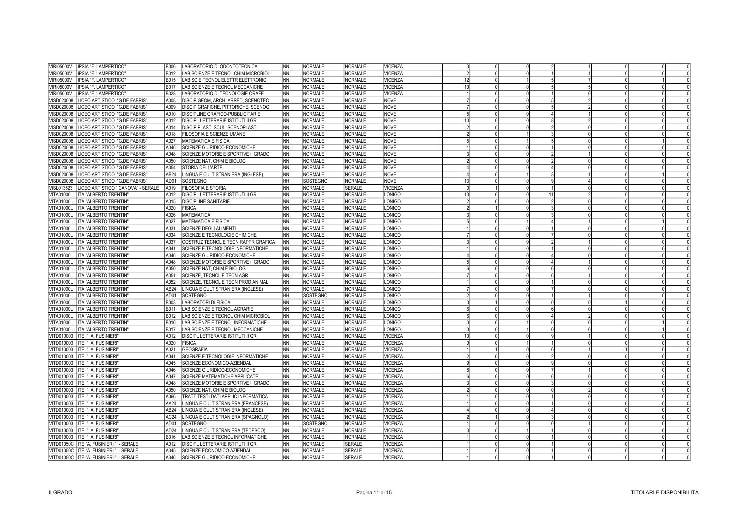| | | | | | | | | | | | | | | | |
|---|---|---|---|---|---|---|---|---|---|---|---|---|---|---|---|
| VIRI05000V | IPSIA "F. LAMPERTICO" | B006 | LABORATORIO DI ODONTOTECNICA | NN | NORMALE | NORMALE | VICENZA | 3 | 0 | 0 | 2 | 1 | 0 | 0 | 0 |
| VIRI05000V | IPSIA "F. LAMPERTICO" | B012 | LAB SCIENZE E TECNOL CHIM MICROBIOL | NN | NORMALE | NORMALE | VICENZA | 2 | 0 | 0 | 1 | 1 | 0 | 0 | 0 |
| VIRI05000V | IPSIA "F. LAMPERTICO" | B015 | LAB SC E TECNOL ELETTR ELETTRONIC | NN | NORMALE | NORMALE | VICENZA | 12 | 0 | 1 | 5 | 7 | 0 | 1 | 0 |
| VIRI05000V | IPSIA "F. LAMPERTICO" | B017 | LAB SCIENZE E TECNOL MECCANICHE | NN | NORMALE | NORMALE | VICENZA | 10 | 0 | 0 | 5 | 5 | 0 | 0 | 0 |
| VIRI05000V | IPSIA "F. LAMPERTICO" | B028 | LABORATORIO DI TECNOLOGIE ORAFE | NN | NORMALE | NORMALE | VICENZA | 1 | 0 | 0 | 1 | 0 | 0 | 0 | 0 |
| VISD020008 | LICEO ARTISTICO "G.DE FABRIS" | A008 | DISCIP GEOM, ARCH, ARRED, SCENOTEC | NN | NORMALE | NORMALE | NOVE | 7 | 0 | 0 | 5 | 2 | 0 | 0 | 0 |
| VISD020008 | LICEO ARTISTICO "G.DE FABRIS" | A009 | DISCIP GRAFICHE, PITTORICHE, SCENOG | NN | NORMALE | NORMALE | NOVE | 7 | 0 | 0 | 5 | 2 | 0 | 0 | 0 |
| VISD020008 | LICEO ARTISTICO "G.DE FABRIS" | A010 | DISCIPLINE GRAFICO-PUBBLICITARIE | NN | NORMALE | NORMALE | NOVE | 5 | 0 | 0 | 4 | 1 | 0 | 0 | 0 |
| VISD020008 | LICEO ARTISTICO "G.DE FABRIS" | A012 | DISCIPL LETTERARIE ISTITUTI II GR | NN | NORMALE | NORMALE | NOVE | 10 | 0 | 0 | 8 | 2 | 0 | 0 | 0 |
| VISD020008 | LICEO ARTISTICO "G.DE FABRIS" | A014 | DISCIP PLAST. SCUL. SCENOPLAST. | NN | NORMALE | NORMALE | NOVE | 2 | 0 | 0 | 2 | 0 | 0 | 0 | 0 |
| VISD020008 | LICEO ARTISTICO "G.DE FABRIS" | A018 | FILOSOFIA E SCIENZE UMANE | NN | NORMALE | NORMALE | NOVE | 2 | 0 | 1 | 3 | 0 | 0 | 0 | 0 |
| VISD020008 | LICEO ARTISTICO "G.DE FABRIS" | A027 | MATEMATICA E FISICA | NN | NORMALE | NORMALE | NOVE | 5 | 0 | 1 | 5 | 0 | 0 | 1 | 0 |
| VISD020008 | LICEO ARTISTICO "G.DE FABRIS" | A046 | SCIENZE GIURIDICO-ECONOMICHE | NN | NORMALE | NORMALE | NOVE | 1 | 0 | 0 | 1 | 0 | 0 | 0 | 0 |
| VISD020008 | LICEO ARTISTICO "G.DE FABRIS" | A048 | SCIENZE MOTORIE E SPORTIVE II GRADO | NN | NORMALE | NORMALE | NOVE | 3 | 0 | 0 | 2 | 1 | 0 | 0 | 0 |
| VISD020008 | LICEO ARTISTICO "G.DE FABRIS" | A050 | SCIENZE NAT, CHIM E BIOLOG | NN | NORMALE | NORMALE | NOVE | 2 | 0 | 0 | 2 | 0 | 0 | 0 | 0 |
| VISD020008 | LICEO ARTISTICO "G.DE FABRIS" | A054 | STORIA DELL'ARTE | NN | NORMALE | NORMALE | NOVE | 4 | 0 | 0 | 4 | 0 | 0 | 0 | 0 |
| VISD020008 | LICEO ARTISTICO "G.DE FABRIS" | AB24 | LINGUA E CULT STRANIERA (INGLESE) | NN | NORMALE | NORMALE | NOVE | 4 | 0 | 1 | 3 | 1 | 0 | 1 | 0 |
| VISD020008 | LICEO ARTISTICO "G.DE FABRIS" | AD01 | SOSTEGNO | HH | SOSTEGNO | NORMALE | NOVE | 13 | 0 | 0 | 9 | 4 | 0 | 0 | 0 |
| VISL013523 | LICEO ARTISTICO " CANOVA" - SERALE | A019 | FILOSOFIA E STORIA | NN | NORMALE | SERALE | VICENZA | 0 | 1 | 0 | 1 | 0 | 0 | 0 | 0 |
| VITA01000L | ITA "ALBERTO TRENTIN" | A012 | DISCIPL LETTERARIE ISTITUTI II GR | NN | NORMALE | NORMALE | LONIGO | 13 | 0 | 0 | 11 | 2 | 0 | 0 | 0 |
| VITA01000L | ITA "ALBERTO TRENTIN" | A015 | DISCIPLINE SANITARIE | NN | NORMALE | NORMALE | LONIGO | 2 | 0 | 0 | 2 | 0 | 0 | 0 | 0 |
| VITA01000L | ITA "ALBERTO TRENTIN" | A020 | FISICA | NN | NORMALE | NORMALE | LONIGO | 2 | 1 | 0 | 3 | 0 | 0 | 0 | 0 |
| VITA01000L | ITA "ALBERTO TRENTIN" | A026 | MATEMATICA | NN | NORMALE | NORMALE | LONIGO | 3 | 0 | 0 | 3 | 0 | 0 | 0 | 0 |
| VITA01000L | ITA "ALBERTO TRENTIN" | A027 | MATEMATICA E FISICA | NN | NORMALE | NORMALE | LONIGO | 5 | 0 | 1 | 4 | 1 | 0 | 1 | 0 |
| VITA01000L | ITA "ALBERTO TRENTIN" | A031 | SCIENZE DEGLI ALIMENTI | NN | NORMALE | NORMALE | LONIGO | 1 | 0 | 0 | 1 | 0 | 0 | 0 | 0 |
| VITA01000L | ITA "ALBERTO TRENTIN" | A034 | SCIENZE E TECNOLOGIE CHIMICHE | NN | NORMALE | NORMALE | LONIGO | 7 | 0 | 0 | 7 | 0 | 0 | 0 | 0 |
| VITA01000L | ITA "ALBERTO TRENTIN" | A037 | COSTRUZ TECNOL E TECN RAPPR GRAFICA | NN | NORMALE | NORMALE | LONIGO | 3 | 0 | 0 | 2 | 1 | 0 | 0 | 0 |
| VITA01000L | ITA "ALBERTO TRENTIN" | A041 | SCIENZE E TECNOLOGIE INFORMATICHE | NN | NORMALE | NORMALE | LONIGO | 1 | 0 | 0 | 1 | 0 | 0 | 0 | 0 |
| VITA01000L | ITA "ALBERTO TRENTIN" | A046 | SCIENZE GIURIDICO-ECONOMICHE | NN | NORMALE | NORMALE | LONIGO | 4 | 0 | 0 | 4 | 0 | 0 | 0 | 0 |
| VITA01000L | ITA "ALBERTO TRENTIN" | A048 | SCIENZE MOTORIE E SPORTIVE II GRADO | NN | NORMALE | NORMALE | LONIGO | 5 | 0 | 0 | 4 | 1 | 0 | 0 | 0 |
| VITA01000L | ITA "ALBERTO TRENTIN" | A050 | SCIENZE NAT, CHIM E BIOLOG | NN | NORMALE | NORMALE | LONIGO | 6 | 0 | 0 | 6 | 0 | 0 | 0 | 0 |
| VITA01000L | ITA "ALBERTO TRENTIN" | A051 | SCIENZE, TECNOL E TECN AGR | NN | NORMALE | NORMALE | LONIGO | 7 | 0 | 0 | 6 | 1 | 0 | 0 | 0 |
| VITA01000L | ITA "ALBERTO TRENTIN" | A052 | SCIENZE, TECNOL E TECN PROD ANIMALI | NN | NORMALE | NORMALE | LONIGO | 1 | 0 | 0 | 1 | 0 | 0 | 0 | 0 |
| VITA01000L | ITA "ALBERTO TRENTIN" | AB24 | LINGUA E CULT STRANIERA (INGLESE) | NN | NORMALE | NORMALE | LONIGO | 7 | 0 | 0 | 7 | 0 | 0 | 0 | 0 |
| VITA01000L | ITA "ALBERTO TRENTIN" | AD01 | SOSTEGNO | HH | SOSTEGNO | NORMALE | LONIGO | 2 | 0 | 0 | 1 | 1 | 0 | 0 | 0 |
| VITA01000L | ITA "ALBERTO TRENTIN" | B003 | LABORATORI DI FISICA | NN | NORMALE | NORMALE | LONIGO | 0 | 1 | 0 | 0 | 0 | 1 | 0 | 0 |
| VITA01000L | ITA "ALBERTO TRENTIN" | B011 | LAB SCIENZE E TECNOL AGRARIE | NN | NORMALE | NORMALE | LONIGO | 6 | 0 | 0 | 6 | 0 | 0 | 0 | 0 |
| VITA01000L | ITA "ALBERTO TRENTIN" | B012 | LAB SCIENZE E TECNOL CHIM MICROBIOL | NN | NORMALE | NORMALE | LONIGO | 6 | 0 | 0 | 4 | 2 | 0 | 0 | 0 |
| VITA01000L | ITA "ALBERTO TRENTIN" | B016 | LAB SCIENZE E TECNOL INFORMATICHE | NN | NORMALE | NORMALE | LONIGO | 0 | 0 | 1 | 0 | 0 | 0 | 1 | 0 |
| VITA01000L | ITA "ALBERTO TRENTIN" | B017 | LAB SCIENZE E TECNOL MECCANICHE | NN | NORMALE | NORMALE | LONIGO | 0 | 0 | 1 | 0 | 0 | 0 | 1 | 0 |
| VITD010003 | ITE " A. FUSINIERI" | A012 | DISCIPL LETTERARIE ISTITUTI II GR | NN | NORMALE | NORMALE | VICENZA | 10 | 0 | 0 | 9 | 1 | 0 | 0 | 0 |
| VITD010003 | ITE " A. FUSINIERI" | A020 | FISICA | NN | NORMALE | NORMALE | VICENZA | 0 | 0 | 1 | 1 | 0 | 0 | 0 | 0 |
| VITD010003 | ITE " A. FUSINIERI" | A021 | GEOGRAFIA | NN | NORMALE | NORMALE | VICENZA | 1 | 1 | 0 | 0 | 1 | 1 | 0 | 0 |
| VITD010003 | ITE " A. FUSINIERI" | A041 | SCIENZE E TECNOLOGIE INFORMATICHE | NN | NORMALE | NORMALE | VICENZA | 2 | 0 | 0 | 2 | 0 | 0 | 0 | 0 |
| VITD010003 | ITE " A. FUSINIERI" | A045 | SCIENZE ECONOMICO-AZIENDALI | NN | NORMALE | NORMALE | VICENZA | 9 | 0 | 0 | 9 | 0 | 0 | 0 | 0 |
| VITD010003 | ITE " A. FUSINIERI" | A046 | SCIENZE GIURIDICO-ECONOMICHE | NN | NORMALE | NORMALE | VICENZA | 8 | 0 | 0 | 7 | 1 | 0 | 0 | 0 |
| VITD010003 | ITE " A. FUSINIERI" | A047 | SCIENZE MATEMATICHE APPLICATE | NN | NORMALE | NORMALE | VICENZA | 6 | 0 | 0 | 6 | 0 | 0 | 0 | 0 |
| VITD010003 | ITE " A. FUSINIERI" | A048 | SCIENZE MOTORIE E SPORTIVE II GRADO | NN | NORMALE | NORMALE | VICENZA | 3 | 0 | 0 | 3 | 0 | 0 | 0 | 0 |
| VITD010003 | ITE " A. FUSINIERI" | A050 | SCIENZE NAT, CHIM E BIOLOG | NN | NORMALE | NORMALE | VICENZA | 2 | 0 | 0 | 0 | 2 | 0 | 0 | 0 |
| VITD010003 | ITE " A. FUSINIERI" | A066 | TRATT TESTI DATI APPLIC INFORMATICA | NN | NORMALE | NORMALE | VICENZA | 1 | 0 | 0 | 1 | 0 | 0 | 0 | 0 |
| VITD010003 | ITE " A. FUSINIERI" | AA24 | LINGUA E CULT STRANIERA (FRANCESE) | NN | NORMALE | NORMALE | VICENZA | 1 | 0 | 0 | 1 | 0 | 0 | 0 | 0 |
| VITD010003 | ITE " A. FUSINIERI" | AB24 | LINGUA E CULT STRANIERA (INGLESE) | NN | NORMALE | NORMALE | VICENZA | 4 | 0 | 0 | 4 | 0 | 0 | 0 | 0 |
| VITD010003 | ITE " A. FUSINIERI" | AC24 | LINGUA E CULT STRANIERA (SPAGNOLO) | NN | NORMALE | NORMALE | VICENZA | 2 | 1 | 0 | 3 | 0 | 0 | 0 | 0 |
| VITD010003 | ITE " A. FUSINIERI" | AD01 | SOSTEGNO | HH | SOSTEGNO | NORMALE | VICENZA | 1 | 0 | 0 | 0 | 1 | 0 | 0 | 0 |
| VITD010003 | ITE " A. FUSINIERI" | AD24 | LINGUA E CULT STRANIERA (TEDESCO) | NN | NORMALE | NORMALE | VICENZA | 0 | 0 | 1 | 1 | 0 | 0 | 0 | 0 |
| VITD010003 | ITE " A. FUSINIERI" | B016 | LAB SCIENZE E TECNOL INFORMATICHE | NN | NORMALE | NORMALE | VICENZA | 1 | 0 | 0 | 1 | 0 | 0 | 0 | 0 |
| VITD01050C | ITE "A. FUSINIERI " - SERALE | A012 | DISCIPL LETTERARIE ISTITUTI II GR | NN | NORMALE | SERALE | VICENZA | 1 | 0 | 0 | 1 | 0 | 0 | 0 | 0 |
| VITD01050C | ITE "A. FUSINIERI " - SERALE | A045 | SCIENZE ECONOMICO-AZIENDALI | NN | NORMALE | SERALE | VICENZA | 1 | 0 | 0 | 1 | 0 | 0 | 0 | 0 |
| VITD01050C | ITE "A. FUSINIERI " - SERALE | A046 | SCIENZE GIURIDICO-ECONOMICHE | NN | NORMALE | SERALE | VICENZA | 1 | 0 | 0 | 1 | 0 | 0 | 0 | 0 |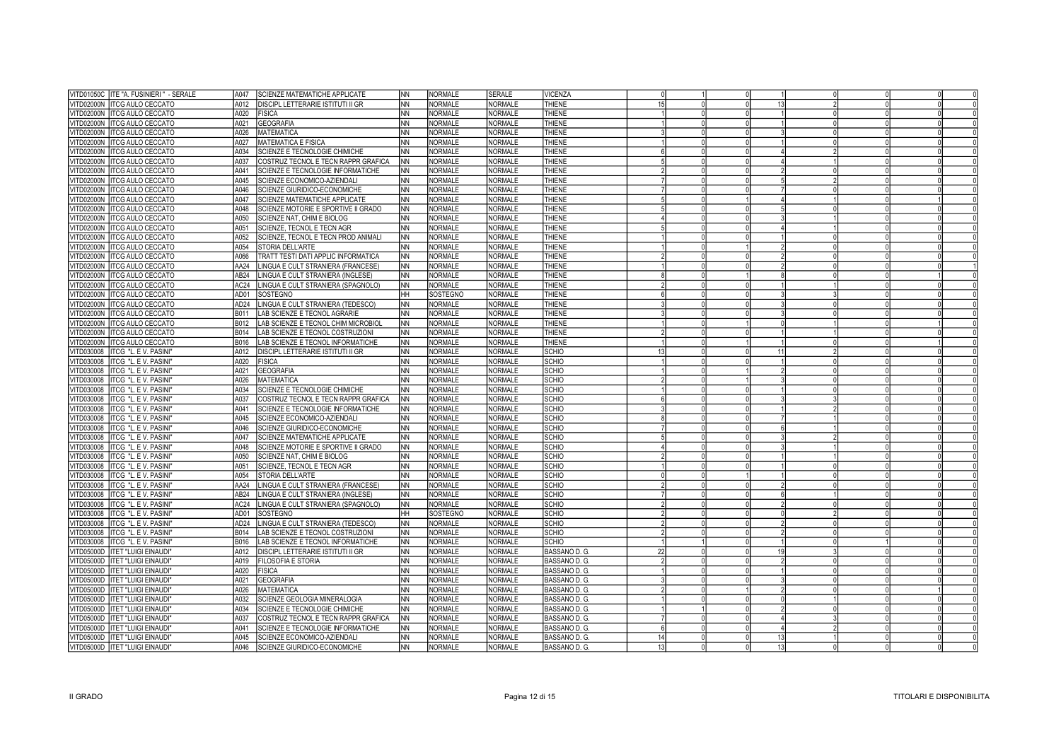| | | | | | | | | | | | | | | | | |
|---|---|---|---|---|---|---|---|---|---|---|---|---|---|---|---|---|
| VITD01050C | ITE "A. FUSINIERI " - SERALE | A047 | SCIENZE MATEMATICHE APPLICATE | NN | NORMALE | SERALE | VICENZA | 0 | 1 | 0 | 1 | 0 | 0 | 0 | 0 |
| VITD02000N | ITCG AULO CECCATO | A012 | DISCIPL LETTERARIE ISTITUTI II GR | NN | NORMALE | NORMALE | THIENE | 15 | 0 | 0 | 13 | 2 | 0 | 0 | 0 |
| VITD02000N | ITCG AULO CECCATO | A020 | FISICA | NN | NORMALE | NORMALE | THIENE | 1 | 0 | 0 | 1 | 0 | 0 | 0 | 0 |
| VITD02000N | ITCG AULO CECCATO | A021 | GEOGRAFIA | NN | NORMALE | NORMALE | THIENE | 1 | 0 | 0 | 1 | 0 | 0 | 0 | 0 |
| VITD02000N | ITCG AULO CECCATO | A026 | MATEMATICA | NN | NORMALE | NORMALE | THIENE | 3 | 0 | 0 | 3 | 0 | 0 | 0 | 0 |
| VITD02000N | ITCG AULO CECCATO | A027 | MATEMATICA E FISICA | NN | NORMALE | NORMALE | THIENE | 1 | 0 | 0 | 1 | 0 | 0 | 0 | 0 |
| VITD02000N | ITCG AULO CECCATO | A034 | SCIENZE E TECNOLOGIE CHIMICHE | NN | NORMALE | NORMALE | THIENE | 6 | 0 | 0 | 4 | 2 | 0 | 0 | 0 |
| VITD02000N | ITCG AULO CECCATO | A037 | COSTRUZ TECNOL E TECN RAPPR GRAFICA | NN | NORMALE | NORMALE | THIENE | 5 | 0 | 0 | 4 | 1 | 0 | 0 | 0 |
| VITD02000N | ITCG AULO CECCATO | A041 | SCIENZE E TECNOLOGIE INFORMATICHE | NN | NORMALE | NORMALE | THIENE | 2 | 0 | 0 | 2 | 0 | 0 | 0 | 0 |
| VITD02000N | ITCG AULO CECCATO | A045 | SCIENZE ECONOMICO-AZIENDALI | NN | NORMALE | NORMALE | THIENE | 7 | 0 | 0 | 5 | 2 | 0 | 0 | 0 |
| VITD02000N | ITCG AULO CECCATO | A046 | SCIENZE GIURIDICO-ECONOMICHE | NN | NORMALE | NORMALE | THIENE | 7 | 0 | 0 | 7 | 0 | 0 | 0 | 0 |
| VITD02000N | ITCG AULO CECCATO | A047 | SCIENZE MATEMATICHE APPLICATE | NN | NORMALE | NORMALE | THIENE | 5 | 0 | 1 | 4 | 1 | 0 | 1 | 0 |
| VITD02000N | ITCG AULO CECCATO | A048 | SCIENZE MOTORIE E SPORTIVE II GRADO | NN | NORMALE | NORMALE | THIENE | 5 | 0 | 0 | 5 | 0 | 0 | 0 | 0 |
| VITD02000N | ITCG AULO CECCATO | A050 | SCIENZE NAT, CHIM E BIOLOG | NN | NORMALE | NORMALE | THIENE | 4 | 0 | 0 | 3 | 1 | 0 | 0 | 0 |
| VITD02000N | ITCG AULO CECCATO | A051 | SCIENZE, TECNOL E TECN AGR | NN | NORMALE | NORMALE | THIENE | 5 | 0 | 0 | 4 | 1 | 0 | 0 | 0 |
| VITD02000N | ITCG AULO CECCATO | A052 | SCIENZE, TECNOL E TECN PROD ANIMALI | NN | NORMALE | NORMALE | THIENE | 1 | 0 | 0 | 1 | 0 | 0 | 0 | 0 |
| VITD02000N | ITCG AULO CECCATO | A054 | STORIA DELL'ARTE | NN | NORMALE | NORMALE | THIENE | 1 | 0 | 1 | 2 | 0 | 0 | 0 | 0 |
| VITD02000N | ITCG AULO CECCATO | A066 | TRATT TESTI DATI APPLIC INFORMATICA | NN | NORMALE | NORMALE | THIENE | 2 | 0 | 0 | 2 | 0 | 0 | 0 | 0 |
| VITD02000N | ITCG AULO CECCATO | AA24 | LINGUA E CULT STRANIERA (FRANCESE) | NN | NORMALE | NORMALE | THIENE | 1 | 0 | 0 | 2 | 0 | 0 | 0 | 1 |
| VITD02000N | ITCG AULO CECCATO | AB24 | LINGUA E CULT STRANIERA (INGLESE) | NN | NORMALE | NORMALE | THIENE | 8 | 0 | 1 | 8 | 0 | 0 | 1 | 0 |
| VITD02000N | ITCG AULO CECCATO | AC24 | LINGUA E CULT STRANIERA (SPAGNOLO) | NN | NORMALE | NORMALE | THIENE | 2 | 0 | 0 | 1 | 1 | 0 | 0 | 0 |
| VITD02000N | ITCG AULO CECCATO | AD01 | SOSTEGNO | HH | SOSTEGNO | NORMALE | THIENE | 6 | 0 | 0 | 3 | 3 | 0 | 0 | 0 |
| VITD02000N | ITCG AULO CECCATO | AD24 | LINGUA E CULT STRANIERA (TEDESCO) | NN | NORMALE | NORMALE | THIENE | 3 | 0 | 0 | 3 | 0 | 0 | 0 | 0 |
| VITD02000N | ITCG AULO CECCATO | B011 | LAB SCIENZE E TECNOL AGRARIE | NN | NORMALE | NORMALE | THIENE | 3 | 0 | 0 | 3 | 0 | 0 | 0 | 0 |
| VITD02000N | ITCG AULO CECCATO | B012 | LAB SCIENZE E TECNOL CHIM MICROBIOL | NN | NORMALE | NORMALE | THIENE | 1 | 0 | 1 | 0 | 1 | 0 | 1 | 0 |
| VITD02000N | ITCG AULO CECCATO | B014 | LAB SCIENZE E TECNOL COSTRUZIONI | NN | NORMALE | NORMALE | THIENE | 2 | 0 | 0 | 1 | 1 | 0 | 0 | 0 |
| VITD02000N | ITCG AULO CECCATO | B016 | LAB SCIENZE E TECNOL INFORMATICHE | NN | NORMALE | NORMALE | THIENE | 1 | 0 | 1 | 1 | 0 | 0 | 1 | 0 |
| VITD030008 | ITCG "L. E V. PASINI" | A012 | DISCIPL LETTERARIE ISTITUTI II GR | NN | NORMALE | NORMALE | SCHIO | 13 | 0 | 0 | 11 | 2 | 0 | 0 | 0 |
| VITD030008 | ITCG "L. E V. PASINI" | A020 | FISICA | NN | NORMALE | NORMALE | SCHIO | 1 | 0 | 0 | 1 | 0 | 0 | 0 | 0 |
| VITD030008 | ITCG "L. E V. PASINI" | A021 | GEOGRAFIA | NN | NORMALE | NORMALE | SCHIO | 1 | 0 | 1 | 2 | 0 | 0 | 0 | 0 |
| VITD030008 | ITCG "L. E V. PASINI" | A026 | MATEMATICA | NN | NORMALE | NORMALE | SCHIO | 2 | 0 | 1 | 3 | 0 | 0 | 0 | 0 |
| VITD030008 | ITCG "L. E V. PASINI" | A034 | SCIENZE E TECNOLOGIE CHIMICHE | NN | NORMALE | NORMALE | SCHIO | 1 | 0 | 0 | 1 | 0 | 0 | 0 | 0 |
| VITD030008 | ITCG "L. E V. PASINI" | A037 | COSTRUZ TECNOL E TECN RAPPR GRAFICA | NN | NORMALE | NORMALE | SCHIO | 6 | 0 | 0 | 3 | 3 | 0 | 0 | 0 |
| VITD030008 | ITCG "L. E V. PASINI" | A041 | SCIENZE E TECNOLOGIE INFORMATICHE | NN | NORMALE | NORMALE | SCHIO | 3 | 0 | 0 | 1 | 2 | 0 | 0 | 0 |
| VITD030008 | ITCG "L. E V. PASINI" | A045 | SCIENZE ECONOMICO-AZIENDALI | NN | NORMALE | NORMALE | SCHIO | 8 | 0 | 0 | 7 | 1 | 0 | 0 | 0 |
| VITD030008 | ITCG "L. E V. PASINI" | A046 | SCIENZE GIURIDICO-ECONOMICHE | NN | NORMALE | NORMALE | SCHIO | 7 | 0 | 0 | 6 | 1 | 0 | 0 | 0 |
| VITD030008 | ITCG "L. E V. PASINI" | A047 | SCIENZE MATEMATICHE APPLICATE | NN | NORMALE | NORMALE | SCHIO | 5 | 0 | 0 | 3 | 2 | 0 | 0 | 0 |
| VITD030008 | ITCG "L. E V. PASINI" | A048 | SCIENZE MOTORIE E SPORTIVE II GRADO | NN | NORMALE | NORMALE | SCHIO | 4 | 0 | 0 | 3 | 1 | 0 | 0 | 0 |
| VITD030008 | ITCG "L. E V. PASINI" | A050 | SCIENZE NAT, CHIM E BIOLOG | NN | NORMALE | NORMALE | SCHIO | 2 | 0 | 0 | 1 | 1 | 0 | 0 | 0 |
| VITD030008 | ITCG "L. E V. PASINI" | A051 | SCIENZE, TECNOL E TECN AGR | NN | NORMALE | NORMALE | SCHIO | 1 | 0 | 0 | 1 | 0 | 0 | 0 | 0 |
| VITD030008 | ITCG "L. E V. PASINI" | A054 | STORIA DELL'ARTE | NN | NORMALE | NORMALE | SCHIO | 0 | 0 | 1 | 1 | 0 | 0 | 0 | 0 |
| VITD030008 | ITCG "L. E V. PASINI" | AA24 | LINGUA E CULT STRANIERA (FRANCESE) | NN | NORMALE | NORMALE | SCHIO | 2 | 0 | 0 | 2 | 0 | 0 | 0 | 0 |
| VITD030008 | ITCG "L. E V. PASINI" | AB24 | LINGUA E CULT STRANIERA (INGLESE) | NN | NORMALE | NORMALE | SCHIO | 7 | 0 | 0 | 6 | 1 | 0 | 0 | 0 |
| VITD030008 | ITCG "L. E V. PASINI" | AC24 | LINGUA E CULT STRANIERA (SPAGNOLO) | NN | NORMALE | NORMALE | SCHIO | 2 | 0 | 0 | 2 | 0 | 0 | 0 | 0 |
| VITD030008 | ITCG "L. E V. PASINI" | AD01 | SOSTEGNO | HH | SOSTEGNO | NORMALE | SCHIO | 2 | 0 | 0 | 0 | 2 | 0 | 0 | 0 |
| VITD030008 | ITCG "L. E V. PASINI" | AD24 | LINGUA E CULT STRANIERA (TEDESCO) | NN | NORMALE | NORMALE | SCHIO | 2 | 0 | 0 | 2 | 0 | 0 | 0 | 0 |
| VITD030008 | ITCG "L. E V. PASINI" | B014 | LAB SCIENZE E TECNOL COSTRUZIONI | NN | NORMALE | NORMALE | SCHIO | 2 | 0 | 0 | 2 | 0 | 0 | 0 | 0 |
| VITD030008 | ITCG "L. E V. PASINI" | B016 | LAB SCIENZE E TECNOL INFORMATICHE | NN | NORMALE | NORMALE | SCHIO | 1 | 1 | 0 | 1 | 0 | 1 | 0 | 0 |
| VITD05000D | ITET "LUIGI EINAUDI" | A012 | DISCIPL LETTERARIE ISTITUTI II GR | NN | NORMALE | NORMALE | BASSANO D. G. | 22 | 0 | 0 | 19 | 3 | 0 | 0 | 0 |
| VITD05000D | ITET "LUIGI EINAUDI" | A019 | FILOSOFIA E STORIA | NN | NORMALE | NORMALE | BASSANO D. G. | 2 | 0 | 0 | 2 | 0 | 0 | 0 | 0 |
| VITD05000D | ITET "LUIGI EINAUDI" | A020 | FISICA | NN | NORMALE | NORMALE | BASSANO D. G. | 1 | 0 | 0 | 1 | 0 | 0 | 0 | 0 |
| VITD05000D | ITET "LUIGI EINAUDI" | A021 | GEOGRAFIA | NN | NORMALE | NORMALE | BASSANO D. G. | 3 | 0 | 0 | 3 | 0 | 0 | 0 | 0 |
| VITD05000D | ITET "LUIGI EINAUDI" | A026 | MATEMATICA | NN | NORMALE | NORMALE | BASSANO D. G. | 2 | 0 | 1 | 2 | 0 | 0 | 1 | 0 |
| VITD05000D | ITET "LUIGI EINAUDI" | A032 | SCIENZE GEOLOGIA MINERALOGIA | NN | NORMALE | NORMALE | BASSANO D. G. | 1 | 0 | 0 | 0 | 1 | 0 | 0 | 0 |
| VITD05000D | ITET "LUIGI EINAUDI" | A034 | SCIENZE E TECNOLOGIE CHIMICHE | NN | NORMALE | NORMALE | BASSANO D. G. | 1 | 1 | 0 | 2 | 0 | 0 | 0 | 0 |
| VITD05000D | ITET "LUIGI EINAUDI" | A037 | COSTRUZ TECNOL E TECN RAPPR GRAFICA | NN | NORMALE | NORMALE | BASSANO D. G. | 7 | 0 | 0 | 4 | 3 | 0 | 0 | 0 |
| VITD05000D | ITET "LUIGI EINAUDI" | A041 | SCIENZE E TECNOLOGIE INFORMATICHE | NN | NORMALE | NORMALE | BASSANO D. G. | 6 | 0 | 0 | 4 | 2 | 0 | 0 | 0 |
| VITD05000D | ITET "LUIGI EINAUDI" | A045 | SCIENZE ECONOMICO-AZIENDALI | NN | NORMALE | NORMALE | BASSANO D. G. | 14 | 0 | 0 | 13 | 1 | 0 | 0 | 0 |
| VITD05000D | ITET "LUIGI EINAUDI" | A046 | SCIENZE GIURIDICO-ECONOMICHE | NN | NORMALE | NORMALE | BASSANO D. G. | 13 | 0 | 0 | 13 | 0 | 0 | 0 | 0 |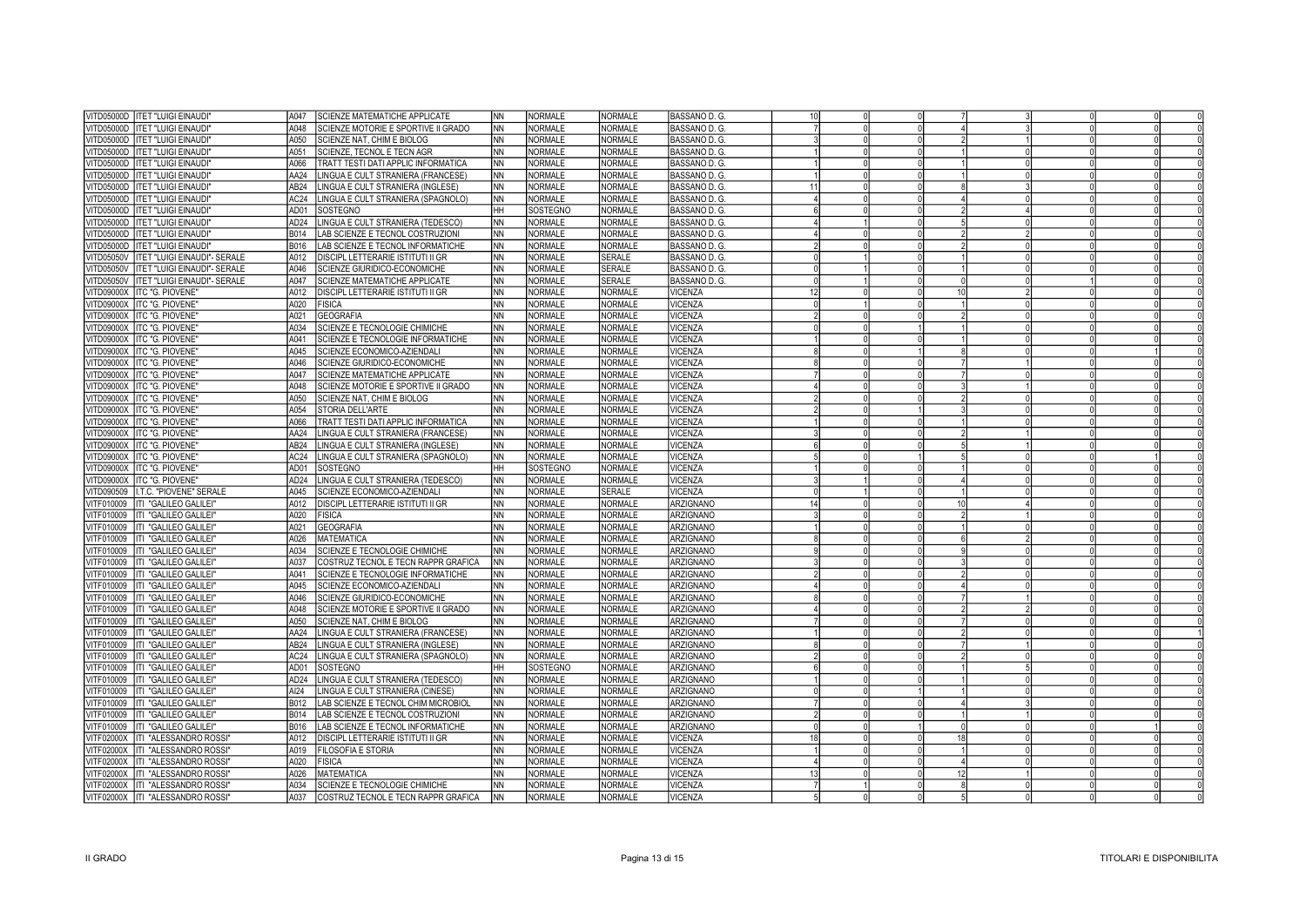| | | | | | | | | | | | | | | | |
|---|---|---|---|---|---|---|---|---|---|---|---|---|---|---|---|
| VITD05000D | ITET "LUIGI EINAUDI" | A047 | SCIENZE MATEMATICHE APPLICATE | NN | NORMALE | NORMALE | BASSANO D. G. | 10 | 0 | 0 | 7 | 3 | 0 | 0 | 0 |
| VITD05000D | ITET "LUIGI EINAUDI" | A048 | SCIENZE MOTORIE E SPORTIVE II GRADO | NN | NORMALE | NORMALE | BASSANO D. G. | 7 | 0 | 0 | 4 | 3 | 0 | 0 | 0 |
| VITD05000D | ITET "LUIGI EINAUDI" | A050 | SCIENZE NAT, CHIM E BIOLOG | NN | NORMALE | NORMALE | BASSANO D. G. | 3 | 0 | 0 | 2 | 1 | 0 | 0 | 0 |
| VITD05000D | ITET "LUIGI EINAUDI" | A051 | SCIENZE, TECNOL E TECN AGR | NN | NORMALE | NORMALE | BASSANO D. G. | 1 | 0 | 0 | 1 | 0 | 0 | 0 | 0 |
| VITD05000D | ITET "LUIGI EINAUDI" | A066 | TRATT TESTI DATI APPLIC INFORMATICA | NN | NORMALE | NORMALE | BASSANO D. G. | 1 | 0 | 0 | 1 | 0 | 0 | 0 | 0 |
| VITD05000D | ITET "LUIGI EINAUDI" | AA24 | LINGUA E CULT STRANIERA (FRANCESE) | NN | NORMALE | NORMALE | BASSANO D. G. | 1 | 0 | 0 | 1 | 0 | 0 | 0 | 0 |
| VITD05000D | ITET "LUIGI EINAUDI" | AB24 | LINGUA E CULT STRANIERA (INGLESE) | NN | NORMALE | NORMALE | BASSANO D. G. | 11 | 0 | 0 | 8 | 3 | 0 | 0 | 0 |
| VITD05000D | ITET "LUIGI EINAUDI" | AC24 | LINGUA E CULT STRANIERA (SPAGNOLO) | NN | NORMALE | NORMALE | BASSANO D. G. | 4 | 0 | 0 | 4 | 0 | 0 | 0 | 0 |
| VITD05000D | ITET "LUIGI EINAUDI" | AD01 | SOSTEGNO | HH | SOSTEGNO | NORMALE | BASSANO D. G. | 6 | 0 | 0 | 2 | 4 | 0 | 0 | 0 |
| VITD05000D | ITET "LUIGI EINAUDI" | AD24 | LINGUA E CULT STRANIERA (TEDESCO) | NN | NORMALE | NORMALE | BASSANO D. G. | 4 | 1 | 0 | 5 | 0 | 0 | 0 | 0 |
| VITD05000D | ITET "LUIGI EINAUDI" | B014 | LAB SCIENZE E TECNOL COSTRUZIONI | NN | NORMALE | NORMALE | BASSANO D. G. | 4 | 0 | 0 | 2 | 2 | 0 | 0 | 0 |
| VITD05000D | ITET "LUIGI EINAUDI" | B016 | LAB SCIENZE E TECNOL INFORMATICHE | NN | NORMALE | NORMALE | BASSANO D. G. | 2 | 0 | 0 | 2 | 0 | 0 | 0 | 0 |
| VITD05050V | ITET "LUIGI EINAUDI"- SERALE | A012 | DISCIPL LETTERARIE ISTITUTI II GR | NN | NORMALE | SERALE | BASSANO D. G. | 0 | 1 | 0 | 1 | 0 | 0 | 0 | 0 |
| VITD05050V | ITET "LUIGI EINAUDI"- SERALE | A046 | SCIENZE GIURIDICO-ECONOMICHE | NN | NORMALE | SERALE | BASSANO D. G. | 0 | 1 | 0 | 1 | 0 | 0 | 0 | 0 |
| VITD05050V | ITET "LUIGI EINAUDI"- SERALE | A047 | SCIENZE MATEMATICHE APPLICATE | NN | NORMALE | SERALE | BASSANO D. G. | 0 | 1 | 0 | 0 | 0 | 1 | 0 | 0 |
| VITD09000X | ITC "G. PIOVENE" | A012 | DISCIPL LETTERARIE ISTITUTI II GR | NN | NORMALE | NORMALE | VICENZA | 12 | 0 | 0 | 10 | 2 | 0 | 0 | 0 |
| VITD09000X | ITC "G. PIOVENE" | A020 | FISICA | NN | NORMALE | NORMALE | VICENZA | 0 | 1 | 0 | 1 | 0 | 0 | 0 | 0 |
| VITD09000X | ITC "G. PIOVENE" | A021 | GEOGRAFIA | NN | NORMALE | NORMALE | VICENZA | 2 | 0 | 0 | 2 | 0 | 0 | 0 | 0 |
| VITD09000X | ITC "G. PIOVENE" | A034 | SCIENZE E TECNOLOGIE CHIMICHE | NN | NORMALE | NORMALE | VICENZA | 0 | 0 | 1 | 1 | 0 | 0 | 0 | 0 |
| VITD09000X | ITC "G. PIOVENE" | A041 | SCIENZE E TECNOLOGIE INFORMATICHE | NN | NORMALE | NORMALE | VICENZA | 1 | 0 | 0 | 1 | 0 | 0 | 0 | 0 |
| VITD09000X | ITC "G. PIOVENE" | A045 | SCIENZE ECONOMICO-AZIENDALI | NN | NORMALE | NORMALE | VICENZA | 8 | 0 | 1 | 8 | 0 | 0 | 1 | 0 |
| VITD09000X | ITC "G. PIOVENE" | A046 | SCIENZE GIURIDICO-ECONOMICHE | NN | NORMALE | NORMALE | VICENZA | 8 | 0 | 0 | 7 | 1 | 0 | 0 | 0 |
| VITD09000X | ITC "G. PIOVENE" | A047 | SCIENZE MATEMATICHE APPLICATE | NN | NORMALE | NORMALE | VICENZA | 7 | 0 | 0 | 7 | 0 | 0 | 0 | 0 |
| VITD09000X | ITC "G. PIOVENE" | A048 | SCIENZE MOTORIE E SPORTIVE II GRADO | NN | NORMALE | NORMALE | VICENZA | 4 | 0 | 0 | 3 | 1 | 0 | 0 | 0 |
| VITD09000X | ITC "G. PIOVENE" | A050 | SCIENZE NAT, CHIM E BIOLOG | NN | NORMALE | NORMALE | VICENZA | 2 | 0 | 0 | 2 | 0 | 0 | 0 | 0 |
| VITD09000X | ITC "G. PIOVENE" | A054 | STORIA DELL'ARTE | NN | NORMALE | NORMALE | VICENZA | 2 | 0 | 1 | 3 | 0 | 0 | 0 | 0 |
| VITD09000X | ITC "G. PIOVENE" | A066 | TRATT TESTI DATI APPLIC INFORMATICA | NN | NORMALE | NORMALE | VICENZA | 1 | 0 | 0 | 1 | 0 | 0 | 0 | 0 |
| VITD09000X | ITC "G. PIOVENE" | AA24 | LINGUA E CULT STRANIERA (FRANCESE) | NN | NORMALE | NORMALE | VICENZA | 3 | 0 | 0 | 2 | 1 | 0 | 0 | 0 |
| VITD09000X | ITC "G. PIOVENE" | AB24 | LINGUA E CULT STRANIERA (INGLESE) | NN | NORMALE | NORMALE | VICENZA | 6 | 0 | 0 | 5 | 1 | 0 | 0 | 0 |
| VITD09000X | ITC "G. PIOVENE" | AC24 | LINGUA E CULT STRANIERA (SPAGNOLO) | NN | NORMALE | NORMALE | VICENZA | 5 | 0 | 1 | 5 | 0 | 0 | 1 | 0 |
| VITD09000X | ITC "G. PIOVENE" | AD01 | SOSTEGNO | HH | SOSTEGNO | NORMALE | VICENZA | 1 | 0 | 0 | 1 | 0 | 0 | 0 | 0 |
| VITD09000X | ITC "G. PIOVENE" | AD24 | LINGUA E CULT STRANIERA (TEDESCO) | NN | NORMALE | NORMALE | VICENZA | 3 | 1 | 0 | 4 | 0 | 0 | 0 | 0 |
| VITD090509 | I.T.C. "PIOVENE" SERALE | A045 | SCIENZE ECONOMICO-AZIENDALI | NN | NORMALE | SERALE | VICENZA | 0 | 1 | 0 | 1 | 0 | 0 | 0 | 0 |
| VITF010009 | ITI "GALILEO GALILEI" | A012 | DISCIPL LETTERARIE ISTITUTI II GR | NN | NORMALE | NORMALE | ARZIGNANO | 14 | 0 | 0 | 10 | 4 | 0 | 0 | 0 |
| VITF010009 | ITI "GALILEO GALILEI" | A020 | FISICA | NN | NORMALE | NORMALE | ARZIGNANO | 3 | 0 | 0 | 2 | 1 | 0 | 0 | 0 |
| VITF010009 | ITI "GALILEO GALILEI" | A021 | GEOGRAFIA | NN | NORMALE | NORMALE | ARZIGNANO | 1 | 0 | 0 | 1 | 0 | 0 | 0 | 0 |
| VITF010009 | ITI "GALILEO GALILEI" | A026 | MATEMATICA | NN | NORMALE | NORMALE | ARZIGNANO | 8 | 0 | 0 | 6 | 2 | 0 | 0 | 0 |
| VITF010009 | ITI "GALILEO GALILEI" | A034 | SCIENZE E TECNOLOGIE CHIMICHE | NN | NORMALE | NORMALE | ARZIGNANO | 9 | 0 | 0 | 9 | 0 | 0 | 0 | 0 |
| VITF010009 | ITI "GALILEO GALILEI" | A037 | COSTRUZ TECNOL E TECN RAPPR GRAFICA | NN | NORMALE | NORMALE | ARZIGNANO | 3 | 0 | 0 | 3 | 0 | 0 | 0 | 0 |
| VITF010009 | ITI "GALILEO GALILEI" | A041 | SCIENZE E TECNOLOGIE INFORMATICHE | NN | NORMALE | NORMALE | ARZIGNANO | 2 | 0 | 0 | 2 | 0 | 0 | 0 | 0 |
| VITF010009 | ITI "GALILEO GALILEI" | A045 | SCIENZE ECONOMICO-AZIENDALI | NN | NORMALE | NORMALE | ARZIGNANO | 4 | 0 | 0 | 4 | 0 | 0 | 0 | 0 |
| VITF010009 | ITI "GALILEO GALILEI" | A046 | SCIENZE GIURIDICO-ECONOMICHE | NN | NORMALE | NORMALE | ARZIGNANO | 8 | 0 | 0 | 7 | 1 | 0 | 0 | 0 |
| VITF010009 | ITI "GALILEO GALILEI" | A048 | SCIENZE MOTORIE E SPORTIVE II GRADO | NN | NORMALE | NORMALE | ARZIGNANO | 4 | 0 | 0 | 2 | 2 | 0 | 0 | 0 |
| VITF010009 | ITI "GALILEO GALILEI" | A050 | SCIENZE NAT, CHIM E BIOLOG | NN | NORMALE | NORMALE | ARZIGNANO | 7 | 0 | 0 | 7 | 0 | 0 | 0 | 0 |
| VITF010009 | ITI "GALILEO GALILEI" | AA24 | LINGUA E CULT STRANIERA (FRANCESE) | NN | NORMALE | NORMALE | ARZIGNANO | 1 | 0 | 0 | 2 | 0 | 0 | 0 | 1 |
| VITF010009 | ITI "GALILEO GALILEI" | AB24 | LINGUA E CULT STRANIERA (INGLESE) | NN | NORMALE | NORMALE | ARZIGNANO | 8 | 0 | 0 | 7 | 1 | 0 | 0 | 0 |
| VITF010009 | ITI "GALILEO GALILEI" | AC24 | LINGUA E CULT STRANIERA (SPAGNOLO) | NN | NORMALE | NORMALE | ARZIGNANO | 2 | 0 | 0 | 2 | 0 | 0 | 0 | 0 |
| VITF010009 | ITI "GALILEO GALILEI" | AD01 | SOSTEGNO | HH | SOSTEGNO | NORMALE | ARZIGNANO | 6 | 0 | 0 | 1 | 5 | 0 | 0 | 0 |
| VITF010009 | ITI "GALILEO GALILEI" | AD24 | LINGUA E CULT STRANIERA (TEDESCO) | NN | NORMALE | NORMALE | ARZIGNANO | 1 | 0 | 0 | 1 | 0 | 0 | 0 | 0 |
| VITF010009 | ITI "GALILEO GALILEI" | AI24 | LINGUA E CULT STRANIERA (CINESE) | NN | NORMALE | NORMALE | ARZIGNANO | 0 | 0 | 1 | 1 | 0 | 0 | 0 | 0 |
| VITF010009 | ITI "GALILEO GALILEI" | B012 | LAB SCIENZE E TECNOL CHIM MICROBIOL | NN | NORMALE | NORMALE | ARZIGNANO | 7 | 0 | 0 | 4 | 3 | 0 | 0 | 0 |
| VITF010009 | ITI "GALILEO GALILEI" | B014 | LAB SCIENZE E TECNOL COSTRUZIONI | NN | NORMALE | NORMALE | ARZIGNANO | 2 | 0 | 0 | 1 | 1 | 0 | 0 | 0 |
| VITF010009 | ITI "GALILEO GALILEI" | B016 | LAB SCIENZE E TECNOL INFORMATICHE | NN | NORMALE | NORMALE | ARZIGNANO | 0 | 0 | 1 | 0 | 0 | 0 | 1 | 0 |
| VITF02000X | ITI "ALESSANDRO ROSSI" | A012 | DISCIPL LETTERARIE ISTITUTI II GR | NN | NORMALE | NORMALE | VICENZA | 18 | 0 | 0 | 18 | 0 | 0 | 0 | 0 |
| VITF02000X | ITI "ALESSANDRO ROSSI" | A019 | FILOSOFIA E STORIA | NN | NORMALE | NORMALE | VICENZA | 1 | 0 | 0 | 1 | 0 | 0 | 0 | 0 |
| VITF02000X | ITI "ALESSANDRO ROSSI" | A020 | FISICA | NN | NORMALE | NORMALE | VICENZA | 4 | 0 | 0 | 4 | 0 | 0 | 0 | 0 |
| VITF02000X | ITI "ALESSANDRO ROSSI" | A026 | MATEMATICA | NN | NORMALE | NORMALE | VICENZA | 13 | 0 | 0 | 12 | 1 | 0 | 0 | 0 |
| VITF02000X | ITI "ALESSANDRO ROSSI" | A034 | SCIENZE E TECNOLOGIE CHIMICHE | NN | NORMALE | NORMALE | VICENZA | 7 | 1 | 0 | 8 | 0 | 0 | 0 | 0 |
| VITF02000X | ITI "ALESSANDRO ROSSI" | A037 | COSTRUZ TECNOL E TECN RAPPR GRAFICA | NN | NORMALE | NORMALE | VICENZA | 5 | 0 | 0 | 5 | 0 | 0 | 0 | 0 |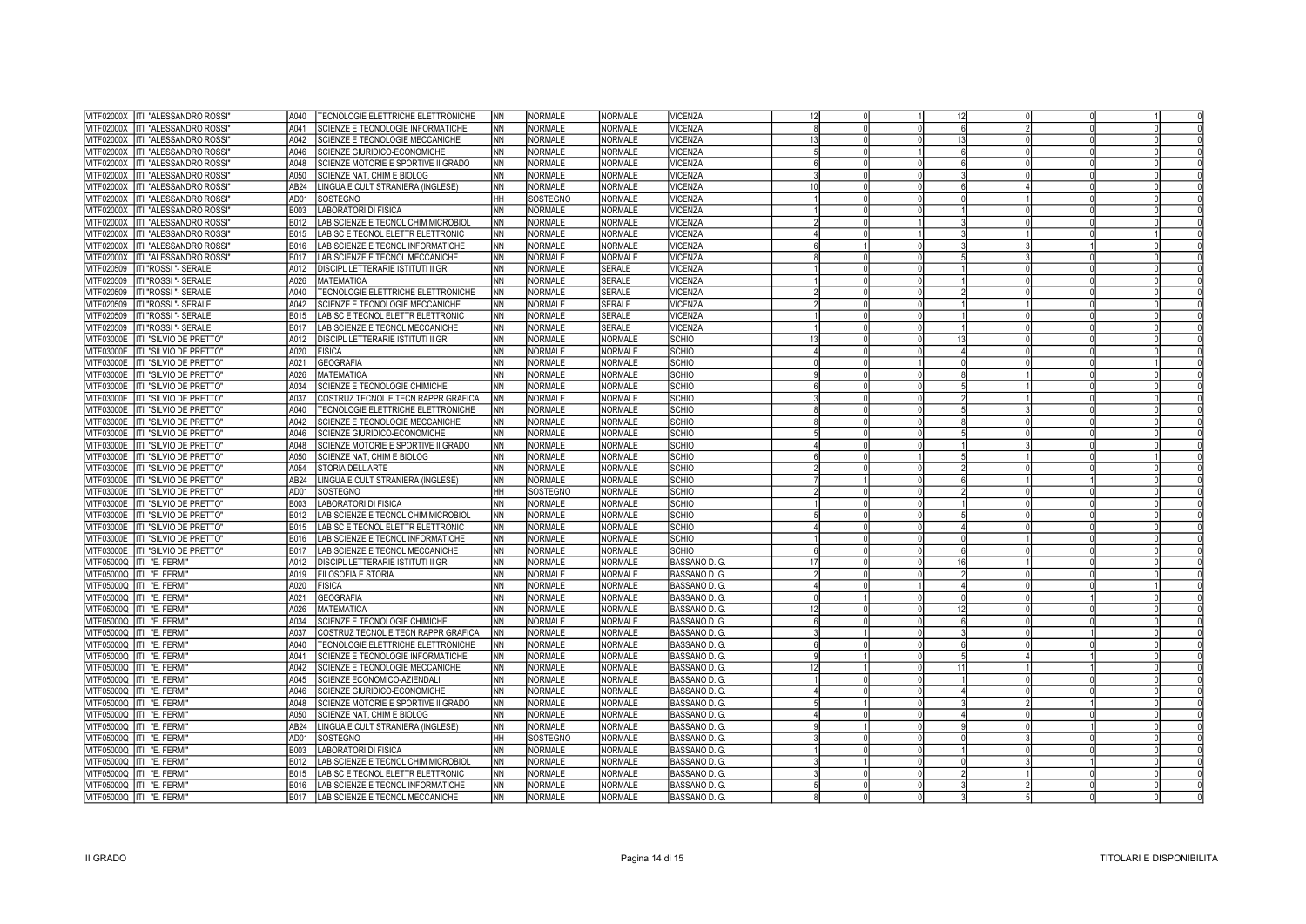| | | | | | | | | | | | | | | | |
|---|---|---|---|---|---|---|---|---|---|---|---|---|---|---|---|
| VITF02000X | ITI "ALESSANDRO ROSSI" | A040 | TECNOLOGIE ELETTRICHE ELETTRONICHE | NN | NORMALE | NORMALE | VICENZA | 12 | 0 | 1 | 12 | 0 | 0 | 1 | 0 |
| VITF02000X | ITI "ALESSANDRO ROSSI" | A041 | SCIENZE E TECNOLOGIE INFORMATICHE | NN | NORMALE | NORMALE | VICENZA | 8 | 0 | 0 | 6 | 2 | 0 | 0 | 0 |
| VITF02000X | ITI "ALESSANDRO ROSSI" | A042 | SCIENZE E TECNOLOGIE MECCANICHE | NN | NORMALE | NORMALE | VICENZA | 13 | 0 | 0 | 13 | 0 | 0 | 0 | 0 |
| VITF02000X | ITI "ALESSANDRO ROSSI" | A046 | SCIENZE GIURIDICO-ECONOMICHE | NN | NORMALE | NORMALE | VICENZA | 5 | 0 | 1 | 6 | 0 | 0 | 0 | 0 |
| VITF02000X | ITI "ALESSANDRO ROSSI" | A048 | SCIENZE MOTORIE E SPORTIVE II GRADO | NN | NORMALE | NORMALE | VICENZA | 6 | 0 | 0 | 6 | 0 | 0 | 0 | 0 |
| VITF02000X | ITI "ALESSANDRO ROSSI" | A050 | SCIENZE NAT, CHIM E BIOLOG | NN | NORMALE | NORMALE | VICENZA | 3 | 0 | 0 | 3 | 0 | 0 | 0 | 0 |
| VITF02000X | ITI "ALESSANDRO ROSSI" | AB24 | LINGUA E CULT STRANIERA (INGLESE) | NN | NORMALE | NORMALE | VICENZA | 10 | 0 | 0 | 6 | 4 | 0 | 0 | 0 |
| VITF02000X | ITI "ALESSANDRO ROSSI" | AD01 | SOSTEGNO | HH | SOSTEGNO | NORMALE | VICENZA | 1 | 0 | 0 | 0 | 1 | 0 | 0 | 0 |
| VITF02000X | ITI "ALESSANDRO ROSSI" | B003 | LABORATORI DI FISICA | NN | NORMALE | NORMALE | VICENZA | 1 | 0 | 0 | 1 | 0 | 0 | 0 | 0 |
| VITF02000X | ITI "ALESSANDRO ROSSI" | B012 | LAB SCIENZE E TECNOL CHIM MICROBIOL | NN | NORMALE | NORMALE | VICENZA | 2 | 0 | 1 | 3 | 0 | 0 | 0 | 0 |
| VITF02000X | ITI "ALESSANDRO ROSSI" | B015 | LAB SC E TECNOL ELETTR ELETTRONIC | NN | NORMALE | NORMALE | VICENZA | 4 | 0 | 1 | 3 | 1 | 0 | 1 | 0 |
| VITF02000X | ITI "ALESSANDRO ROSSI" | B016 | LAB SCIENZE E TECNOL INFORMATICHE | NN | NORMALE | NORMALE | VICENZA | 6 | 1 | 0 | 3 | 3 | 1 | 0 | 0 |
| VITF02000X | ITI "ALESSANDRO ROSSI" | B017 | LAB SCIENZE E TECNOL MECCANICHE | NN | NORMALE | NORMALE | VICENZA | 8 | 0 | 0 | 5 | 3 | 0 | 0 | 0 |
| VITF020509 | ITI "ROSSI "- SERALE | A012 | DISCIPL LETTERARIE ISTITUTI II GR | NN | NORMALE | SERALE | VICENZA | 1 | 0 | 0 | 1 | 0 | 0 | 0 | 0 |
| VITF020509 | ITI "ROSSI "- SERALE | A026 | MATEMATICA | NN | NORMALE | SERALE | VICENZA | 1 | 0 | 0 | 1 | 0 | 0 | 0 | 0 |
| VITF020509 | ITI "ROSSI "- SERALE | A040 | TECNOLOGIE ELETTRICHE ELETTRONICHE | NN | NORMALE | SERALE | VICENZA | 2 | 0 | 0 | 2 | 0 | 0 | 0 | 0 |
| VITF020509 | ITI "ROSSI "- SERALE | A042 | SCIENZE E TECNOLOGIE MECCANICHE | NN | NORMALE | SERALE | VICENZA | 2 | 0 | 0 | 1 | 1 | 0 | 0 | 0 |
| VITF020509 | ITI "ROSSI "- SERALE | B015 | LAB SC E TECNOL ELETTR ELETTRONIC | NN | NORMALE | SERALE | VICENZA | 1 | 0 | 0 | 1 | 0 | 0 | 0 | 0 |
| VITF020509 | ITI "ROSSI "- SERALE | B017 | LAB SCIENZE E TECNOL MECCANICHE | NN | NORMALE | SERALE | VICENZA | 1 | 0 | 0 | 1 | 0 | 0 | 0 | 0 |
| VITF03000E | ITI "SILVIO DE PRETTO" | A012 | DISCIPL LETTERARIE ISTITUTI II GR | NN | NORMALE | NORMALE | SCHIO | 13 | 0 | 0 | 13 | 0 | 0 | 0 | 0 |
| VITF03000E | ITI "SILVIO DE PRETTO" | A020 | FISICA | NN | NORMALE | NORMALE | SCHIO | 4 | 0 | 0 | 4 | 0 | 0 | 0 | 0 |
| VITF03000E | ITI "SILVIO DE PRETTO" | A021 | GEOGRAFIA | NN | NORMALE | NORMALE | SCHIO | 0 | 0 | 1 | 0 | 0 | 0 | 1 | 0 |
| VITF03000E | ITI "SILVIO DE PRETTO" | A026 | MATEMATICA | NN | NORMALE | NORMALE | SCHIO | 9 | 0 | 0 | 8 | 1 | 0 | 0 | 0 |
| VITF03000E | ITI "SILVIO DE PRETTO" | A034 | SCIENZE E TECNOLOGIE CHIMICHE | NN | NORMALE | NORMALE | SCHIO | 6 | 0 | 0 | 5 | 1 | 0 | 0 | 0 |
| VITF03000E | ITI "SILVIO DE PRETTO" | A037 | COSTRUZ TECNOL E TECN RAPPR GRAFICA | NN | NORMALE | NORMALE | SCHIO | 3 | 0 | 0 | 2 | 1 | 0 | 0 | 0 |
| VITF03000E | ITI "SILVIO DE PRETTO" | A040 | TECNOLOGIE ELETTRICHE ELETTRONICHE | NN | NORMALE | NORMALE | SCHIO | 8 | 0 | 0 | 5 | 3 | 0 | 0 | 0 |
| VITF03000E | ITI "SILVIO DE PRETTO" | A042 | SCIENZE E TECNOLOGIE MECCANICHE | NN | NORMALE | NORMALE | SCHIO | 8 | 0 | 0 | 8 | 0 | 0 | 0 | 0 |
| VITF03000E | ITI "SILVIO DE PRETTO" | A046 | SCIENZE GIURIDICO-ECONOMICHE | NN | NORMALE | NORMALE | SCHIO | 5 | 0 | 0 | 5 | 0 | 0 | 0 | 0 |
| VITF03000E | ITI "SILVIO DE PRETTO" | A048 | SCIENZE MOTORIE E SPORTIVE II GRADO | NN | NORMALE | NORMALE | SCHIO | 4 | 0 | 0 | 1 | 3 | 0 | 0 | 0 |
| VITF03000E | ITI "SILVIO DE PRETTO" | A050 | SCIENZE NAT, CHIM E BIOLOG | NN | NORMALE | NORMALE | SCHIO | 6 | 0 | 1 | 5 | 1 | 0 | 1 | 0 |
| VITF03000E | ITI "SILVIO DE PRETTO" | A054 | STORIA DELL'ARTE | NN | NORMALE | NORMALE | SCHIO | 2 | 0 | 0 | 2 | 0 | 0 | 0 | 0 |
| VITF03000E | ITI "SILVIO DE PRETTO" | AB24 | LINGUA E CULT STRANIERA (INGLESE) | NN | NORMALE | NORMALE | SCHIO | 7 | 1 | 0 | 6 | 1 | 1 | 0 | 0 |
| VITF03000E | ITI "SILVIO DE PRETTO" | AD01 | SOSTEGNO | HH | SOSTEGNO | NORMALE | SCHIO | 2 | 0 | 0 | 2 | 0 | 0 | 0 | 0 |
| VITF03000E | ITI "SILVIO DE PRETTO" | B003 | LABORATORI DI FISICA | NN | NORMALE | NORMALE | SCHIO | 1 | 0 | 0 | 1 | 0 | 0 | 0 | 0 |
| VITF03000E | ITI "SILVIO DE PRETTO" | B012 | LAB SCIENZE E TECNOL CHIM MICROBIOL | NN | NORMALE | NORMALE | SCHIO | 5 | 0 | 0 | 5 | 0 | 0 | 0 | 0 |
| VITF03000E | ITI "SILVIO DE PRETTO" | B015 | LAB SC E TECNOL ELETTR ELETTRONIC | NN | NORMALE | NORMALE | SCHIO | 4 | 0 | 0 | 4 | 0 | 0 | 0 | 0 |
| VITF03000E | ITI "SILVIO DE PRETTO" | B016 | LAB SCIENZE E TECNOL INFORMATICHE | NN | NORMALE | NORMALE | SCHIO | 1 | 0 | 0 | 0 | 1 | 0 | 0 | 0 |
| VITF03000E | ITI "SILVIO DE PRETTO" | B017 | LAB SCIENZE E TECNOL MECCANICHE | NN | NORMALE | NORMALE | SCHIO | 6 | 0 | 0 | 6 | 0 | 0 | 0 | 0 |
| VITF05000Q | ITI "E. FERMI" | A012 | DISCIPL LETTERARIE ISTITUTI II GR | NN | NORMALE | NORMALE | BASSANO D. G. | 17 | 0 | 0 | 16 | 1 | 0 | 0 | 0 |
| VITF05000Q | ITI "E. FERMI" | A019 | FILOSOFIA E STORIA | NN | NORMALE | NORMALE | BASSANO D. G. | 2 | 0 | 0 | 2 | 0 | 0 | 0 | 0 |
| VITF05000Q | ITI "E. FERMI" | A020 | FISICA | NN | NORMALE | NORMALE | BASSANO D. G. | 4 | 0 | 1 | 4 | 0 | 0 | 1 | 0 |
| VITF05000Q | ITI "E. FERMI" | A021 | GEOGRAFIA | NN | NORMALE | NORMALE | BASSANO D. G. | 0 | 1 | 0 | 0 | 0 | 1 | 0 | 0 |
| VITF05000Q | ITI "E. FERMI" | A026 | MATEMATICA | NN | NORMALE | NORMALE | BASSANO D. G. | 12 | 0 | 0 | 12 | 0 | 0 | 0 | 0 |
| VITF05000Q | ITI "E. FERMI" | A034 | SCIENZE E TECNOLOGIE CHIMICHE | NN | NORMALE | NORMALE | BASSANO D. G. | 6 | 0 | 0 | 6 | 0 | 0 | 0 | 0 |
| VITF05000Q | ITI "E. FERMI" | A037 | COSTRUZ TECNOL E TECN RAPPR GRAFICA | NN | NORMALE | NORMALE | BASSANO D. G. | 3 | 1 | 0 | 3 | 0 | 1 | 0 | 0 |
| VITF05000Q | ITI "E. FERMI" | A040 | TECNOLOGIE ELETTRICHE ELETTRONICHE | NN | NORMALE | NORMALE | BASSANO D. G. | 6 | 0 | 0 | 6 | 0 | 0 | 0 | 0 |
| VITF05000Q | ITI "E. FERMI" | A041 | SCIENZE E TECNOLOGIE INFORMATICHE | NN | NORMALE | NORMALE | BASSANO D. G. | 9 | 1 | 0 | 5 | 4 | 1 | 0 | 0 |
| VITF05000Q | ITI "E. FERMI" | A042 | SCIENZE E TECNOLOGIE MECCANICHE | NN | NORMALE | NORMALE | BASSANO D. G. | 12 | 1 | 0 | 11 | 1 | 1 | 0 | 0 |
| VITF05000Q | ITI "E. FERMI" | A045 | SCIENZE ECONOMICO-AZIENDALI | NN | NORMALE | NORMALE | BASSANO D. G. | 1 | 0 | 0 | 1 | 0 | 0 | 0 | 0 |
| VITF05000Q | ITI "E. FERMI" | A046 | SCIENZE GIURIDICO-ECONOMICHE | NN | NORMALE | NORMALE | BASSANO D. G. | 4 | 0 | 0 | 4 | 0 | 0 | 0 | 0 |
| VITF05000Q | ITI "E. FERMI" | A048 | SCIENZE MOTORIE E SPORTIVE II GRADO | NN | NORMALE | NORMALE | BASSANO D. G. | 5 | 1 | 0 | 3 | 2 | 1 | 0 | 0 |
| VITF05000Q | ITI "E. FERMI" | A050 | SCIENZE NAT, CHIM E BIOLOG | NN | NORMALE | NORMALE | BASSANO D. G. | 4 | 0 | 0 | 4 | 0 | 0 | 0 | 0 |
| VITF05000Q | ITI "E. FERMI" | AB24 | LINGUA E CULT STRANIERA (INGLESE) | NN | NORMALE | NORMALE | BASSANO D. G. | 9 | 1 | 0 | 9 | 0 | 1 | 0 | 0 |
| VITF05000Q | ITI "E. FERMI" | AD01 | SOSTEGNO | HH | SOSTEGNO | NORMALE | BASSANO D. G. | 3 | 0 | 0 | 0 | 3 | 0 | 0 | 0 |
| VITF05000Q | ITI "E. FERMI" | B003 | LABORATORI DI FISICA | NN | NORMALE | NORMALE | BASSANO D. G. | 1 | 0 | 0 | 1 | 0 | 0 | 0 | 0 |
| VITF05000Q | ITI "E. FERMI" | B012 | LAB SCIENZE E TECNOL CHIM MICROBIOL | NN | NORMALE | NORMALE | BASSANO D. G. | 3 | 1 | 0 | 0 | 3 | 1 | 0 | 0 |
| VITF05000Q | ITI "E. FERMI" | B015 | LAB SC E TECNOL ELETTR ELETTRONIC | NN | NORMALE | NORMALE | BASSANO D. G. | 3 | 0 | 0 | 2 | 1 | 0 | 0 | 0 |
| VITF05000Q | ITI "E. FERMI" | B016 | LAB SCIENZE E TECNOL INFORMATICHE | NN | NORMALE | NORMALE | BASSANO D. G. | 5 | 0 | 0 | 3 | 2 | 0 | 0 | 0 |
| VITF05000Q | ITI "E. FERMI" | B017 | LAB SCIENZE E TECNOL MECCANICHE | NN | NORMALE | NORMALE | BASSANO D. G. | 8 | 0 | 0 | 3 | 5 | 0 | 0 | 0 |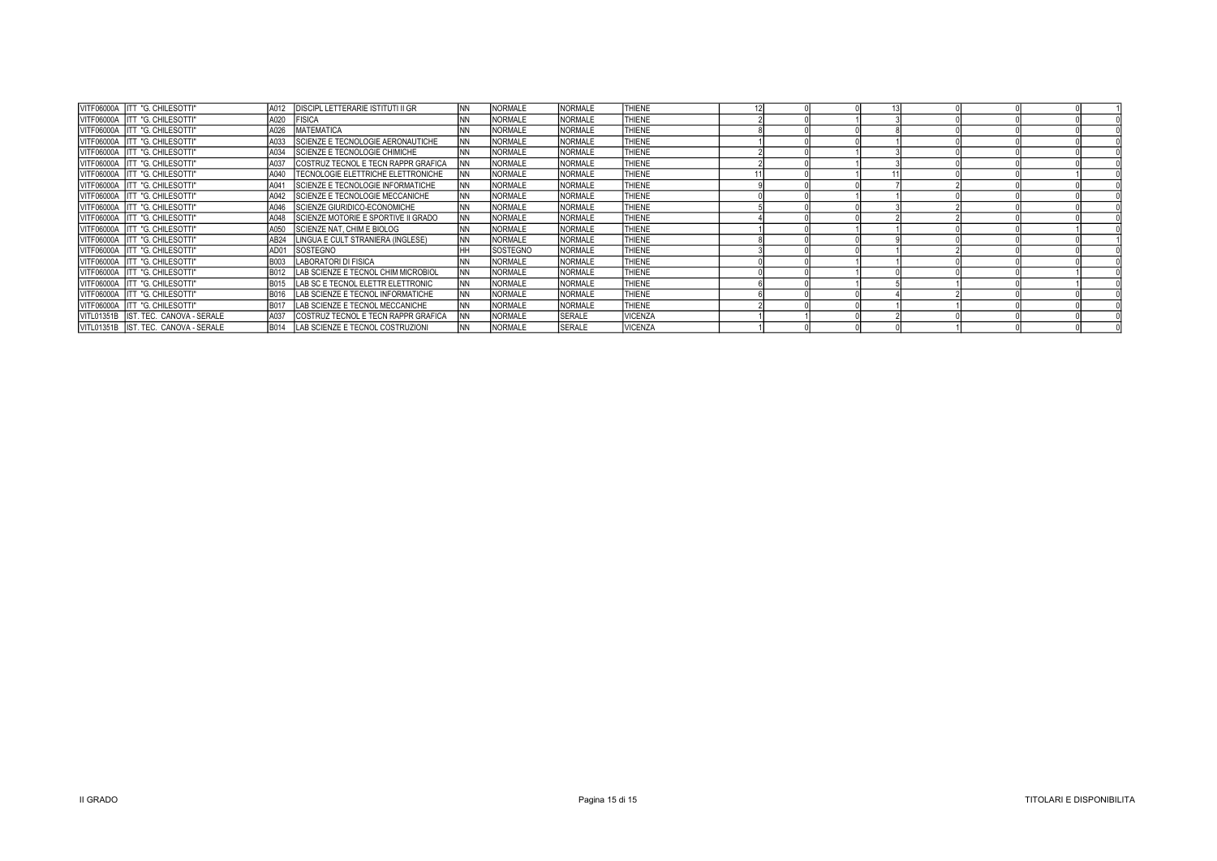| | | | | | | | | | | | | | | | | |
|---|---|---|---|---|---|---|---|---|---|---|---|---|---|---|---|---|
| VITF06000A | ITT "G. CHILESOTTI" | A012 | DISCIPL LETTERARIE ISTITUTI II GR | NN | NORMALE | NORMALE | THIENE | 12 | 0 | 0 | 13 | 0 | 0 | 0 | 1 |
| VITF06000A | ITT "G. CHILESOTTI" | A020 | FISICA | NN | NORMALE | NORMALE | THIENE | 2 | 0 | 1 | 3 | 0 | 0 | 0 | 0 |
| VITF06000A | ITT "G. CHILESOTTI" | A026 | MATEMATICA | NN | NORMALE | NORMALE | THIENE | 8 | 0 | 0 | 8 | 0 | 0 | 0 | 0 |
| VITF06000A | ITT "G. CHILESOTTI" | A033 | SCIENZE E TECNOLOGIE AERONAUTICHE | NN | NORMALE | NORMALE | THIENE | 1 | 0 | 0 | 1 | 0 | 0 | 0 | 0 |
| VITF06000A | ITT "G. CHILESOTTI" | A034 | SCIENZE E TECNOLOGIE CHIMICHE | NN | NORMALE | NORMALE | THIENE | 2 | 0 | 1 | 3 | 0 | 0 | 0 | 0 |
| VITF06000A | ITT "G. CHILESOTTI" | A037 | COSTRUZ TECNOL E TECN RAPPR GRAFICA | NN | NORMALE | NORMALE | THIENE | 2 | 0 | 1 | 3 | 0 | 0 | 0 | 0 |
| VITF06000A | ITT "G. CHILESOTTI" | A040 | TECNOLOGIE ELETTRICHE ELETTRONICHE | NN | NORMALE | NORMALE | THIENE | 11 | 0 | 1 | 11 | 0 | 0 | 1 | 0 |
| VITF06000A | ITT "G. CHILESOTTI" | A041 | SCIENZE E TECNOLOGIE INFORMATICHE | NN | NORMALE | NORMALE | THIENE | 9 | 0 | 0 | 7 | 2 | 0 | 0 | 0 |
| VITF06000A | ITT "G. CHILESOTTI" | A042 | SCIENZE E TECNOLOGIE MECCANICHE | NN | NORMALE | NORMALE | THIENE | 0 | 0 | 1 | 1 | 0 | 0 | 0 | 0 |
| VITF06000A | ITT "G. CHILESOTTI" | A046 | SCIENZE GIURIDICO-ECONOMICHE | NN | NORMALE | NORMALE | THIENE | 5 | 0 | 0 | 3 | 2 | 0 | 0 | 0 |
| VITF06000A | ITT "G. CHILESOTTI" | A048 | SCIENZE MOTORIE E SPORTIVE II GRADO | NN | NORMALE | NORMALE | THIENE | 4 | 0 | 0 | 2 | 2 | 0 | 0 | 0 |
| VITF06000A | ITT "G. CHILESOTTI" | A050 | SCIENZE NAT, CHIM E BIOLOG | NN | NORMALE | NORMALE | THIENE | 1 | 0 | 1 | 1 | 0 | 0 | 1 | 0 |
| VITF06000A | ITT "G. CHILESOTTI" | AB24 | LINGUA E CULT STRANIERA (INGLESE) | NN | NORMALE | NORMALE | THIENE | 8 | 0 | 0 | 9 | 0 | 0 | 0 | 1 |
| VITF06000A | ITT "G. CHILESOTTI" | AD01 | SOSTEGNO | HH | SOSTEGNO | NORMALE | THIENE | 3 | 0 | 0 | 1 | 2 | 0 | 0 | 0 |
| VITF06000A | ITT "G. CHILESOTTI" | B003 | LABORATORI DI FISICA | NN | NORMALE | NORMALE | THIENE | 0 | 0 | 1 | 1 | 0 | 0 | 0 | 0 |
| VITF06000A | ITT "G. CHILESOTTI" | B012 | LAB SCIENZE E TECNOL CHIM MICROBIOL | NN | NORMALE | NORMALE | THIENE | 0 | 0 | 1 | 0 | 0 | 0 | 1 | 0 |
| VITF06000A | ITT "G. CHILESOTTI" | B015 | LAB SC E TECNOL ELETTR ELETTRONIC | NN | NORMALE | NORMALE | THIENE | 6 | 0 | 1 | 5 | 1 | 0 | 1 | 0 |
| VITF06000A | ITT "G. CHILESOTTI" | B016 | LAB SCIENZE E TECNOL INFORMATICHE | NN | NORMALE | NORMALE | THIENE | 6 | 0 | 0 | 4 | 2 | 0 | 0 | 0 |
| VITF06000A | ITT "G. CHILESOTTI" | B017 | LAB SCIENZE E TECNOL MECCANICHE | NN | NORMALE | NORMALE | THIENE | 2 | 0 | 0 | 1 | 1 | 0 | 0 | 0 |
| VITL01351B | IST. TEC. CANOVA - SERALE | A037 | COSTRUZ TECNOL E TECN RAPPR GRAFICA | NN | NORMALE | SERALE | VICENZA | 1 | 1 | 0 | 2 | 0 | 0 | 0 | 0 |
| VITL01351B | IST. TEC. CANOVA - SERALE | B014 | LAB SCIENZE E TECNOL COSTRUZIONI | NN | NORMALE | SERALE | VICENZA | 1 | 0 | 0 | 0 | 1 | 0 | 0 | 0 |